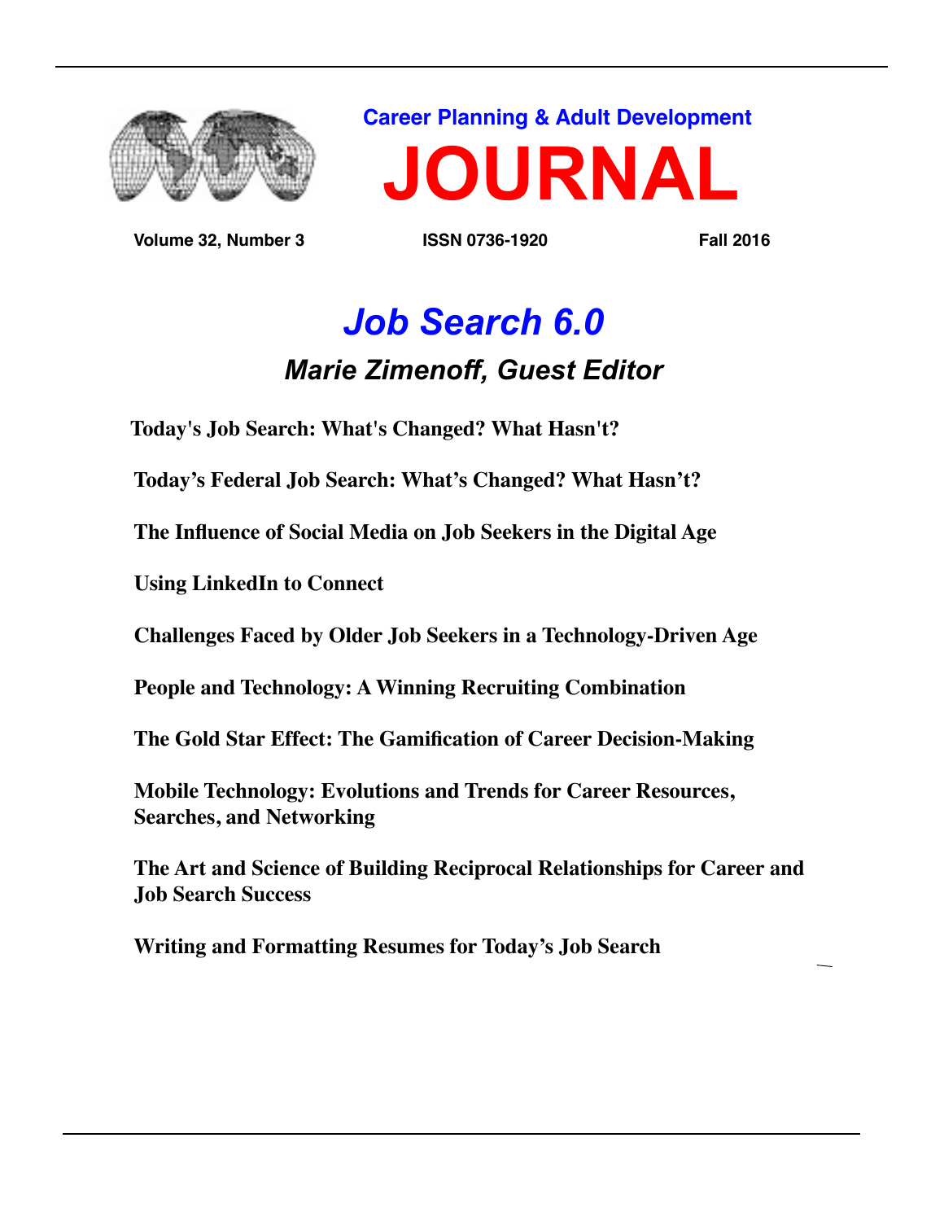Career Planning & Adult Development

# JOURNAL

**Volume 32, Number 3** **ISSN 0736-1920** **Fall 2016**

## *Job Search 6.0*

### *Marie Zimenoff, Guest Editor*

**Today's Job Search: What's Changed? What Hasn't?**

**Today's Federal Job Search: What's Changed? What Hasn't?**

**The Influence of Social Media on Job Seekers in the Digital Age**

**Using LinkedIn to Connect**

**Challenges Faced by Older Job Seekers in a Technology-Driven Age**

**People and Technology: A Winning Recruiting Combination**

**The Gold Star Effect: The Gamification of Career Decision-Making**

**Mobile Technology: Evolutions and Trends for Career Resources, Searches, and Networking**

**The Art and Science of Building Reciprocal Relationships for Career and Job Search Success**

**Writing and Formatting Resumes for Today's Job Search**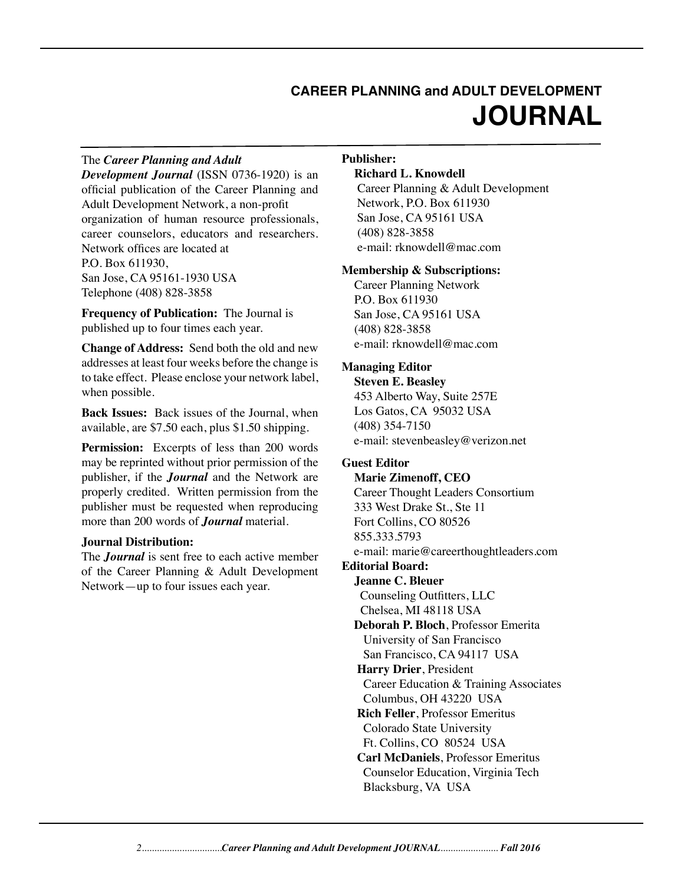# CAREER PLANNING and ADULT DEVELOPMENT JOURNAL

The ***Career Planning and Adult Development Journal*** (ISSN 0736-1920) is an official publication of the Career Planning and Adult Development Network, a non-profit organization of human resource professionals, career counselors, educators and researchers. Network offices are located at
P.O. Box 611930,
San Jose, CA 95161-1930 USA
Telephone (408) 828-3858

**Frequency of Publication:** The Journal is published up to four times each year.

**Change of Address:** Send both the old and new addresses at least four weeks before the change is to take effect. Please enclose your network label, when possible.

**Back Issues:** Back issues of the Journal, when available, are $7.50 each, plus $1.50 shipping.

**Permission:** Excerpts of less than 200 words may be reprinted without prior permission of the publisher, if the ***Journal*** and the Network are properly credited. Written permission from the publisher must be requested when reproducing more than 200 words of ***Journal*** material.

**Journal Distribution:**
The ***Journal*** is sent free to each active member of the Career Planning & Adult Development Network—up to four issues each year.

**Publisher:**
**Richard L. Knowdell**
Career Planning & Adult Development Network, P.O. Box 611930
San Jose, CA 95161 USA
(408) 828-3858
e-mail: rknowdell@mac.com

**Membership & Subscriptions:**
Career Planning Network
P.O. Box 611930
San Jose, CA 95161 USA
(408) 828-3858
e-mail: rknowdell@mac.com

**Managing Editor**
**Steven E. Beasley**
453 Alberto Way, Suite 257E
Los Gatos, CA 95032 USA
(408) 354-7150
e-mail: stevenbeasley@verizon.net

**Guest Editor**
**Marie Zimenoff, CEO**
Career Thought Leaders Consortium
333 West Drake St., Ste 11
Fort Collins, CO 80526
855.333.5793
e-mail: marie@careerthoughtleaders.com

**Editorial Board:**

**Jeanne C. Bleuer**
Counseling Outfitters, LLC
Chelsea, MI 48118 USA

**Deborah P. Bloch**, Professor Emerita
University of San Francisco
San Francisco, CA 94117 USA

**Harry Drier**, President
Career Education & Training Associates
Columbus, OH 43220 USA

**Rich Feller**, Professor Emeritus
Colorado State University
Ft. Collins, CO 80524 USA

**Carl McDaniels**, Professor Emeritus
Counselor Education, Virginia Tech
Blacksburg, VA USA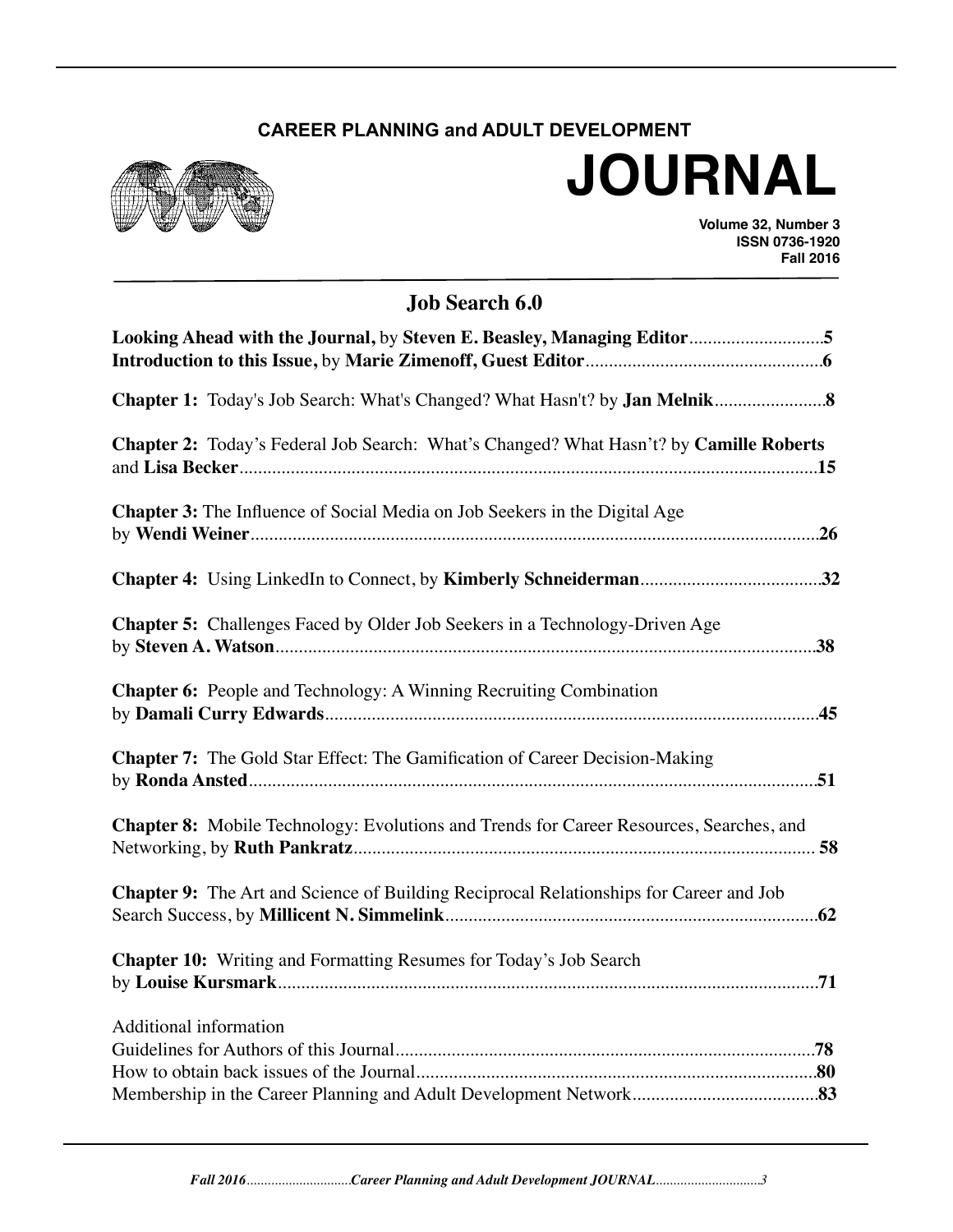**CAREER PLANNING and ADULT DEVELOPMENT**

# JOURNAL

**Volume 32, Number 3**
**ISSN 0736-1920**
**Fall 2016**

## Job Search 6.0

**Looking Ahead with the Journal,** by **Steven E. Beasley, Managing Editor**............................**5**

**Introduction to this Issue,** by **Marie Zimenoff, Guest Editor**..................................................**6**

**Chapter 1:** Today's Job Search: What's Changed? What Hasn't? by **Jan Melnik**.......................**8**

**Chapter 2:** Today's Federal Job Search: What's Changed? What Hasn't? by **Camille Roberts** and **Lisa Becker**...........................................................................................................................**15**

**Chapter 3:** The Influence of Social Media on Job Seekers in the Digital Age by **Wendi Weiner**.........................................................................................................................**26**

**Chapter 4:** Using LinkedIn to Connect, by **Kimberly Schneiderman**......................................**32**

**Chapter 5:** Challenges Faced by Older Job Seekers in a Technology-Driven Age by **Steven A. Watson**...................................................................................................................**38**

**Chapter 6:** People and Technology: A Winning Recruiting Combination by **Damali Curry Edwards**........................................................................................................**45**

**Chapter 7:** The Gold Star Effect: The Gamification of Career Decision-Making by **Ronda Ansted**.........................................................................................................................**51**

**Chapter 8:** Mobile Technology: Evolutions and Trends for Career Resources, Searches, and Networking, by **Ruth Pankratz**.................................................................................................. **58**

**Chapter 9:** The Art and Science of Building Reciprocal Relationships for Career and Job Search Success, by **Millicent N. Simmelink**...............................................................................**62**

**Chapter 10:** Writing and Formatting Resumes for Today's Job Search by **Louise Kursmark**...................................................................................................................**71**

Additional information

Guidelines for Authors of this Journal.........................................................................................**78**

How to obtain back issues of the Journal....................................................................................**80**

Membership in the Career Planning and Adult Development Network.......................................**83**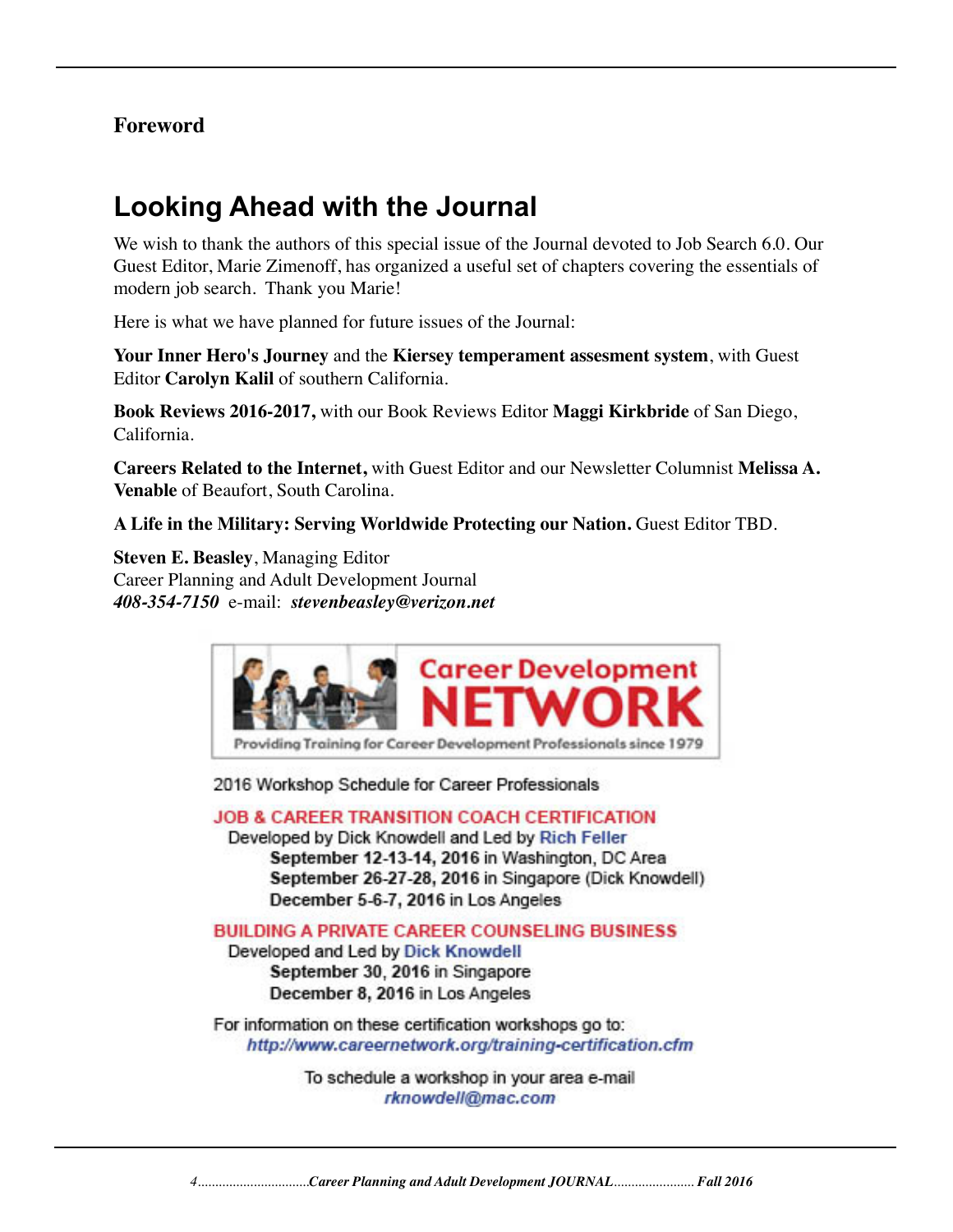**Foreword**

# Looking Ahead with the Journal

We wish to thank the authors of this special issue of the Journal devoted to Job Search 6.0. Our Guest Editor, Marie Zimenoff, has organized a useful set of chapters covering the essentials of modern job search. Thank you Marie!

Here is what we have planned for future issues of the Journal:

**Your Inner Hero's Journey** and the **Kiersey temperament assesment system**, with Guest Editor **Carolyn Kalil** of southern California.

**Book Reviews 2016-2017,** with our Book Reviews Editor **Maggi Kirkbride** of San Diego, California.

**Careers Related to the Internet,** with Guest Editor and our Newsletter Columnist **Melissa A. Venable** of Beaufort, South Carolina.

**A Life in the Military: Serving Worldwide Protecting our Nation.** Guest Editor TBD.

**Steven E. Beasley**, Managing Editor
Career Planning and Adult Development Journal
***408-354-7150*** e-mail: ***stevenbeasley@verizon.net***

**Career Development NETWORK**

Providing Training for Career Development Professionals since 1979

2016 Workshop Schedule for Career Professionals

**JOB & CAREER TRANSITION COACH CERTIFICATION**
Developed by Dick Knowdell and Led by Rich Feller
- **September 12-13-14, 2016** in Washington, DC Area
- **September 26-27-28, 2016** in Singapore (Dick Knowdell)
- **December 5-6-7, 2016** in Los Angeles

**BUILDING A PRIVATE CAREER COUNSELING BUSINESS**
Developed and Led by Dick Knowdell
- **September 30, 2016** in Singapore
- **December 8, 2016** in Los Angeles

For information on these certification workshops go to:
*http://www.careernetwork.org/training-certification.cfm*

To schedule a workshop in your area e-mail
*rknowdell@mac.com*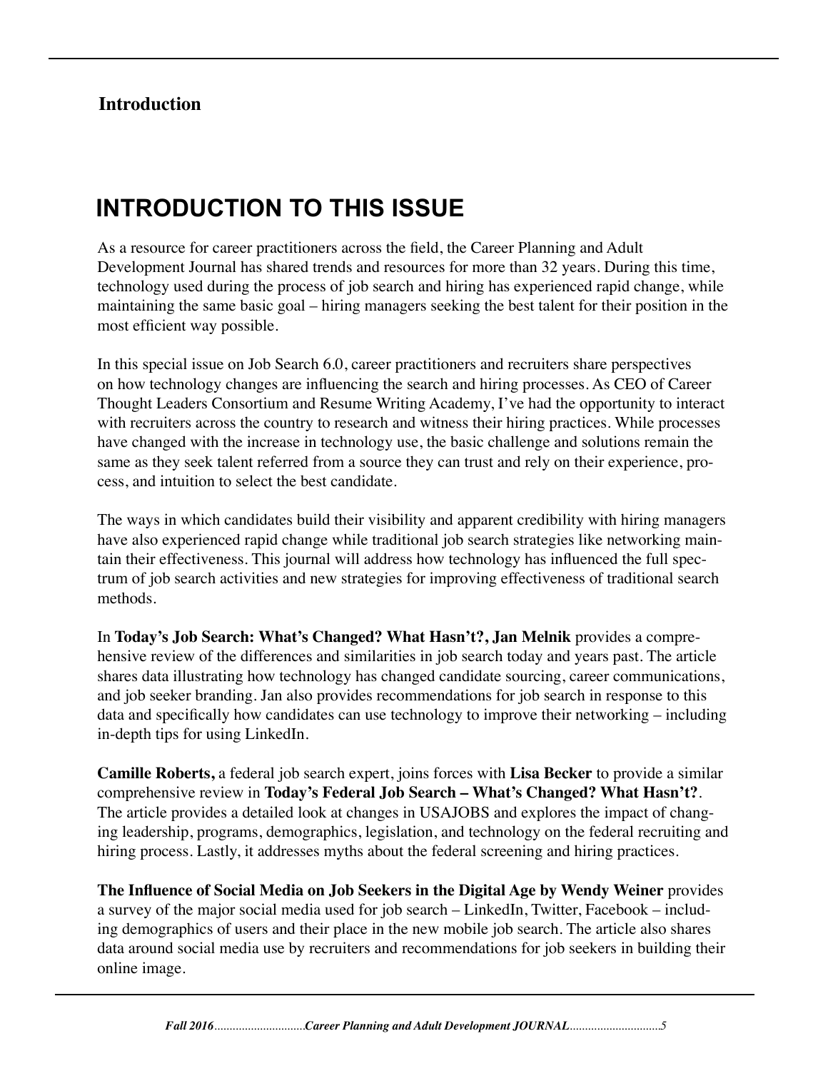**Introduction**

# INTRODUCTION TO THIS ISSUE

As a resource for career practitioners across the field, the Career Planning and Adult Development Journal has shared trends and resources for more than 32 years. During this time, technology used during the process of job search and hiring has experienced rapid change, while maintaining the same basic goal – hiring managers seeking the best talent for their position in the most efficient way possible.

In this special issue on Job Search 6.0, career practitioners and recruiters share perspectives on how technology changes are influencing the search and hiring processes. As CEO of Career Thought Leaders Consortium and Resume Writing Academy, I've had the opportunity to interact with recruiters across the country to research and witness their hiring practices. While processes have changed with the increase in technology use, the basic challenge and solutions remain the same as they seek talent referred from a source they can trust and rely on their experience, process, and intuition to select the best candidate.

The ways in which candidates build their visibility and apparent credibility with hiring managers have also experienced rapid change while traditional job search strategies like networking maintain their effectiveness. This journal will address how technology has influenced the full spectrum of job search activities and new strategies for improving effectiveness of traditional search methods.

In **Today's Job Search: What's Changed? What Hasn't?, Jan Melnik** provides a comprehensive review of the differences and similarities in job search today and years past. The article shares data illustrating how technology has changed candidate sourcing, career communications, and job seeker branding. Jan also provides recommendations for job search in response to this data and specifically how candidates can use technology to improve their networking – including in-depth tips for using LinkedIn.

**Camille Roberts,** a federal job search expert, joins forces with **Lisa Becker** to provide a similar comprehensive review in **Today's Federal Job Search – What's Changed? What Hasn't?**. The article provides a detailed look at changes in USAJOBS and explores the impact of changing leadership, programs, demographics, legislation, and technology on the federal recruiting and hiring process. Lastly, it addresses myths about the federal screening and hiring practices.

**The Influence of Social Media on Job Seekers in the Digital Age by Wendy Weiner** provides a survey of the major social media used for job search – LinkedIn, Twitter, Facebook – including demographics of users and their place in the new mobile job search. The article also shares data around social media use by recruiters and recommendations for job seekers in building their online image.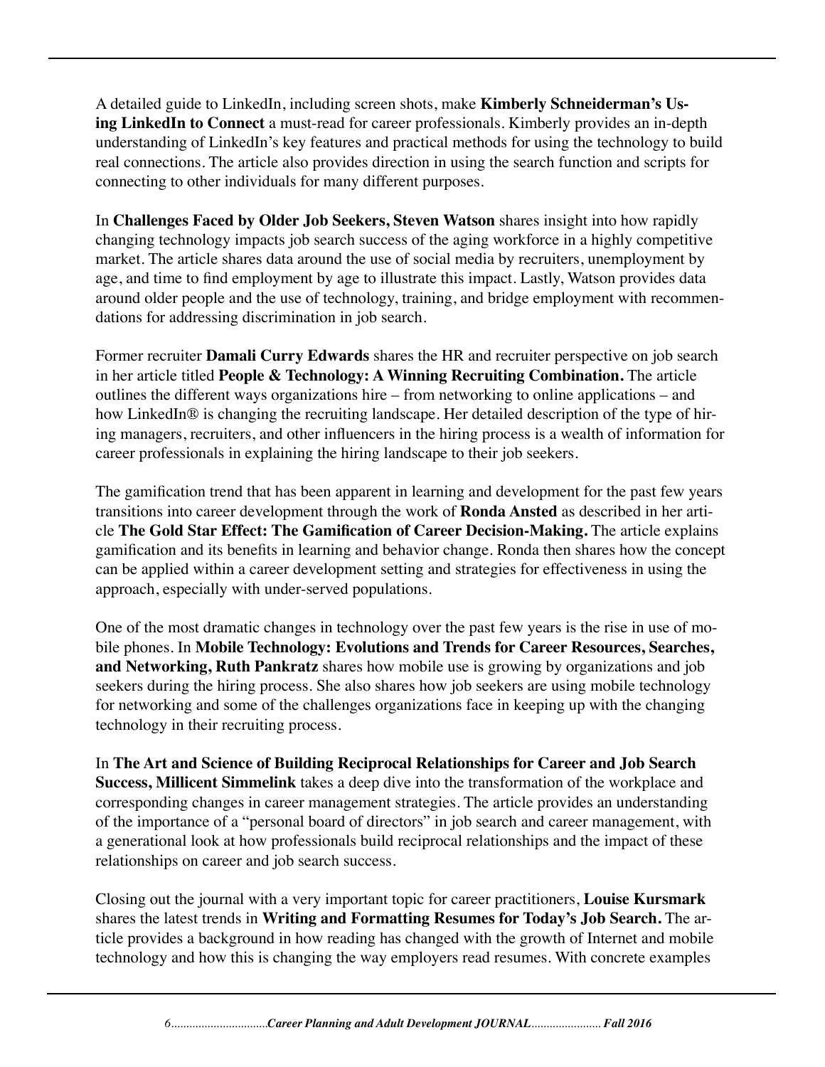A detailed guide to LinkedIn, including screen shots, make **Kimberly Schneiderman's Using LinkedIn to Connect** a must-read for career professionals. Kimberly provides an in-depth understanding of LinkedIn's key features and practical methods for using the technology to build real connections. The article also provides direction in using the search function and scripts for connecting to other individuals for many different purposes.

In **Challenges Faced by Older Job Seekers, Steven Watson** shares insight into how rapidly changing technology impacts job search success of the aging workforce in a highly competitive market. The article shares data around the use of social media by recruiters, unemployment by age, and time to find employment by age to illustrate this impact. Lastly, Watson provides data around older people and the use of technology, training, and bridge employment with recommendations for addressing discrimination in job search.

Former recruiter **Damali Curry Edwards** shares the HR and recruiter perspective on job search in her article titled **People & Technology: A Winning Recruiting Combination.** The article outlines the different ways organizations hire – from networking to online applications – and how LinkedIn® is changing the recruiting landscape. Her detailed description of the type of hiring managers, recruiters, and other influencers in the hiring process is a wealth of information for career professionals in explaining the hiring landscape to their job seekers.

The gamification trend that has been apparent in learning and development for the past few years transitions into career development through the work of **Ronda Ansted** as described in her article **The Gold Star Effect: The Gamification of Career Decision-Making.** The article explains gamification and its benefits in learning and behavior change. Ronda then shares how the concept can be applied within a career development setting and strategies for effectiveness in using the approach, especially with under-served populations.

One of the most dramatic changes in technology over the past few years is the rise in use of mobile phones. In **Mobile Technology: Evolutions and Trends for Career Resources, Searches, and Networking, Ruth Pankratz** shares how mobile use is growing by organizations and job seekers during the hiring process. She also shares how job seekers are using mobile technology for networking and some of the challenges organizations face in keeping up with the changing technology in their recruiting process.

In **The Art and Science of Building Reciprocal Relationships for Career and Job Search Success, Millicent Simmelink** takes a deep dive into the transformation of the workplace and corresponding changes in career management strategies. The article provides an understanding of the importance of a "personal board of directors" in job search and career management, with a generational look at how professionals build reciprocal relationships and the impact of these relationships on career and job search success.

Closing out the journal with a very important topic for career practitioners, **Louise Kursmark** shares the latest trends in **Writing and Formatting Resumes for Today's Job Search.** The article provides a background in how reading has changed with the growth of Internet and mobile technology and how this is changing the way employers read resumes. With concrete examples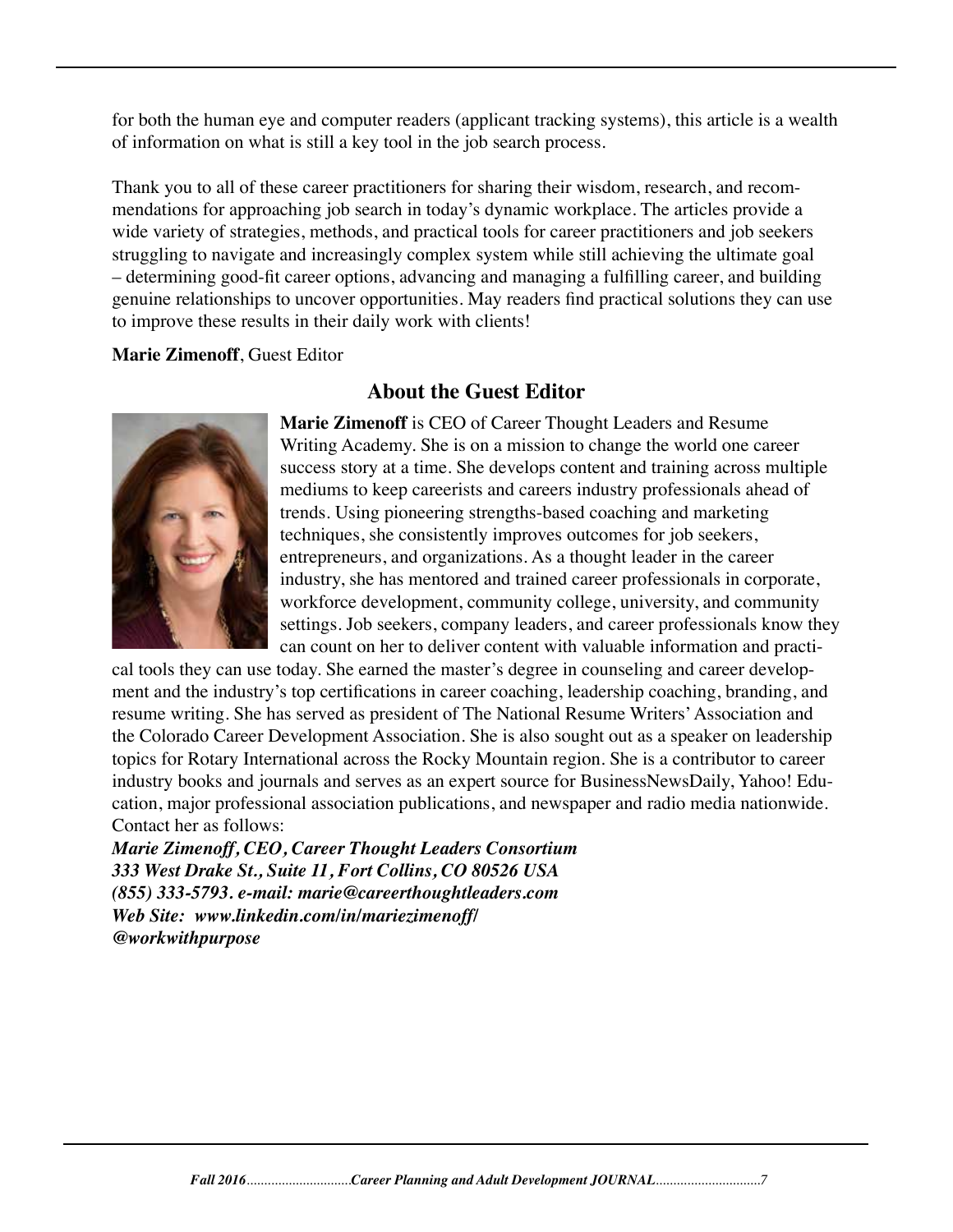for both the human eye and computer readers (applicant tracking systems), this article is a wealth of information on what is still a key tool in the job search process.

Thank you to all of these career practitioners for sharing their wisdom, research, and recommendations for approaching job search in today's dynamic workplace. The articles provide a wide variety of strategies, methods, and practical tools for career practitioners and job seekers struggling to navigate and increasingly complex system while still achieving the ultimate goal – determining good-fit career options, advancing and managing a fulfilling career, and building genuine relationships to uncover opportunities. May readers find practical solutions they can use to improve these results in their daily work with clients!

**Marie Zimenoff**, Guest Editor

## About the Guest Editor

**Marie Zimenoff** is CEO of Career Thought Leaders and Resume Writing Academy. She is on a mission to change the world one career success story at a time. She develops content and training across multiple mediums to keep careerists and careers industry professionals ahead of trends. Using pioneering strengths-based coaching and marketing techniques, she consistently improves outcomes for job seekers, entrepreneurs, and organizations. As a thought leader in the career industry, she has mentored and trained career professionals in corporate, workforce development, community college, university, and community settings. Job seekers, company leaders, and career professionals know they can count on her to deliver content with valuable information and practical tools they can use today. She earned the master's degree in counseling and career development and the industry's top certifications in career coaching, leadership coaching, branding, and resume writing. She has served as president of The National Resume Writers' Association and the Colorado Career Development Association. She is also sought out as a speaker on leadership topics for Rotary International across the Rocky Mountain region. She is a contributor to career industry books and journals and serves as an expert source for BusinessNewsDaily, Yahoo! Education, major professional association publications, and newspaper and radio media nationwide. Contact her as follows:

***Marie Zimenoff, CEO, Career Thought Leaders Consortium***
***333 West Drake St., Suite 11, Fort Collins, CO 80526 USA***
***(855) 333-5793. e-mail: marie@careerthoughtleaders.com***
***Web Site: www.linkedin.com/in/mariezimenoff/***
***@workwithpurpose***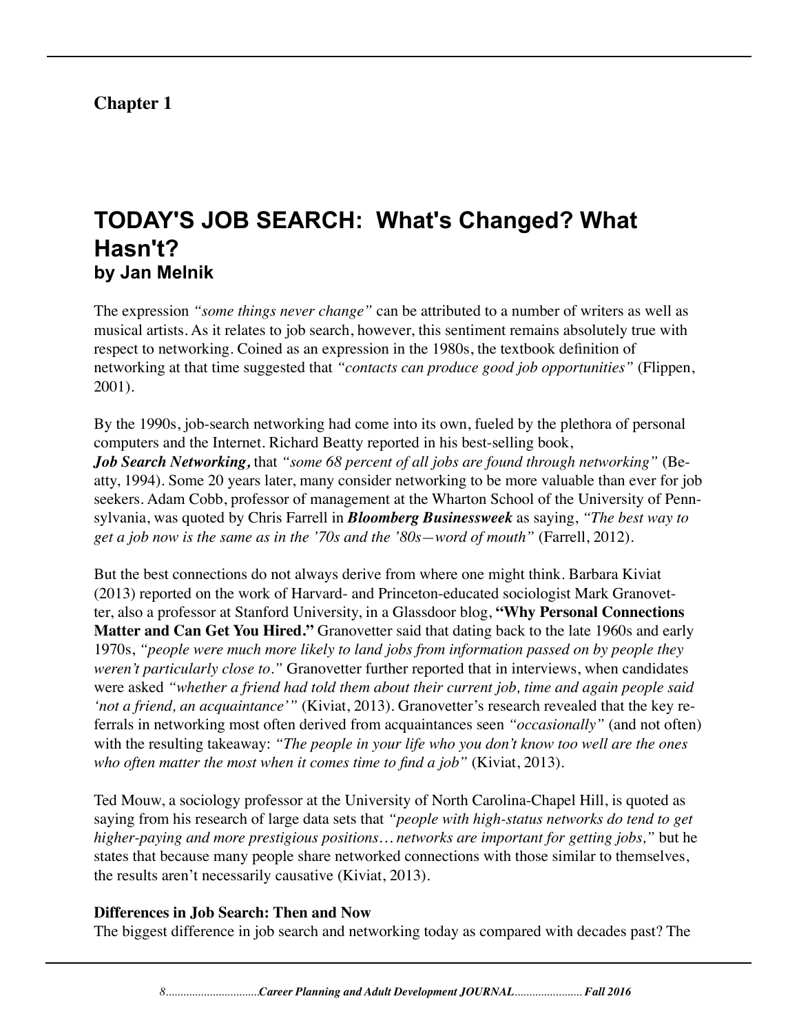**Chapter 1**

# TODAY'S JOB SEARCH: What's Changed? What Hasn't?

## by Jan Melnik

The expression *"some things never change"* can be attributed to a number of writers as well as musical artists. As it relates to job search, however, this sentiment remains absolutely true with respect to networking. Coined as an expression in the 1980s, the textbook definition of networking at that time suggested that *"contacts can produce good job opportunities"* (Flippen, 2001).

By the 1990s, job-search networking had come into its own, fueled by the plethora of personal computers and the Internet. Richard Beatty reported in his best-selling book, ***Job Search Networking,*** that *"some 68 percent of all jobs are found through networking"* (Beatty, 1994). Some 20 years later, many consider networking to be more valuable than ever for job seekers. Adam Cobb, professor of management at the Wharton School of the University of Pennsylvania, was quoted by Chris Farrell in ***Bloomberg Businessweek*** as saying, *"The best way to get a job now is the same as in the '70s and the '80s—word of mouth"* (Farrell, 2012).

But the best connections do not always derive from where one might think. Barbara Kiviat (2013) reported on the work of Harvard- and Princeton-educated sociologist Mark Granovetter, also a professor at Stanford University, in a Glassdoor blog, **"Why Personal Connections Matter and Can Get You Hired."** Granovetter said that dating back to the late 1960s and early 1970s, *"people were much more likely to land jobs from information passed on by people they weren't particularly close to."* Granovetter further reported that in interviews, when candidates were asked *"whether a friend had told them about their current job, time and again people said 'not a friend, an acquaintance'"* (Kiviat, 2013). Granovetter's research revealed that the key referrals in networking most often derived from acquaintances seen *"occasionally"* (and not often) with the resulting takeaway: *"The people in your life who you don't know too well are the ones who often matter the most when it comes time to find a job"* (Kiviat, 2013).

Ted Mouw, a sociology professor at the University of North Carolina-Chapel Hill, is quoted as saying from his research of large data sets that *"people with high-status networks do tend to get higher-paying and more prestigious positions… networks are important for getting jobs,"* but he states that because many people share networked connections with those similar to themselves, the results aren't necessarily causative (Kiviat, 2013).

**Differences in Job Search: Then and Now**

The biggest difference in job search and networking today as compared with decades past? The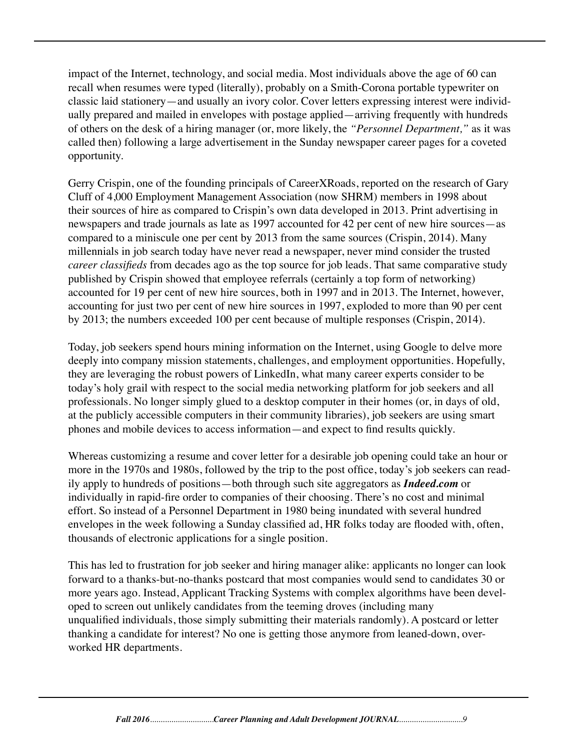impact of the Internet, technology, and social media. Most individuals above the age of 60 can recall when resumes were typed (literally), probably on a Smith-Corona portable typewriter on classic laid stationery—and usually an ivory color. Cover letters expressing interest were individually prepared and mailed in envelopes with postage applied—arriving frequently with hundreds of others on the desk of a hiring manager (or, more likely, the *"Personnel Department,"* as it was called then) following a large advertisement in the Sunday newspaper career pages for a coveted opportunity.

Gerry Crispin, one of the founding principals of CareerXRoads, reported on the research of Gary Cluff of 4,000 Employment Management Association (now SHRM) members in 1998 about their sources of hire as compared to Crispin's own data developed in 2013. Print advertising in newspapers and trade journals as late as 1997 accounted for 42 per cent of new hire sources—as compared to a miniscule one per cent by 2013 from the same sources (Crispin, 2014). Many millennials in job search today have never read a newspaper, never mind consider the trusted *career classifieds* from decades ago as the top source for job leads. That same comparative study published by Crispin showed that employee referrals (certainly a top form of networking) accounted for 19 per cent of new hire sources, both in 1997 and in 2013. The Internet, however, accounting for just two per cent of new hire sources in 1997, exploded to more than 90 per cent by 2013; the numbers exceeded 100 per cent because of multiple responses (Crispin, 2014).

Today, job seekers spend hours mining information on the Internet, using Google to delve more deeply into company mission statements, challenges, and employment opportunities. Hopefully, they are leveraging the robust powers of LinkedIn, what many career experts consider to be today's holy grail with respect to the social media networking platform for job seekers and all professionals. No longer simply glued to a desktop computer in their homes (or, in days of old, at the publicly accessible computers in their community libraries), job seekers are using smart phones and mobile devices to access information—and expect to find results quickly.

Whereas customizing a resume and cover letter for a desirable job opening could take an hour or more in the 1970s and 1980s, followed by the trip to the post office, today's job seekers can readily apply to hundreds of positions—both through such site aggregators as ***Indeed.com*** or individually in rapid-fire order to companies of their choosing. There's no cost and minimal effort. So instead of a Personnel Department in 1980 being inundated with several hundred envelopes in the week following a Sunday classified ad, HR folks today are flooded with, often, thousands of electronic applications for a single position.

This has led to frustration for job seeker and hiring manager alike: applicants no longer can look forward to a thanks-but-no-thanks postcard that most companies would send to candidates 30 or more years ago. Instead, Applicant Tracking Systems with complex algorithms have been developed to screen out unlikely candidates from the teeming droves (including many unqualified individuals, those simply submitting their materials randomly). A postcard or letter thanking a candidate for interest? No one is getting those anymore from leaned-down, overworked HR departments.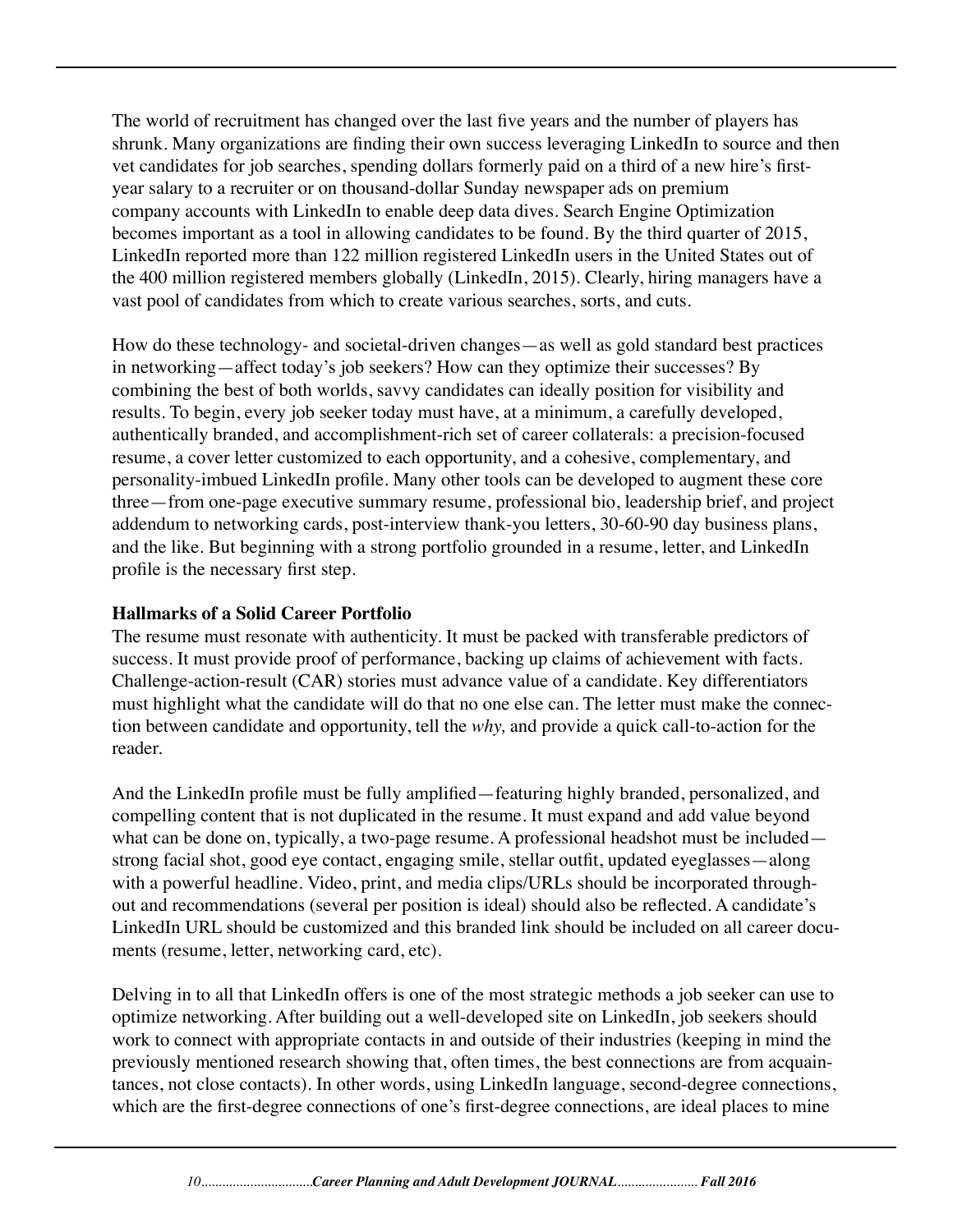The world of recruitment has changed over the last five years and the number of players has shrunk. Many organizations are finding their own success leveraging LinkedIn to source and then vet candidates for job searches, spending dollars formerly paid on a third of a new hire's first-year salary to a recruiter or on thousand-dollar Sunday newspaper ads on premium company accounts with LinkedIn to enable deep data dives. Search Engine Optimization becomes important as a tool in allowing candidates to be found. By the third quarter of 2015, LinkedIn reported more than 122 million registered LinkedIn users in the United States out of the 400 million registered members globally (LinkedIn, 2015). Clearly, hiring managers have a vast pool of candidates from which to create various searches, sorts, and cuts.

How do these technology- and societal-driven changes—as well as gold standard best practices in networking—affect today's job seekers? How can they optimize their successes? By combining the best of both worlds, savvy candidates can ideally position for visibility and results. To begin, every job seeker today must have, at a minimum, a carefully developed, authentically branded, and accomplishment-rich set of career collaterals: a precision-focused resume, a cover letter customized to each opportunity, and a cohesive, complementary, and personality-imbued LinkedIn profile. Many other tools can be developed to augment these core three—from one-page executive summary resume, professional bio, leadership brief, and project addendum to networking cards, post-interview thank-you letters, 30-60-90 day business plans, and the like. But beginning with a strong portfolio grounded in a resume, letter, and LinkedIn profile is the necessary first step.

**Hallmarks of a Solid Career Portfolio**

The resume must resonate with authenticity. It must be packed with transferable predictors of success. It must provide proof of performance, backing up claims of achievement with facts. Challenge-action-result (CAR) stories must advance value of a candidate. Key differentiators must highlight what the candidate will do that no one else can. The letter must make the connection between candidate and opportunity, tell the *why,* and provide a quick call-to-action for the reader.

And the LinkedIn profile must be fully amplified—featuring highly branded, personalized, and compelling content that is not duplicated in the resume. It must expand and add value beyond what can be done on, typically, a two-page resume. A professional headshot must be included—strong facial shot, good eye contact, engaging smile, stellar outfit, updated eyeglasses—along with a powerful headline. Video, print, and media clips/URLs should be incorporated throughout and recommendations (several per position is ideal) should also be reflected. A candidate's LinkedIn URL should be customized and this branded link should be included on all career documents (resume, letter, networking card, etc).

Delving in to all that LinkedIn offers is one of the most strategic methods a job seeker can use to optimize networking. After building out a well-developed site on LinkedIn, job seekers should work to connect with appropriate contacts in and outside of their industries (keeping in mind the previously mentioned research showing that, often times, the best connections are from acquaintances, not close contacts). In other words, using LinkedIn language, second-degree connections, which are the first-degree connections of one's first-degree connections, are ideal places to mine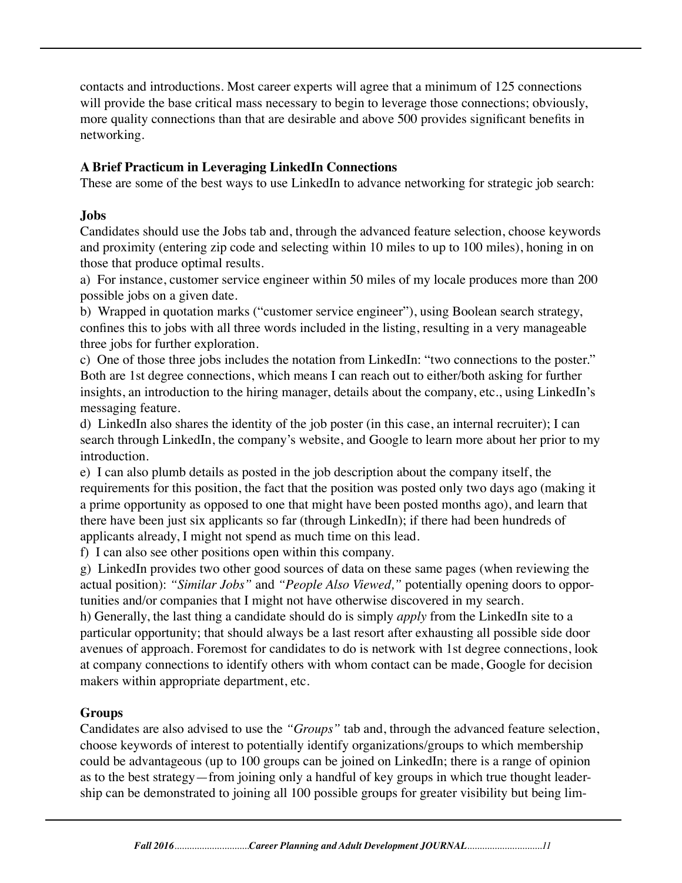contacts and introductions. Most career experts will agree that a minimum of 125 connections will provide the base critical mass necessary to begin to leverage those connections; obviously, more quality connections than that are desirable and above 500 provides significant benefits in networking.

**A Brief Practicum in Leveraging LinkedIn Connections**

These are some of the best ways to use LinkedIn to advance networking for strategic job search:

**Jobs**

Candidates should use the Jobs tab and, through the advanced feature selection, choose keywords and proximity (entering zip code and selecting within 10 miles to up to 100 miles), honing in on those that produce optimal results.

a) For instance, customer service engineer within 50 miles of my locale produces more than 200 possible jobs on a given date.

b) Wrapped in quotation marks ("customer service engineer"), using Boolean search strategy, confines this to jobs with all three words included in the listing, resulting in a very manageable three jobs for further exploration.

c) One of those three jobs includes the notation from LinkedIn: "two connections to the poster." Both are 1st degree connections, which means I can reach out to either/both asking for further insights, an introduction to the hiring manager, details about the company, etc., using LinkedIn's messaging feature.

d) LinkedIn also shares the identity of the job poster (in this case, an internal recruiter); I can search through LinkedIn, the company's website, and Google to learn more about her prior to my introduction.

e) I can also plumb details as posted in the job description about the company itself, the requirements for this position, the fact that the position was posted only two days ago (making it a prime opportunity as opposed to one that might have been posted months ago), and learn that there have been just six applicants so far (through LinkedIn); if there had been hundreds of applicants already, I might not spend as much time on this lead.

f) I can also see other positions open within this company.

g) LinkedIn provides two other good sources of data on these same pages (when reviewing the actual position): *"Similar Jobs"* and *"People Also Viewed,"* potentially opening doors to opportunities and/or companies that I might not have otherwise discovered in my search.

h) Generally, the last thing a candidate should do is simply *apply* from the LinkedIn site to a particular opportunity; that should always be a last resort after exhausting all possible side door avenues of approach. Foremost for candidates to do is network with 1st degree connections, look at company connections to identify others with whom contact can be made, Google for decision makers within appropriate department, etc.

**Groups**

Candidates are also advised to use the *"Groups"* tab and, through the advanced feature selection, choose keywords of interest to potentially identify organizations/groups to which membership could be advantageous (up to 100 groups can be joined on LinkedIn; there is a range of opinion as to the best strategy—from joining only a handful of key groups in which true thought leadership can be demonstrated to joining all 100 possible groups for greater visibility but being lim-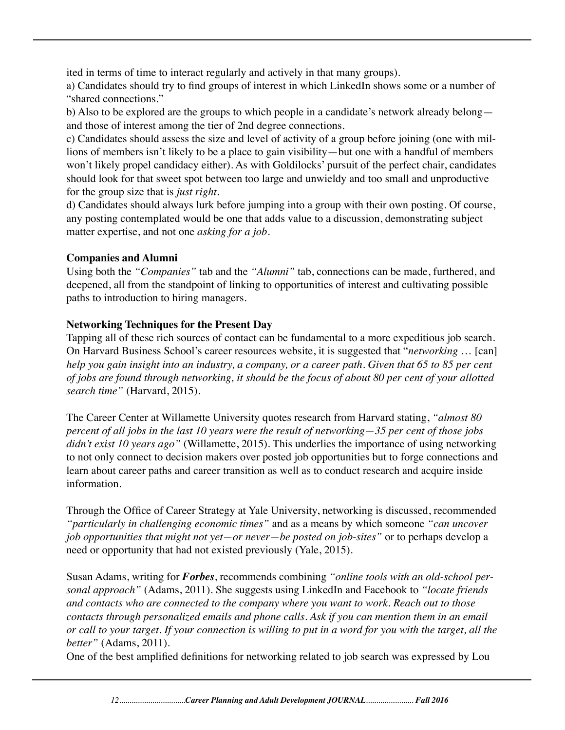ited in terms of time to interact regularly and actively in that many groups).

a) Candidates should try to find groups of interest in which LinkedIn shows some or a number of "shared connections."

b) Also to be explored are the groups to which people in a candidate's network already belong—and those of interest among the tier of 2nd degree connections.

c) Candidates should assess the size and level of activity of a group before joining (one with millions of members isn't likely to be a place to gain visibility—but one with a handful of members won't likely propel candidacy either). As with Goldilocks' pursuit of the perfect chair, candidates should look for that sweet spot between too large and unwieldy and too small and unproductive for the group size that is *just right*.

d) Candidates should always lurk before jumping into a group with their own posting. Of course, any posting contemplated would be one that adds value to a discussion, demonstrating subject matter expertise, and not one *asking for a job*.

**Companies and Alumni**

Using both the *"Companies"* tab and the *"Alumni"* tab, connections can be made, furthered, and deepened, all from the standpoint of linking to opportunities of interest and cultivating possible paths to introduction to hiring managers.

**Networking Techniques for the Present Day**

Tapping all of these rich sources of contact can be fundamental to a more expeditious job search. On Harvard Business School's career resources website, it is suggested that "*networking* … [can] *help you gain insight into an industry, a company, or a career path. Given that 65 to 85 per cent of jobs are found through networking, it should be the focus of about 80 per cent of your allotted search time"* (Harvard, 2015).

The Career Center at Willamette University quotes research from Harvard stating, *"almost 80 percent of all jobs in the last 10 years were the result of networking—35 per cent of those jobs didn't exist 10 years ago"* (Willamette, 2015). This underlies the importance of using networking to not only connect to decision makers over posted job opportunities but to forge connections and learn about career paths and career transition as well as to conduct research and acquire inside information.

Through the Office of Career Strategy at Yale University, networking is discussed, recommended *"particularly in challenging economic times"* and as a means by which someone *"can uncover job opportunities that might not yet—or never—be posted on job-sites"* or to perhaps develop a need or opportunity that had not existed previously (Yale, 2015).

Susan Adams, writing for ***Forbes***, recommends combining *"online tools with an old-school personal approach"* (Adams, 2011). She suggests using LinkedIn and Facebook to *"locate friends and contacts who are connected to the company where you want to work. Reach out to those contacts through personalized emails and phone calls. Ask if you can mention them in an email or call to your target. If your connection is willing to put in a word for you with the target, all the better"* (Adams, 2011).

One of the best amplified definitions for networking related to job search was expressed by Lou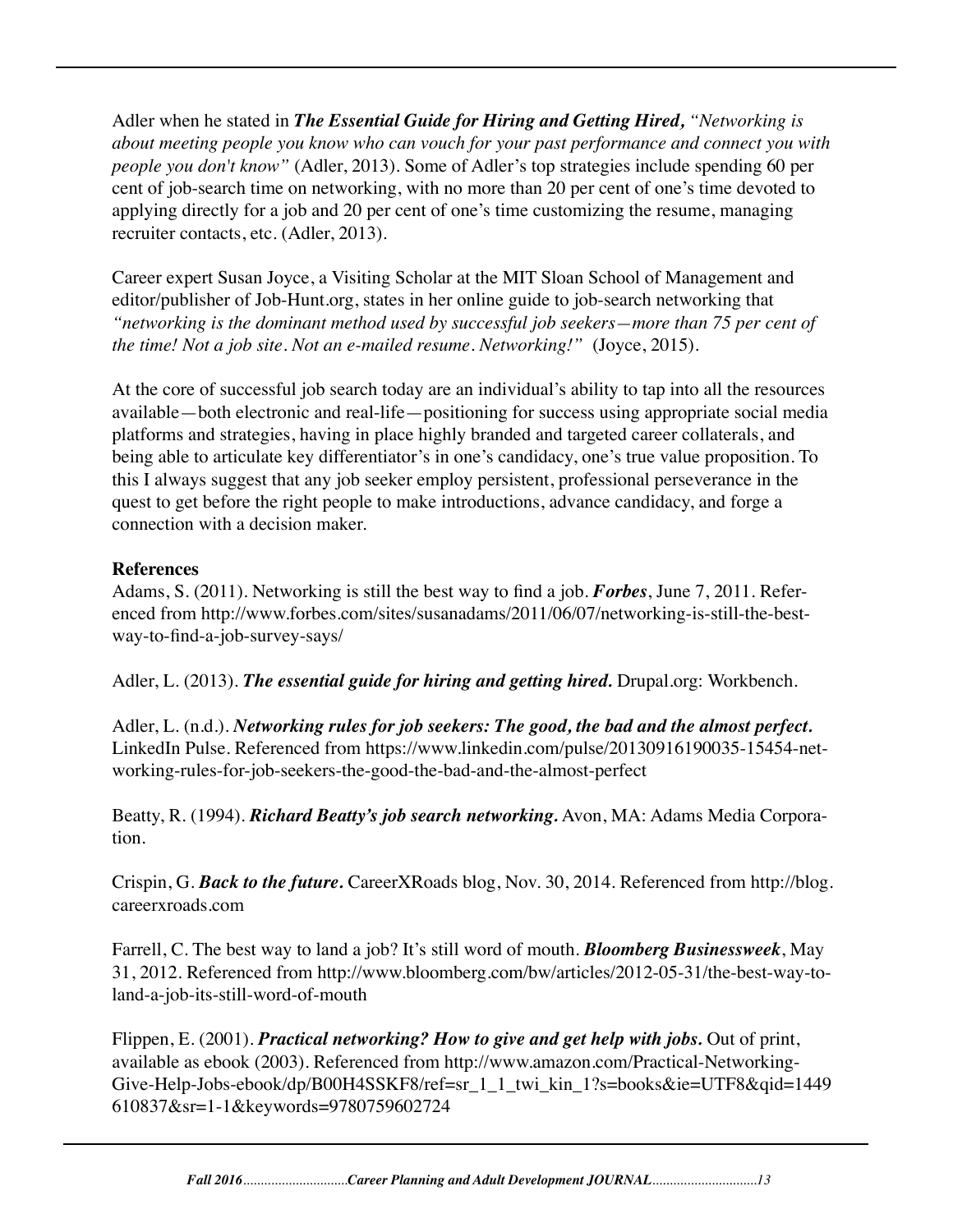Adler when he stated in ***The Essential Guide for Hiring and Getting Hired,*** *"Networking is about meeting people you know who can vouch for your past performance and connect you with people you don't know"* (Adler, 2013). Some of Adler's top strategies include spending 60 per cent of job-search time on networking, with no more than 20 per cent of one's time devoted to applying directly for a job and 20 per cent of one's time customizing the resume, managing recruiter contacts, etc. (Adler, 2013).

Career expert Susan Joyce, a Visiting Scholar at the MIT Sloan School of Management and editor/publisher of Job-Hunt.org, states in her online guide to job-search networking that *"networking is the dominant method used by successful job seekers—more than 75 per cent of the time! Not a job site. Not an e-mailed resume. Networking!"* (Joyce, 2015).

At the core of successful job search today are an individual's ability to tap into all the resources available—both electronic and real-life—positioning for success using appropriate social media platforms and strategies, having in place highly branded and targeted career collaterals, and being able to articulate key differentiator's in one's candidacy, one's true value proposition. To this I always suggest that any job seeker employ persistent, professional perseverance in the quest to get before the right people to make introductions, advance candidacy, and forge a connection with a decision maker.

**References**

Adams, S. (2011). Networking is still the best way to find a job. ***Forbes***, June 7, 2011. Referenced from http://www.forbes.com/sites/susanadams/2011/06/07/networking-is-still-the-best-way-to-find-a-job-survey-says/

Adler, L. (2013). ***The essential guide for hiring and getting hired.*** Drupal.org: Workbench.

Adler, L. (n.d.). ***Networking rules for job seekers: The good, the bad and the almost perfect.*** LinkedIn Pulse. Referenced from https://www.linkedin.com/pulse/20130916190035-15454-networking-rules-for-job-seekers-the-good-the-bad-and-the-almost-perfect

Beatty, R. (1994). ***Richard Beatty's job search networking.*** Avon, MA: Adams Media Corporation.

Crispin, G. ***Back to the future.*** CareerXRoads blog, Nov. 30, 2014. Referenced from http://blog.careerxroads.com

Farrell, C. The best way to land a job? It's still word of mouth. ***Bloomberg Businessweek***, May 31, 2012. Referenced from http://www.bloomberg.com/bw/articles/2012-05-31/the-best-way-to-land-a-job-its-still-word-of-mouth

Flippen, E. (2001). ***Practical networking? How to give and get help with jobs.*** Out of print, available as ebook (2003). Referenced from http://www.amazon.com/Practical-Networking-Give-Help-Jobs-ebook/dp/B00H4SSKF8/ref=sr_1_1_twi_kin_1?s=books&ie=UTF8&qid=1449610837&sr=1-1&keywords=9780759602724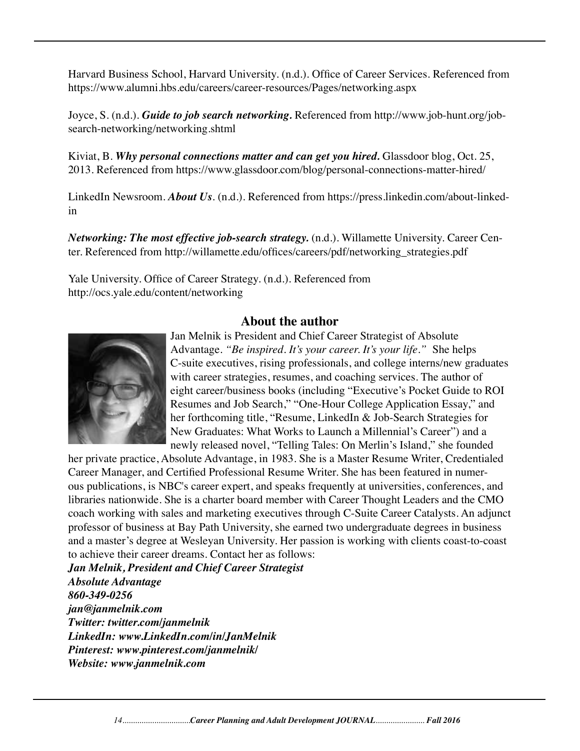Harvard Business School, Harvard University. (n.d.). Office of Career Services. Referenced from https://www.alumni.hbs.edu/careers/career-resources/Pages/networking.aspx

Joyce, S. (n.d.). ***Guide to job search networking.*** Referenced from http://www.job-hunt.org/job-search-networking/networking.shtml

Kiviat, B. ***Why personal connections matter and can get you hired.*** Glassdoor blog, Oct. 25, 2013. Referenced from https://www.glassdoor.com/blog/personal-connections-matter-hired/

LinkedIn Newsroom. ***About Us***. (n.d.). Referenced from https://press.linkedin.com/about-linked-in

***Networking: The most effective job-search strategy.*** (n.d.). Willamette University. Career Center. Referenced from http://willamette.edu/offices/careers/pdf/networking_strategies.pdf

Yale University. Office of Career Strategy. (n.d.). Referenced from http://ocs.yale.edu/content/networking

## About the author

Jan Melnik is President and Chief Career Strategist of Absolute Advantage. *"Be inspired. It's your career. It's your life."* She helps C-suite executives, rising professionals, and college interns/new graduates with career strategies, resumes, and coaching services. The author of eight career/business books (including "Executive's Pocket Guide to ROI Resumes and Job Search," "One-Hour College Application Essay," and her forthcoming title, "Resume, LinkedIn & Job-Search Strategies for New Graduates: What Works to Launch a Millennial's Career") and a newly released novel, "Telling Tales: On Merlin's Island," she founded her private practice, Absolute Advantage, in 1983. She is a Master Resume Writer, Credentialed Career Manager, and Certified Professional Resume Writer. She has been featured in numerous publications, is NBC's career expert, and speaks frequently at universities, conferences, and libraries nationwide. She is a charter board member with Career Thought Leaders and the CMO coach working with sales and marketing executives through C-Suite Career Catalysts. An adjunct professor of business at Bay Path University, she earned two undergraduate degrees in business and a master's degree at Wesleyan University. Her passion is working with clients coast-to-coast to achieve their career dreams. Contact her as follows:

***Jan Melnik, President and Chief Career Strategist***
***Absolute Advantage***
***860-349-0256***
***jan@janmelnik.com***
***Twitter: twitter.com/janmelnik***
***LinkedIn: www.LinkedIn.com/in/JanMelnik***
***Pinterest: www.pinterest.com/janmelnik/***
***Website: www.janmelnik.com***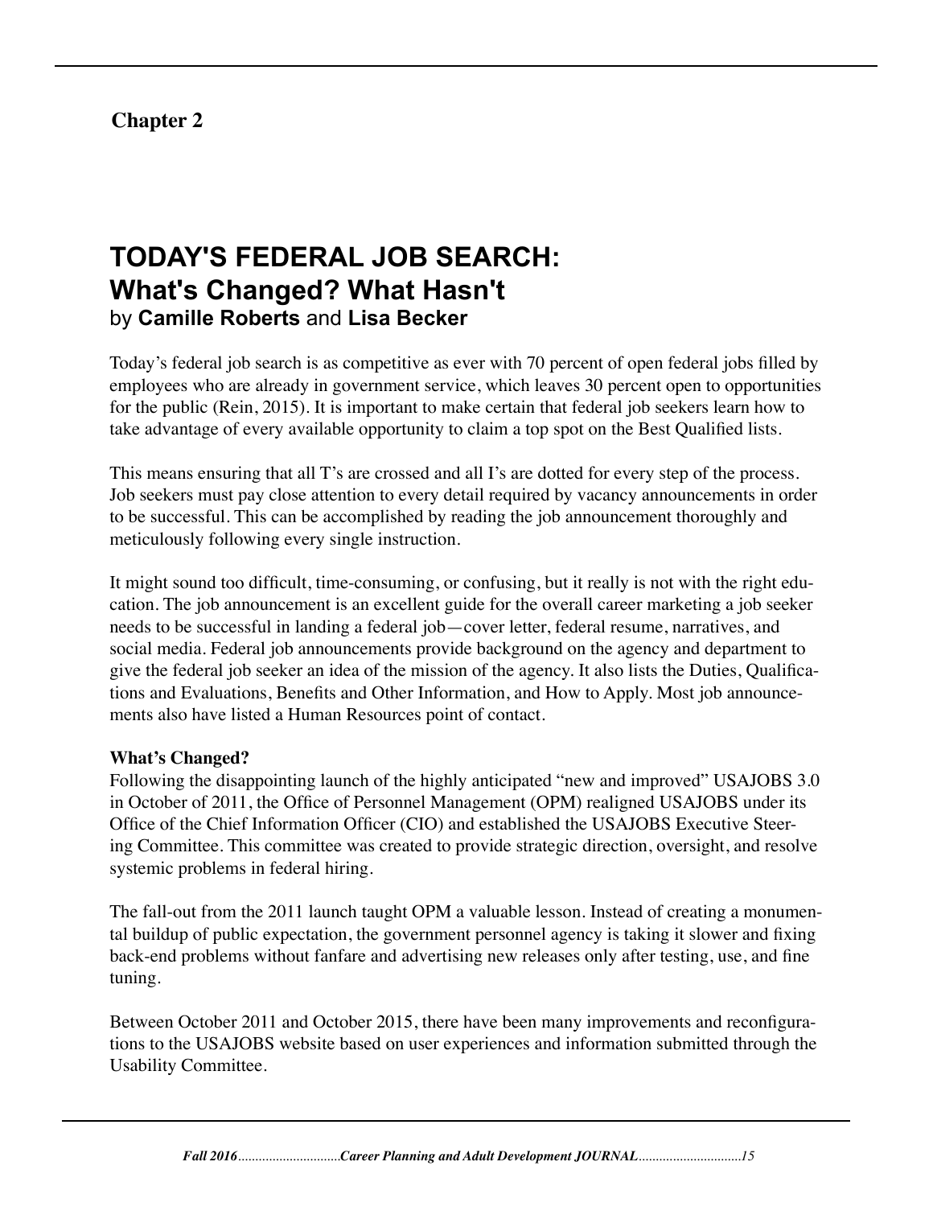**Chapter 2**

# TODAY'S FEDERAL JOB SEARCH: What's Changed? What Hasn't

by **Camille Roberts** and **Lisa Becker**

Today's federal job search is as competitive as ever with 70 percent of open federal jobs filled by employees who are already in government service, which leaves 30 percent open to opportunities for the public (Rein, 2015). It is important to make certain that federal job seekers learn how to take advantage of every available opportunity to claim a top spot on the Best Qualified lists.

This means ensuring that all T's are crossed and all I's are dotted for every step of the process. Job seekers must pay close attention to every detail required by vacancy announcements in order to be successful. This can be accomplished by reading the job announcement thoroughly and meticulously following every single instruction.

It might sound too difficult, time-consuming, or confusing, but it really is not with the right education. The job announcement is an excellent guide for the overall career marketing a job seeker needs to be successful in landing a federal job—cover letter, federal resume, narratives, and social media. Federal job announcements provide background on the agency and department to give the federal job seeker an idea of the mission of the agency. It also lists the Duties, Qualifications and Evaluations, Benefits and Other Information, and How to Apply. Most job announcements also have listed a Human Resources point of contact.

**What's Changed?**

Following the disappointing launch of the highly anticipated "new and improved" USAJOBS 3.0 in October of 2011, the Office of Personnel Management (OPM) realigned USAJOBS under its Office of the Chief Information Officer (CIO) and established the USAJOBS Executive Steering Committee. This committee was created to provide strategic direction, oversight, and resolve systemic problems in federal hiring.

The fall-out from the 2011 launch taught OPM a valuable lesson. Instead of creating a monumental buildup of public expectation, the government personnel agency is taking it slower and fixing back-end problems without fanfare and advertising new releases only after testing, use, and fine tuning.

Between October 2011 and October 2015, there have been many improvements and reconfigurations to the USAJOBS website based on user experiences and information submitted through the Usability Committee.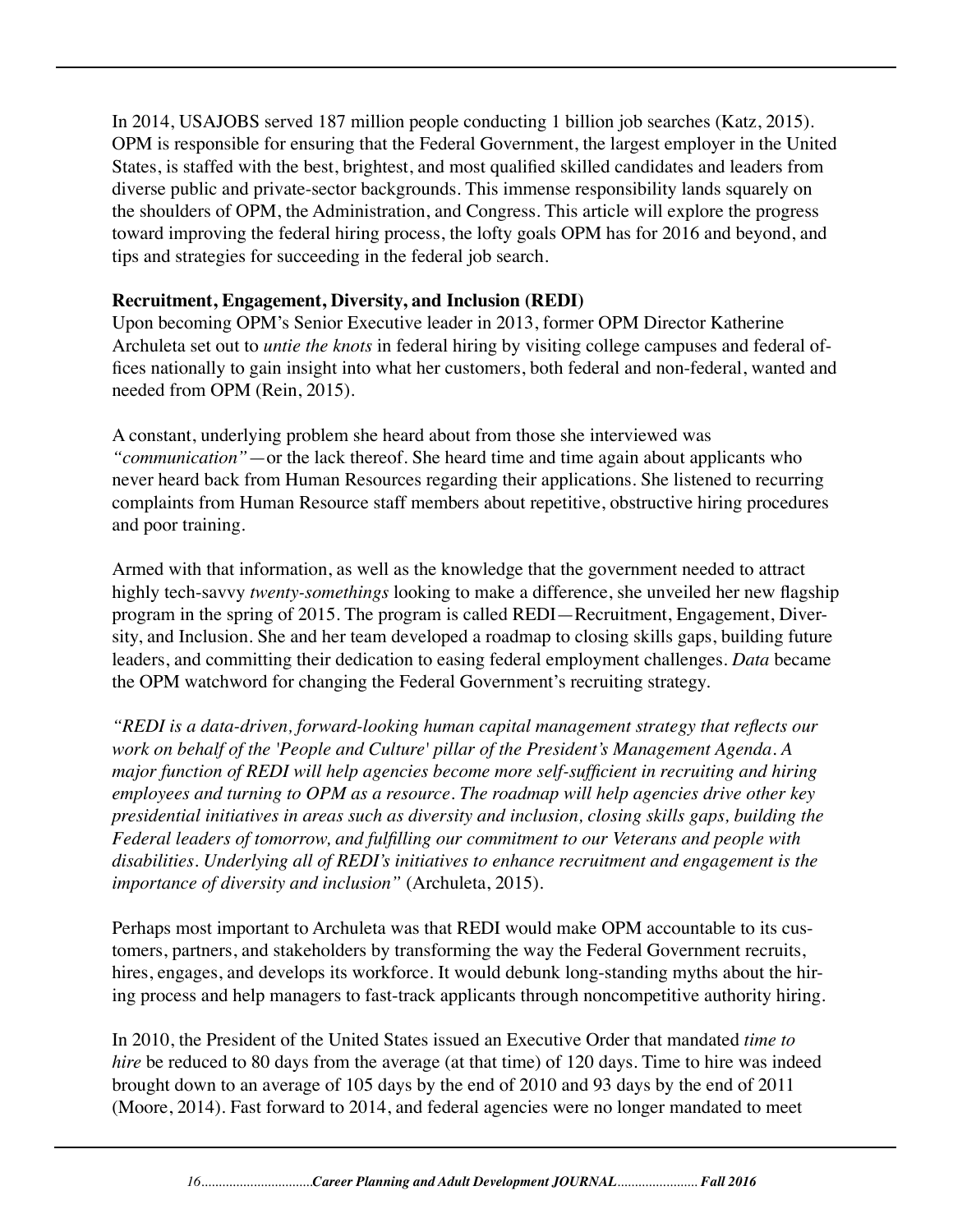In 2014, USAJOBS served 187 million people conducting 1 billion job searches (Katz, 2015). OPM is responsible for ensuring that the Federal Government, the largest employer in the United States, is staffed with the best, brightest, and most qualified skilled candidates and leaders from diverse public and private-sector backgrounds. This immense responsibility lands squarely on the shoulders of OPM, the Administration, and Congress. This article will explore the progress toward improving the federal hiring process, the lofty goals OPM has for 2016 and beyond, and tips and strategies for succeeding in the federal job search.

**Recruitment, Engagement, Diversity, and Inclusion (REDI)**

Upon becoming OPM's Senior Executive leader in 2013, former OPM Director Katherine Archuleta set out to *untie the knots* in federal hiring by visiting college campuses and federal offices nationally to gain insight into what her customers, both federal and non-federal, wanted and needed from OPM (Rein, 2015).

A constant, underlying problem she heard about from those she interviewed was *"communication"*—or the lack thereof. She heard time and time again about applicants who never heard back from Human Resources regarding their applications. She listened to recurring complaints from Human Resource staff members about repetitive, obstructive hiring procedures and poor training.

Armed with that information, as well as the knowledge that the government needed to attract highly tech-savvy *twenty-somethings* looking to make a difference, she unveiled her new flagship program in the spring of 2015. The program is called REDI—Recruitment, Engagement, Diversity, and Inclusion. She and her team developed a roadmap to closing skills gaps, building future leaders, and committing their dedication to easing federal employment challenges. *Data* became the OPM watchword for changing the Federal Government's recruiting strategy.

*"REDI is a data-driven, forward-looking human capital management strategy that reflects our work on behalf of the 'People and Culture' pillar of the President's Management Agenda. A major function of REDI will help agencies become more self-sufficient in recruiting and hiring employees and turning to OPM as a resource. The roadmap will help agencies drive other key presidential initiatives in areas such as diversity and inclusion, closing skills gaps, building the Federal leaders of tomorrow, and fulfilling our commitment to our Veterans and people with disabilities. Underlying all of REDI's initiatives to enhance recruitment and engagement is the importance of diversity and inclusion"* (Archuleta, 2015).

Perhaps most important to Archuleta was that REDI would make OPM accountable to its customers, partners, and stakeholders by transforming the way the Federal Government recruits, hires, engages, and develops its workforce. It would debunk long-standing myths about the hiring process and help managers to fast-track applicants through noncompetitive authority hiring.

In 2010, the President of the United States issued an Executive Order that mandated *time to hire* be reduced to 80 days from the average (at that time) of 120 days. Time to hire was indeed brought down to an average of 105 days by the end of 2010 and 93 days by the end of 2011 (Moore, 2014). Fast forward to 2014, and federal agencies were no longer mandated to meet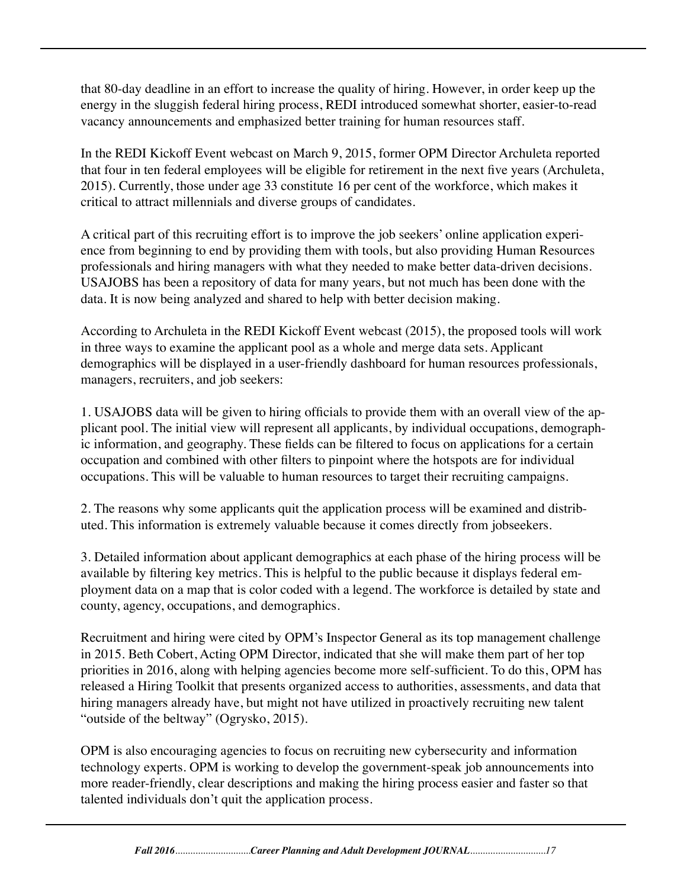that 80-day deadline in an effort to increase the quality of hiring. However, in order keep up the energy in the sluggish federal hiring process, REDI introduced somewhat shorter, easier-to-read vacancy announcements and emphasized better training for human resources staff.

In the REDI Kickoff Event webcast on March 9, 2015, former OPM Director Archuleta reported that four in ten federal employees will be eligible for retirement in the next five years (Archuleta, 2015). Currently, those under age 33 constitute 16 per cent of the workforce, which makes it critical to attract millennials and diverse groups of candidates.

A critical part of this recruiting effort is to improve the job seekers' online application experience from beginning to end by providing them with tools, but also providing Human Resources professionals and hiring managers with what they needed to make better data-driven decisions. USAJOBS has been a repository of data for many years, but not much has been done with the data. It is now being analyzed and shared to help with better decision making.

According to Archuleta in the REDI Kickoff Event webcast (2015), the proposed tools will work in three ways to examine the applicant pool as a whole and merge data sets. Applicant demographics will be displayed in a user-friendly dashboard for human resources professionals, managers, recruiters, and job seekers:

1. USAJOBS data will be given to hiring officials to provide them with an overall view of the applicant pool. The initial view will represent all applicants, by individual occupations, demographic information, and geography. These fields can be filtered to focus on applications for a certain occupation and combined with other filters to pinpoint where the hotspots are for individual occupations. This will be valuable to human resources to target their recruiting campaigns.

2. The reasons why some applicants quit the application process will be examined and distributed. This information is extremely valuable because it comes directly from jobseekers.

3. Detailed information about applicant demographics at each phase of the hiring process will be available by filtering key metrics. This is helpful to the public because it displays federal employment data on a map that is color coded with a legend. The workforce is detailed by state and county, agency, occupations, and demographics.

Recruitment and hiring were cited by OPM's Inspector General as its top management challenge in 2015. Beth Cobert, Acting OPM Director, indicated that she will make them part of her top priorities in 2016, along with helping agencies become more self-sufficient. To do this, OPM has released a Hiring Toolkit that presents organized access to authorities, assessments, and data that hiring managers already have, but might not have utilized in proactively recruiting new talent "outside of the beltway" (Ogrysko, 2015).

OPM is also encouraging agencies to focus on recruiting new cybersecurity and information technology experts. OPM is working to develop the government-speak job announcements into more reader-friendly, clear descriptions and making the hiring process easier and faster so that talented individuals don't quit the application process.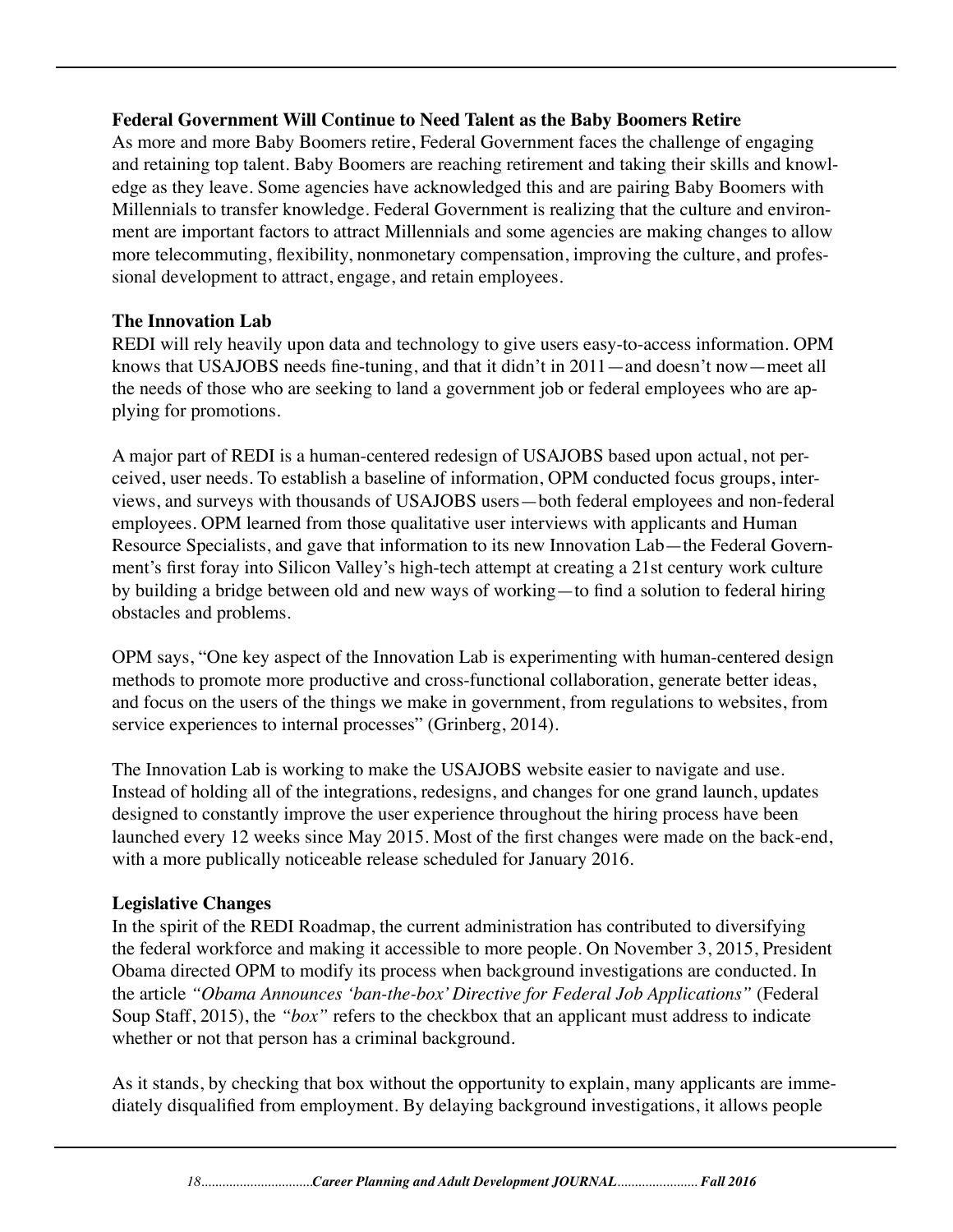**Federal Government Will Continue to Need Talent as the Baby Boomers Retire**

As more and more Baby Boomers retire, Federal Government faces the challenge of engaging and retaining top talent. Baby Boomers are reaching retirement and taking their skills and knowledge as they leave. Some agencies have acknowledged this and are pairing Baby Boomers with Millennials to transfer knowledge. Federal Government is realizing that the culture and environment are important factors to attract Millennials and some agencies are making changes to allow more telecommuting, flexibility, nonmonetary compensation, improving the culture, and professional development to attract, engage, and retain employees.

**The Innovation Lab**

REDI will rely heavily upon data and technology to give users easy-to-access information. OPM knows that USAJOBS needs fine-tuning, and that it didn't in 2011—and doesn't now—meet all the needs of those who are seeking to land a government job or federal employees who are applying for promotions.

A major part of REDI is a human-centered redesign of USAJOBS based upon actual, not perceived, user needs. To establish a baseline of information, OPM conducted focus groups, interviews, and surveys with thousands of USAJOBS users—both federal employees and non-federal employees. OPM learned from those qualitative user interviews with applicants and Human Resource Specialists, and gave that information to its new Innovation Lab—the Federal Government's first foray into Silicon Valley's high-tech attempt at creating a 21st century work culture by building a bridge between old and new ways of working—to find a solution to federal hiring obstacles and problems.

OPM says, "One key aspect of the Innovation Lab is experimenting with human-centered design methods to promote more productive and cross-functional collaboration, generate better ideas, and focus on the users of the things we make in government, from regulations to websites, from service experiences to internal processes" (Grinberg, 2014).

The Innovation Lab is working to make the USAJOBS website easier to navigate and use. Instead of holding all of the integrations, redesigns, and changes for one grand launch, updates designed to constantly improve the user experience throughout the hiring process have been launched every 12 weeks since May 2015. Most of the first changes were made on the back-end, with a more publically noticeable release scheduled for January 2016.

**Legislative Changes**

In the spirit of the REDI Roadmap, the current administration has contributed to diversifying the federal workforce and making it accessible to more people. On November 3, 2015, President Obama directed OPM to modify its process when background investigations are conducted. In the article *"Obama Announces 'ban-the-box' Directive for Federal Job Applications"* (Federal Soup Staff, 2015), the *"box"* refers to the checkbox that an applicant must address to indicate whether or not that person has a criminal background.

As it stands, by checking that box without the opportunity to explain, many applicants are immediately disqualified from employment. By delaying background investigations, it allows people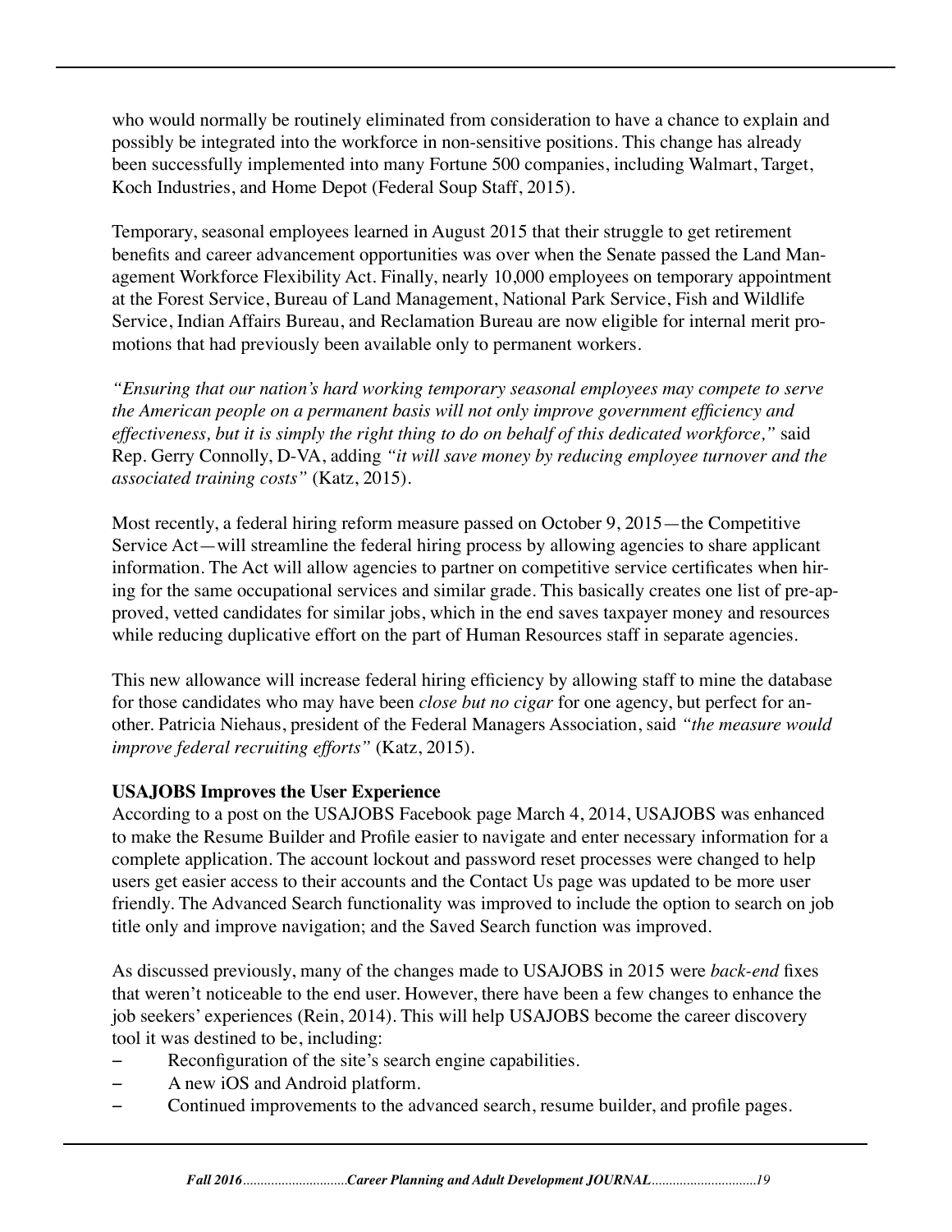who would normally be routinely eliminated from consideration to have a chance to explain and possibly be integrated into the workforce in non-sensitive positions. This change has already been successfully implemented into many Fortune 500 companies, including Walmart, Target, Koch Industries, and Home Depot (Federal Soup Staff, 2015).

Temporary, seasonal employees learned in August 2015 that their struggle to get retirement benefits and career advancement opportunities was over when the Senate passed the Land Management Workforce Flexibility Act. Finally, nearly 10,000 employees on temporary appointment at the Forest Service, Bureau of Land Management, National Park Service, Fish and Wildlife Service, Indian Affairs Bureau, and Reclamation Bureau are now eligible for internal merit promotions that had previously been available only to permanent workers.

*"Ensuring that our nation's hard working temporary seasonal employees may compete to serve the American people on a permanent basis will not only improve government efficiency and effectiveness, but it is simply the right thing to do on behalf of this dedicated workforce,"* said Rep. Gerry Connolly, D-VA, adding *"it will save money by reducing employee turnover and the associated training costs"* (Katz, 2015).

Most recently, a federal hiring reform measure passed on October 9, 2015—the Competitive Service Act—will streamline the federal hiring process by allowing agencies to share applicant information. The Act will allow agencies to partner on competitive service certificates when hiring for the same occupational services and similar grade. This basically creates one list of pre-approved, vetted candidates for similar jobs, which in the end saves taxpayer money and resources while reducing duplicative effort on the part of Human Resources staff in separate agencies.

This new allowance will increase federal hiring efficiency by allowing staff to mine the database for those candidates who may have been *close but no cigar* for one agency, but perfect for another. Patricia Niehaus, president of the Federal Managers Association, said *"the measure would improve federal recruiting efforts"* (Katz, 2015).

**USAJOBS Improves the User Experience**

According to a post on the USAJOBS Facebook page March 4, 2014, USAJOBS was enhanced to make the Resume Builder and Profile easier to navigate and enter necessary information for a complete application. The account lockout and password reset processes were changed to help users get easier access to their accounts and the Contact Us page was updated to be more user friendly. The Advanced Search functionality was improved to include the option to search on job title only and improve navigation; and the Saved Search function was improved.

As discussed previously, many of the changes made to USAJOBS in 2015 were *back-end* fixes that weren't noticeable to the end user. However, there have been a few changes to enhance the job seekers' experiences (Rein, 2014). This will help USAJOBS become the career discovery tool it was destined to be, including:

- Reconfiguration of the site's search engine capabilities.
- A new iOS and Android platform.
- Continued improvements to the advanced search, resume builder, and profile pages.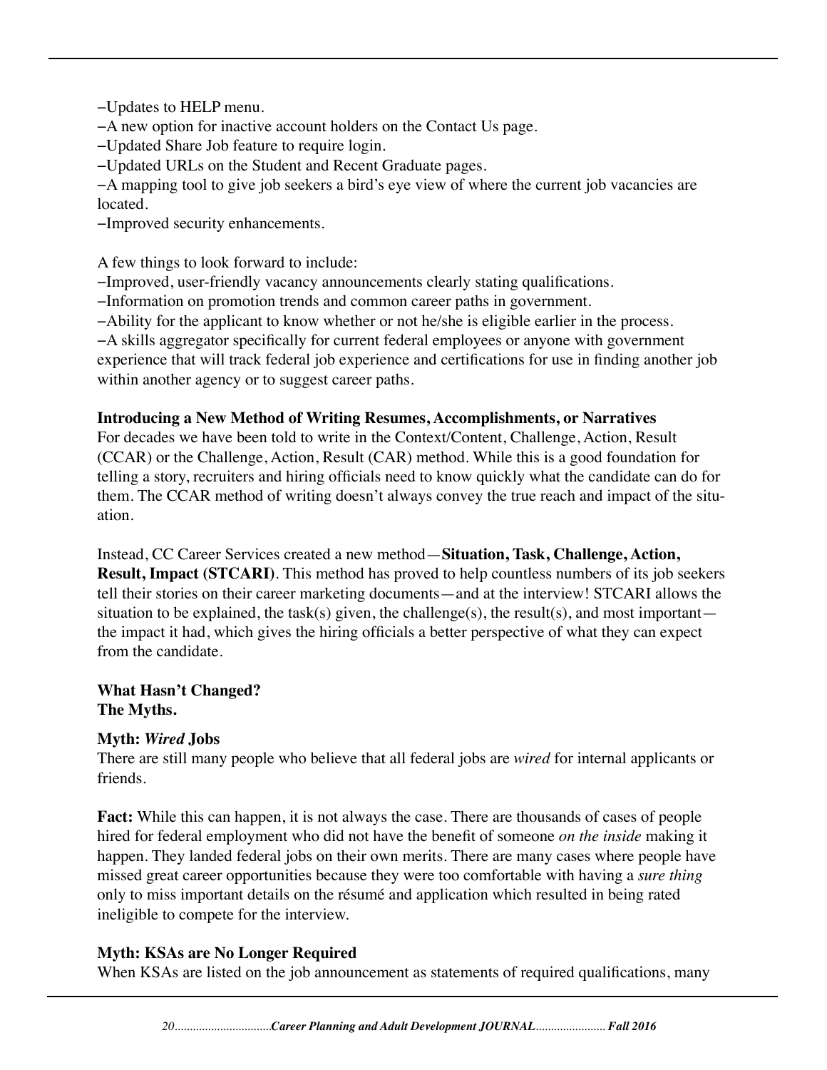–Updates to HELP menu.
–A new option for inactive account holders on the Contact Us page.
–Updated Share Job feature to require login.
–Updated URLs on the Student and Recent Graduate pages.
–A mapping tool to give job seekers a bird's eye view of where the current job vacancies are located.
–Improved security enhancements.

A few things to look forward to include:
–Improved, user-friendly vacancy announcements clearly stating qualifications.
–Information on promotion trends and common career paths in government.
–Ability for the applicant to know whether or not he/she is eligible earlier in the process.
–A skills aggregator specifically for current federal employees or anyone with government experience that will track federal job experience and certifications for use in finding another job within another agency or to suggest career paths.

**Introducing a New Method of Writing Resumes, Accomplishments, or Narratives**

For decades we have been told to write in the Context/Content, Challenge, Action, Result (CCAR) or the Challenge, Action, Result (CAR) method. While this is a good foundation for telling a story, recruiters and hiring officials need to know quickly what the candidate can do for them. The CCAR method of writing doesn't always convey the true reach and impact of the situation.

Instead, CC Career Services created a new method—**Situation, Task, Challenge, Action, Result, Impact (STCARI)**. This method has proved to help countless numbers of its job seekers tell their stories on their career marketing documents—and at the interview! STCARI allows the situation to be explained, the task(s) given, the challenge(s), the result(s), and most important—the impact it had, which gives the hiring officials a better perspective of what they can expect from the candidate.

**What Hasn't Changed?**
**The Myths.**

**Myth: *Wired* Jobs**

There are still many people who believe that all federal jobs are *wired* for internal applicants or friends.

**Fact:** While this can happen, it is not always the case. There are thousands of cases of people hired for federal employment who did not have the benefit of someone *on the inside* making it happen. They landed federal jobs on their own merits. There are many cases where people have missed great career opportunities because they were too comfortable with having a *sure thing* only to miss important details on the résumé and application which resulted in being rated ineligible to compete for the interview.

**Myth: KSAs are No Longer Required**

When KSAs are listed on the job announcement as statements of required qualifications, many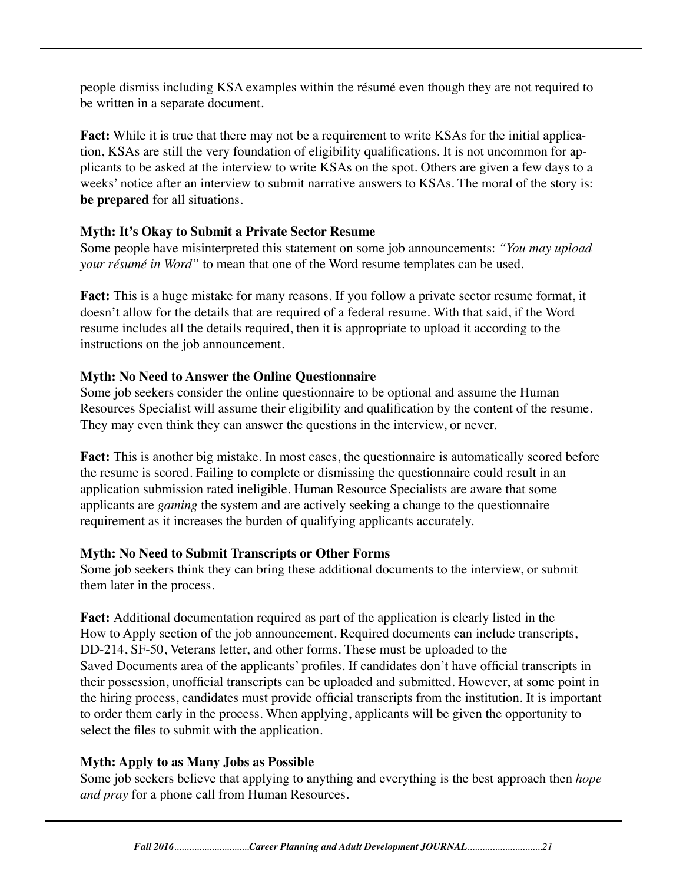people dismiss including KSA examples within the résumé even though they are not required to be written in a separate document.

**Fact:** While it is true that there may not be a requirement to write KSAs for the initial application, KSAs are still the very foundation of eligibility qualifications. It is not uncommon for applicants to be asked at the interview to write KSAs on the spot. Others are given a few days to a weeks' notice after an interview to submit narrative answers to KSAs. The moral of the story is: **be prepared** for all situations.

**Myth: It's Okay to Submit a Private Sector Resume**
Some people have misinterpreted this statement on some job announcements: *"You may upload your résumé in Word"* to mean that one of the Word resume templates can be used.

**Fact:** This is a huge mistake for many reasons. If you follow a private sector resume format, it doesn't allow for the details that are required of a federal resume. With that said, if the Word resume includes all the details required, then it is appropriate to upload it according to the instructions on the job announcement.

**Myth: No Need to Answer the Online Questionnaire**
Some job seekers consider the online questionnaire to be optional and assume the Human Resources Specialist will assume their eligibility and qualification by the content of the resume. They may even think they can answer the questions in the interview, or never.

**Fact:** This is another big mistake. In most cases, the questionnaire is automatically scored before the resume is scored. Failing to complete or dismissing the questionnaire could result in an application submission rated ineligible. Human Resource Specialists are aware that some applicants are *gaming* the system and are actively seeking a change to the questionnaire requirement as it increases the burden of qualifying applicants accurately.

**Myth: No Need to Submit Transcripts or Other Forms**
Some job seekers think they can bring these additional documents to the interview, or submit them later in the process.

**Fact:** Additional documentation required as part of the application is clearly listed in the How to Apply section of the job announcement. Required documents can include transcripts, DD-214, SF-50, Veterans letter, and other forms. These must be uploaded to the Saved Documents area of the applicants' profiles. If candidates don't have official transcripts in their possession, unofficial transcripts can be uploaded and submitted. However, at some point in the hiring process, candidates must provide official transcripts from the institution. It is important to order them early in the process. When applying, applicants will be given the opportunity to select the files to submit with the application.

**Myth: Apply to as Many Jobs as Possible**
Some job seekers believe that applying to anything and everything is the best approach then *hope and pray* for a phone call from Human Resources.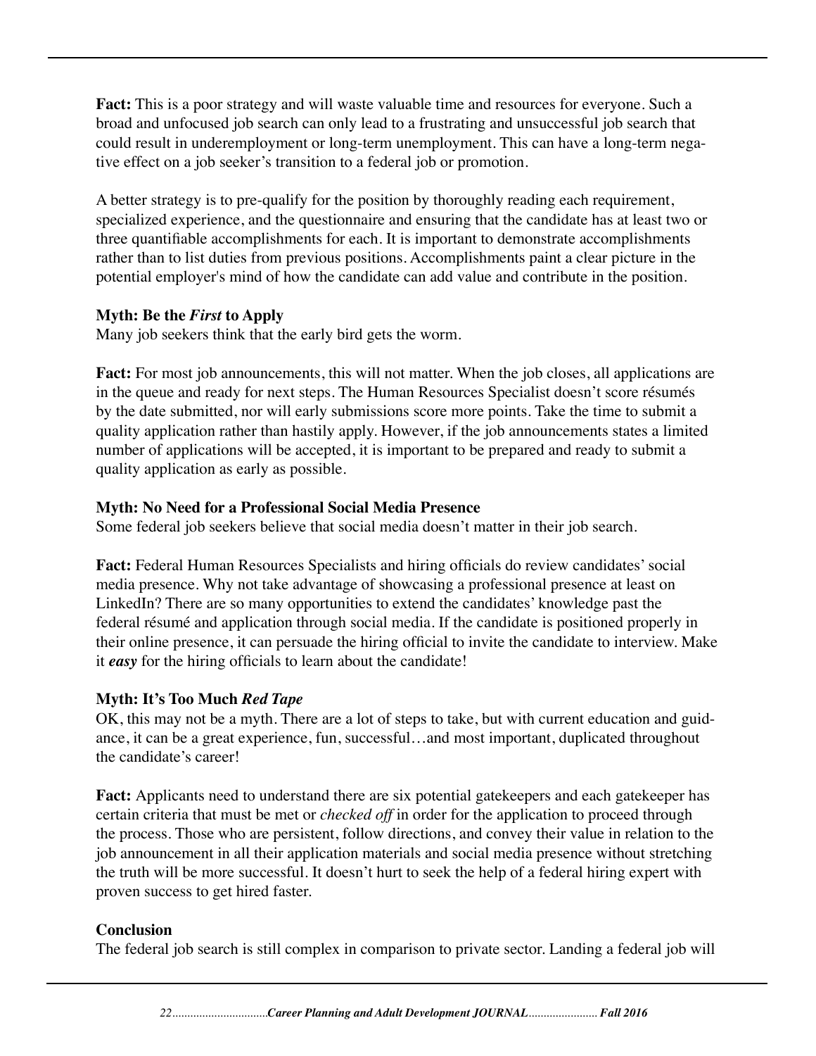**Fact:** This is a poor strategy and will waste valuable time and resources for everyone. Such a broad and unfocused job search can only lead to a frustrating and unsuccessful job search that could result in underemployment or long-term unemployment. This can have a long-term negative effect on a job seeker's transition to a federal job or promotion.

A better strategy is to pre-qualify for the position by thoroughly reading each requirement, specialized experience, and the questionnaire and ensuring that the candidate has at least two or three quantifiable accomplishments for each. It is important to demonstrate accomplishments rather than to list duties from previous positions. Accomplishments paint a clear picture in the potential employer's mind of how the candidate can add value and contribute in the position.

**Myth: Be the *First* to Apply**
Many job seekers think that the early bird gets the worm.

**Fact:** For most job announcements, this will not matter. When the job closes, all applications are in the queue and ready for next steps. The Human Resources Specialist doesn't score résumés by the date submitted, nor will early submissions score more points. Take the time to submit a quality application rather than hastily apply. However, if the job announcements states a limited number of applications will be accepted, it is important to be prepared and ready to submit a quality application as early as possible.

**Myth: No Need for a Professional Social Media Presence**
Some federal job seekers believe that social media doesn't matter in their job search.

**Fact:** Federal Human Resources Specialists and hiring officials do review candidates' social media presence. Why not take advantage of showcasing a professional presence at least on LinkedIn? There are so many opportunities to extend the candidates' knowledge past the federal résumé and application through social media. If the candidate is positioned properly in their online presence, it can persuade the hiring official to invite the candidate to interview. Make it ***easy*** for the hiring officials to learn about the candidate!

**Myth: It's Too Much *Red Tape***
OK, this may not be a myth. There are a lot of steps to take, but with current education and guidance, it can be a great experience, fun, successful…and most important, duplicated throughout the candidate's career!

**Fact:** Applicants need to understand there are six potential gatekeepers and each gatekeeper has certain criteria that must be met or *checked off* in order for the application to proceed through the process. Those who are persistent, follow directions, and convey their value in relation to the job announcement in all their application materials and social media presence without stretching the truth will be more successful. It doesn't hurt to seek the help of a federal hiring expert with proven success to get hired faster.

**Conclusion**
The federal job search is still complex in comparison to private sector. Landing a federal job will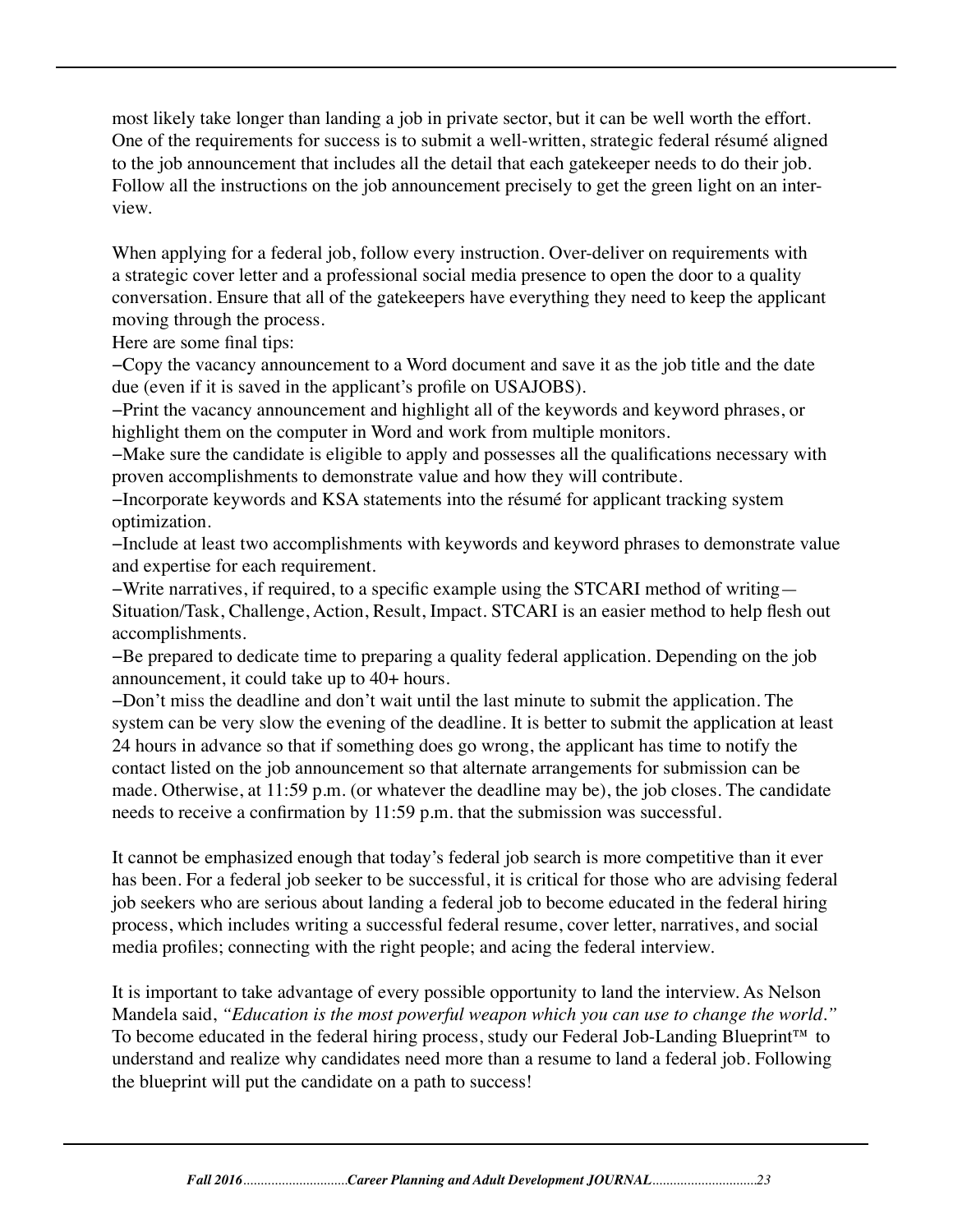most likely take longer than landing a job in private sector, but it can be well worth the effort. One of the requirements for success is to submit a well-written, strategic federal résumé aligned to the job announcement that includes all the detail that each gatekeeper needs to do their job. Follow all the instructions on the job announcement precisely to get the green light on an interview.

When applying for a federal job, follow every instruction. Over-deliver on requirements with a strategic cover letter and a professional social media presence to open the door to a quality conversation. Ensure that all of the gatekeepers have everything they need to keep the applicant moving through the process.

Here are some final tips:

–Copy the vacancy announcement to a Word document and save it as the job title and the date due (even if it is saved in the applicant's profile on USAJOBS).

–Print the vacancy announcement and highlight all of the keywords and keyword phrases, or highlight them on the computer in Word and work from multiple monitors.

–Make sure the candidate is eligible to apply and possesses all the qualifications necessary with proven accomplishments to demonstrate value and how they will contribute.

–Incorporate keywords and KSA statements into the résumé for applicant tracking system optimization.

–Include at least two accomplishments with keywords and keyword phrases to demonstrate value and expertise for each requirement.

–Write narratives, if required, to a specific example using the STCARI method of writing—Situation/Task, Challenge, Action, Result, Impact. STCARI is an easier method to help flesh out accomplishments.

–Be prepared to dedicate time to preparing a quality federal application. Depending on the job announcement, it could take up to 40+ hours.

–Don't miss the deadline and don't wait until the last minute to submit the application. The system can be very slow the evening of the deadline. It is better to submit the application at least 24 hours in advance so that if something does go wrong, the applicant has time to notify the contact listed on the job announcement so that alternate arrangements for submission can be made. Otherwise, at 11:59 p.m. (or whatever the deadline may be), the job closes. The candidate needs to receive a confirmation by 11:59 p.m. that the submission was successful.

It cannot be emphasized enough that today's federal job search is more competitive than it ever has been. For a federal job seeker to be successful, it is critical for those who are advising federal job seekers who are serious about landing a federal job to become educated in the federal hiring process, which includes writing a successful federal resume, cover letter, narratives, and social media profiles; connecting with the right people; and acing the federal interview.

It is important to take advantage of every possible opportunity to land the interview. As Nelson Mandela said, *"Education is the most powerful weapon which you can use to change the world."* To become educated in the federal hiring process, study our Federal Job-Landing Blueprint™ to understand and realize why candidates need more than a resume to land a federal job. Following the blueprint will put the candidate on a path to success!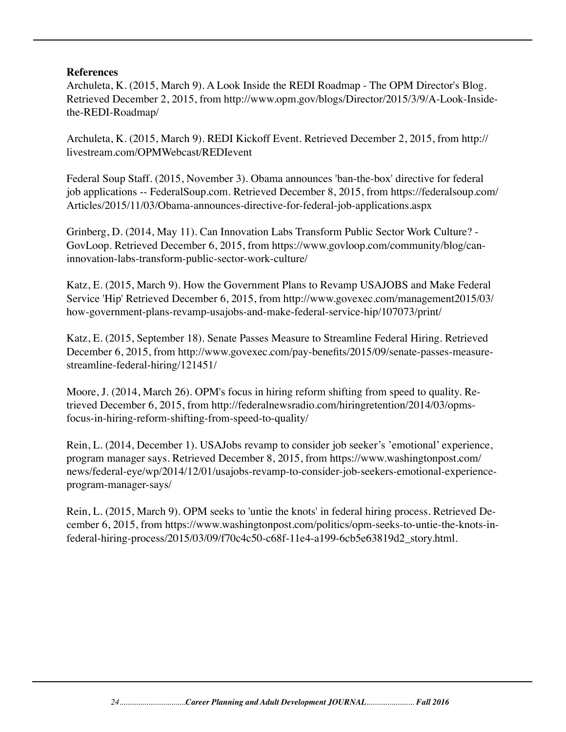**References**

Archuleta, K. (2015, March 9). A Look Inside the REDI Roadmap - The OPM Director's Blog. Retrieved December 2, 2015, from http://www.opm.gov/blogs/Director/2015/3/9/A-Look-Inside-the-REDI-Roadmap/

Archuleta, K. (2015, March 9). REDI Kickoff Event. Retrieved December 2, 2015, from http://livestream.com/OPMWebcast/REDIevent

Federal Soup Staff. (2015, November 3). Obama announces 'ban-the-box' directive for federal job applications -- FederalSoup.com. Retrieved December 8, 2015, from https://federalsoup.com/Articles/2015/11/03/Obama-announces-directive-for-federal-job-applications.aspx

Grinberg, D. (2014, May 11). Can Innovation Labs Transform Public Sector Work Culture? - GovLoop. Retrieved December 6, 2015, from https://www.govloop.com/community/blog/can-innovation-labs-transform-public-sector-work-culture/

Katz, E. (2015, March 9). How the Government Plans to Revamp USAJOBS and Make Federal Service 'Hip' Retrieved December 6, 2015, from http://www.govexec.com/management2015/03/how-government-plans-revamp-usajobs-and-make-federal-service-hip/107073/print/

Katz, E. (2015, September 18). Senate Passes Measure to Streamline Federal Hiring. Retrieved December 6, 2015, from http://www.govexec.com/pay-benefits/2015/09/senate-passes-measure-streamline-federal-hiring/121451/

Moore, J. (2014, March 26). OPM's focus in hiring reform shifting from speed to quality. Retrieved December 6, 2015, from http://federalnewsradio.com/hiringretention/2014/03/opms-focus-in-hiring-reform-shifting-from-speed-to-quality/

Rein, L. (2014, December 1). USAJobs revamp to consider job seeker's 'emotional' experience, program manager says. Retrieved December 8, 2015, from https://www.washingtonpost.com/news/federal-eye/wp/2014/12/01/usajobs-revamp-to-consider-job-seekers-emotional-experience-program-manager-says/

Rein, L. (2015, March 9). OPM seeks to 'untie the knots' in federal hiring process. Retrieved December 6, 2015, from https://www.washingtonpost.com/politics/opm-seeks-to-untie-the-knots-in-federal-hiring-process/2015/03/09/f70c4c50-c68f-11e4-a199-6cb5e63819d2_story.html.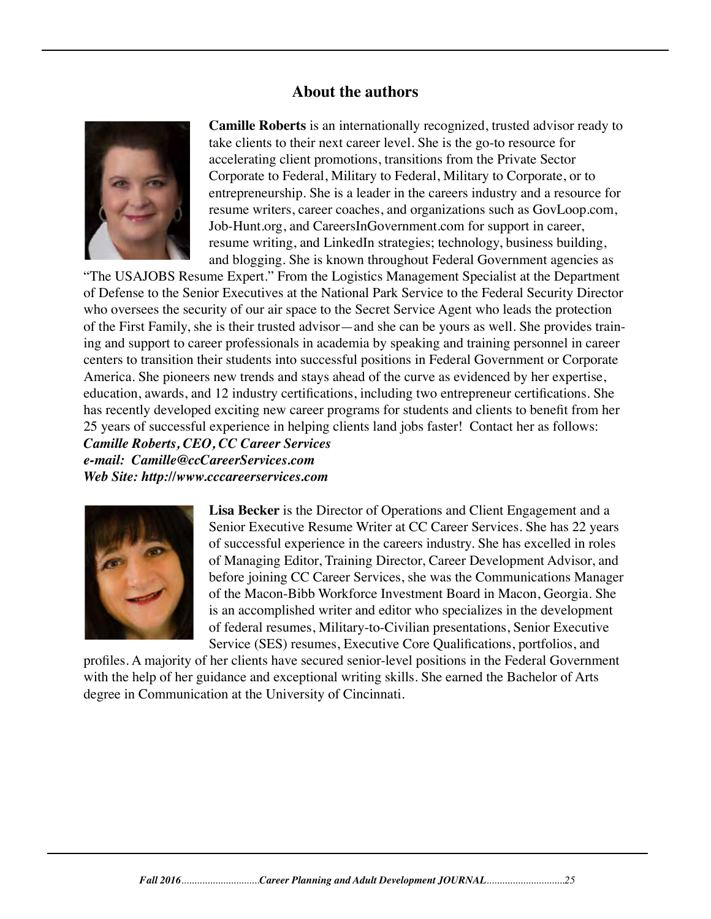## About the authors

**Camille Roberts** is an internationally recognized, trusted advisor ready to take clients to their next career level. She is the go-to resource for accelerating client promotions, transitions from the Private Sector Corporate to Federal, Military to Federal, Military to Corporate, or to entrepreneurship. She is a leader in the careers industry and a resource for resume writers, career coaches, and organizations such as GovLoop.com, Job-Hunt.org, and CareersInGovernment.com for support in career, resume writing, and LinkedIn strategies; technology, business building, and blogging. She is known throughout Federal Government agencies as "The USAJOBS Resume Expert." From the Logistics Management Specialist at the Department of Defense to the Senior Executives at the National Park Service to the Federal Security Director who oversees the security of our air space to the Secret Service Agent who leads the protection of the First Family, she is their trusted advisor—and she can be yours as well. She provides training and support to career professionals in academia by speaking and training personnel in career centers to transition their students into successful positions in Federal Government or Corporate America. She pioneers new trends and stays ahead of the curve as evidenced by her expertise, education, awards, and 12 industry certifications, including two entrepreneur certifications. She has recently developed exciting new career programs for students and clients to benefit from her 25 years of successful experience in helping clients land jobs faster! Contact her as follows:

***Camille Roberts, CEO, CC Career Services***
***e-mail: Camille@ccCareerServices.com***
***Web Site: http://www.cccareerservices.com***

**Lisa Becker** is the Director of Operations and Client Engagement and a Senior Executive Resume Writer at CC Career Services. She has 22 years of successful experience in the careers industry. She has excelled in roles of Managing Editor, Training Director, Career Development Advisor, and before joining CC Career Services, she was the Communications Manager of the Macon-Bibb Workforce Investment Board in Macon, Georgia. She is an accomplished writer and editor who specializes in the development of federal resumes, Military-to-Civilian presentations, Senior Executive Service (SES) resumes, Executive Core Qualifications, portfolios, and profiles. A majority of her clients have secured senior-level positions in the Federal Government with the help of her guidance and exceptional writing skills. She earned the Bachelor of Arts degree in Communication at the University of Cincinnati.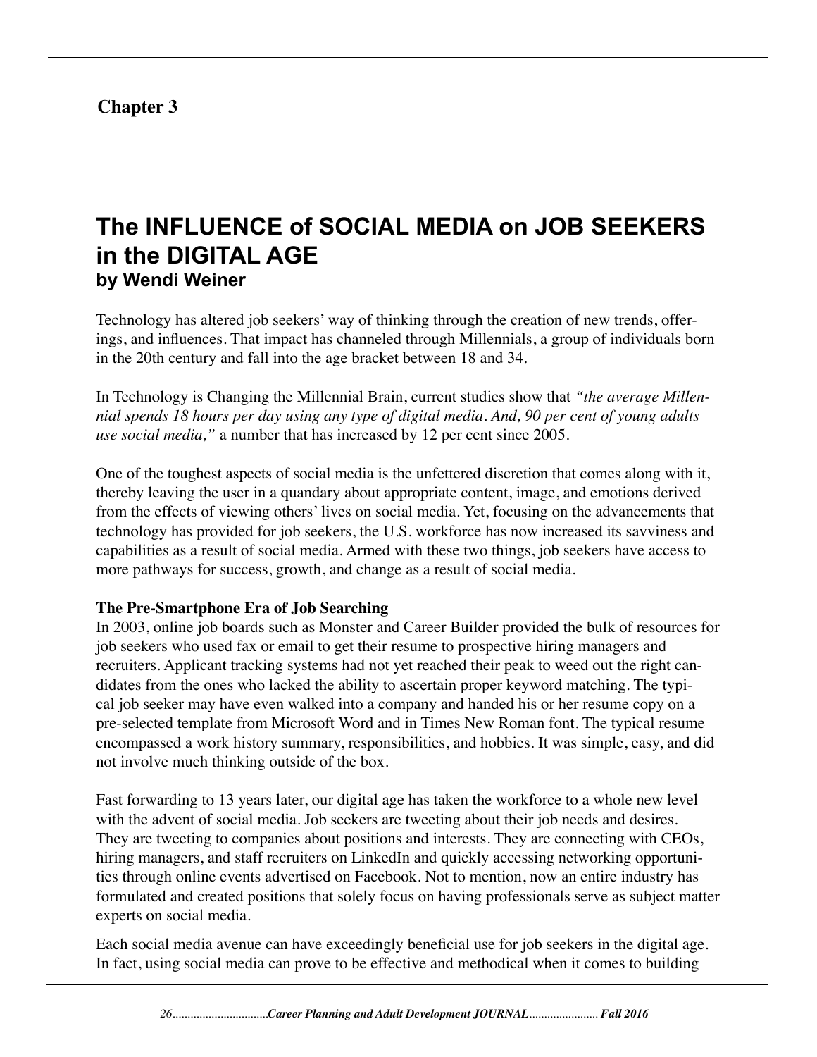**Chapter 3**

# The INFLUENCE of SOCIAL MEDIA on JOB SEEKERS in the DIGITAL AGE

## by Wendi Weiner

Technology has altered job seekers' way of thinking through the creation of new trends, offerings, and influences. That impact has channeled through Millennials, a group of individuals born in the 20th century and fall into the age bracket between 18 and 34.

In Technology is Changing the Millennial Brain, current studies show that *"the average Millennial spends 18 hours per day using any type of digital media. And, 90 per cent of young adults use social media,"* a number that has increased by 12 per cent since 2005.

One of the toughest aspects of social media is the unfettered discretion that comes along with it, thereby leaving the user in a quandary about appropriate content, image, and emotions derived from the effects of viewing others' lives on social media. Yet, focusing on the advancements that technology has provided for job seekers, the U.S. workforce has now increased its savviness and capabilities as a result of social media. Armed with these two things, job seekers have access to more pathways for success, growth, and change as a result of social media.

**The Pre-Smartphone Era of Job Searching**

In 2003, online job boards such as Monster and Career Builder provided the bulk of resources for job seekers who used fax or email to get their resume to prospective hiring managers and recruiters. Applicant tracking systems had not yet reached their peak to weed out the right candidates from the ones who lacked the ability to ascertain proper keyword matching. The typical job seeker may have even walked into a company and handed his or her resume copy on a pre-selected template from Microsoft Word and in Times New Roman font. The typical resume encompassed a work history summary, responsibilities, and hobbies. It was simple, easy, and did not involve much thinking outside of the box.

Fast forwarding to 13 years later, our digital age has taken the workforce to a whole new level with the advent of social media. Job seekers are tweeting about their job needs and desires. They are tweeting to companies about positions and interests. They are connecting with CEOs, hiring managers, and staff recruiters on LinkedIn and quickly accessing networking opportunities through online events advertised on Facebook. Not to mention, now an entire industry has formulated and created positions that solely focus on having professionals serve as subject matter experts on social media.

Each social media avenue can have exceedingly beneficial use for job seekers in the digital age. In fact, using social media can prove to be effective and methodical when it comes to building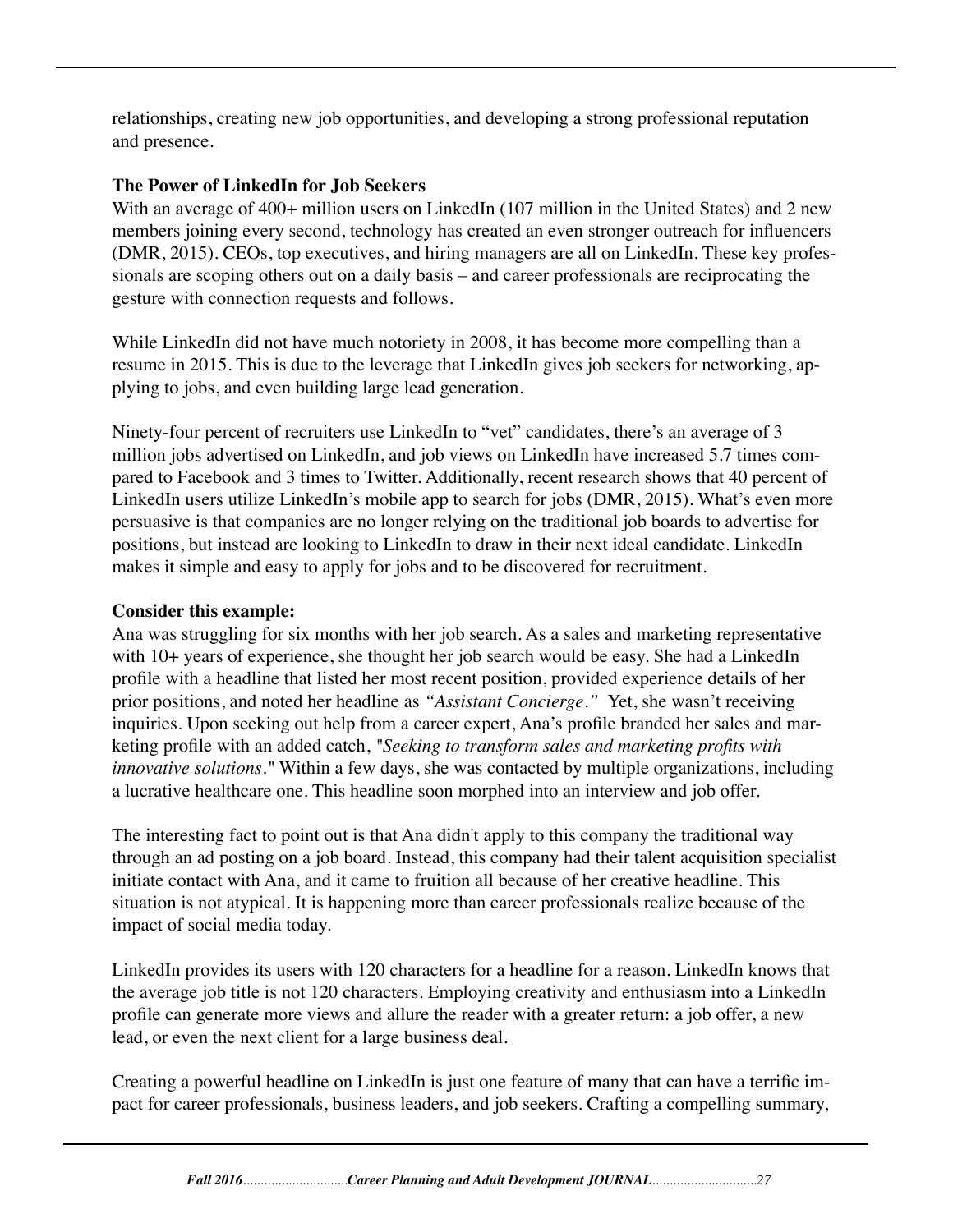relationships, creating new job opportunities, and developing a strong professional reputation and presence.

**The Power of LinkedIn for Job Seekers**

With an average of 400+ million users on LinkedIn (107 million in the United States) and 2 new members joining every second, technology has created an even stronger outreach for influencers (DMR, 2015). CEOs, top executives, and hiring managers are all on LinkedIn. These key professionals are scoping others out on a daily basis – and career professionals are reciprocating the gesture with connection requests and follows.

While LinkedIn did not have much notoriety in 2008, it has become more compelling than a resume in 2015. This is due to the leverage that LinkedIn gives job seekers for networking, applying to jobs, and even building large lead generation.

Ninety-four percent of recruiters use LinkedIn to "vet" candidates, there's an average of 3 million jobs advertised on LinkedIn, and job views on LinkedIn have increased 5.7 times compared to Facebook and 3 times to Twitter. Additionally, recent research shows that 40 percent of LinkedIn users utilize LinkedIn's mobile app to search for jobs (DMR, 2015). What's even more persuasive is that companies are no longer relying on the traditional job boards to advertise for positions, but instead are looking to LinkedIn to draw in their next ideal candidate. LinkedIn makes it simple and easy to apply for jobs and to be discovered for recruitment.

**Consider this example:**

Ana was struggling for six months with her job search. As a sales and marketing representative with 10+ years of experience, she thought her job search would be easy. She had a LinkedIn profile with a headline that listed her most recent position, provided experience details of her prior positions, and noted her headline as *"Assistant Concierge."* Yet, she wasn't receiving inquiries. Upon seeking out help from a career expert, Ana's profile branded her sales and marketing profile with an added catch, "*Seeking to transform sales and marketing profits with innovative solutions*." Within a few days, she was contacted by multiple organizations, including a lucrative healthcare one. This headline soon morphed into an interview and job offer.

The interesting fact to point out is that Ana didn't apply to this company the traditional way through an ad posting on a job board. Instead, this company had their talent acquisition specialist initiate contact with Ana, and it came to fruition all because of her creative headline. This situation is not atypical. It is happening more than career professionals realize because of the impact of social media today.

LinkedIn provides its users with 120 characters for a headline for a reason. LinkedIn knows that the average job title is not 120 characters. Employing creativity and enthusiasm into a LinkedIn profile can generate more views and allure the reader with a greater return: a job offer, a new lead, or even the next client for a large business deal.

Creating a powerful headline on LinkedIn is just one feature of many that can have a terrific impact for career professionals, business leaders, and job seekers. Crafting a compelling summary,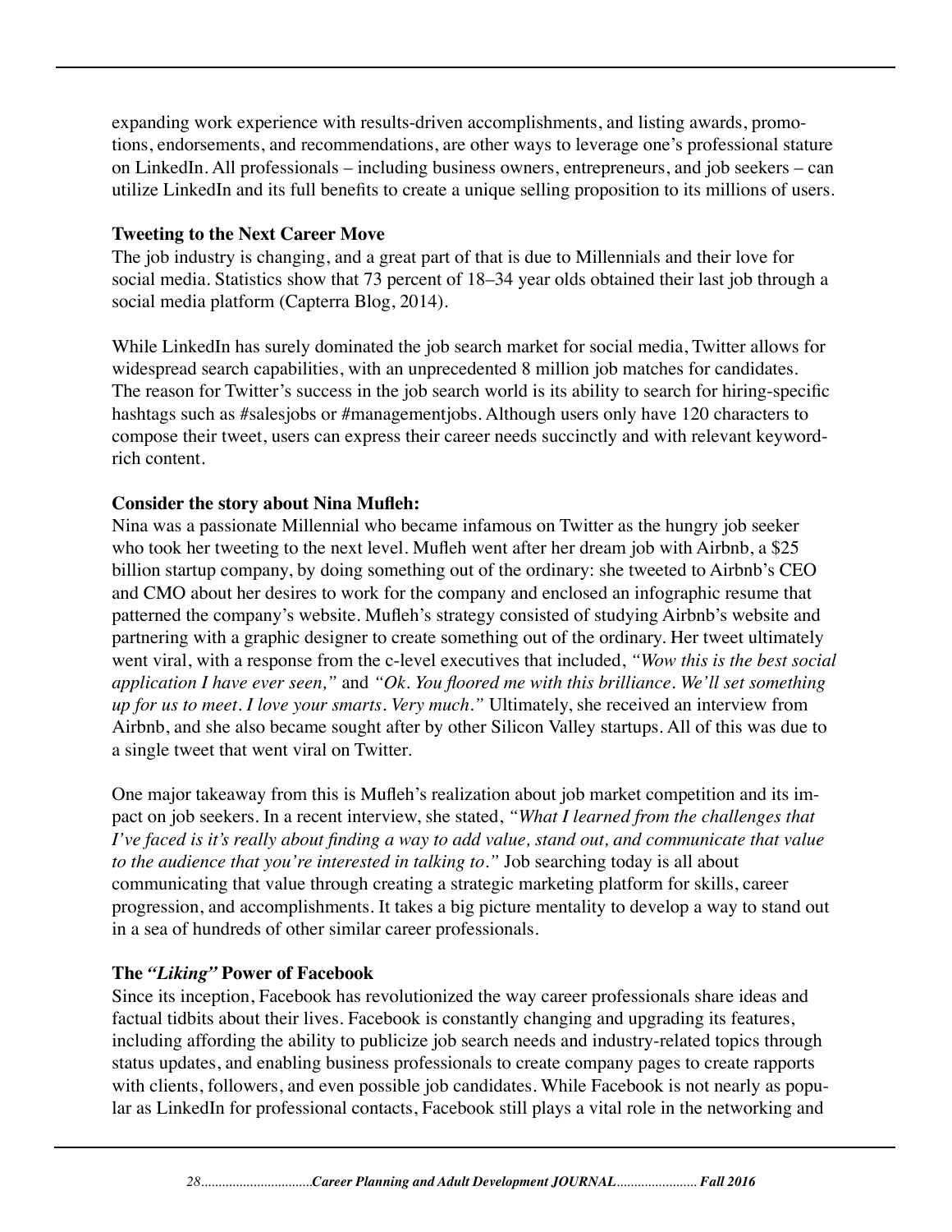expanding work experience with results-driven accomplishments, and listing awards, promotions, endorsements, and recommendations, are other ways to leverage one's professional stature on LinkedIn. All professionals – including business owners, entrepreneurs, and job seekers – can utilize LinkedIn and its full benefits to create a unique selling proposition to its millions of users.

**Tweeting to the Next Career Move**

The job industry is changing, and a great part of that is due to Millennials and their love for social media. Statistics show that 73 percent of 18–34 year olds obtained their last job through a social media platform (Capterra Blog, 2014).

While LinkedIn has surely dominated the job search market for social media, Twitter allows for widespread search capabilities, with an unprecedented 8 million job matches for candidates. The reason for Twitter's success in the job search world is its ability to search for hiring-specific hashtags such as #salesjobs or #managementjobs. Although users only have 120 characters to compose their tweet, users can express their career needs succinctly and with relevant keyword-rich content.

**Consider the story about Nina Mufleh:**

Nina was a passionate Millennial who became infamous on Twitter as the hungry job seeker who took her tweeting to the next level. Mufleh went after her dream job with Airbnb, a $25 billion startup company, by doing something out of the ordinary: she tweeted to Airbnb's CEO and CMO about her desires to work for the company and enclosed an infographic resume that patterned the company's website. Mufleh's strategy consisted of studying Airbnb's website and partnering with a graphic designer to create something out of the ordinary. Her tweet ultimately went viral, with a response from the c-level executives that included, *"Wow this is the best social application I have ever seen,"* and *"Ok. You floored me with this brilliance. We'll set something up for us to meet. I love your smarts. Very much."* Ultimately, she received an interview from Airbnb, and she also became sought after by other Silicon Valley startups. All of this was due to a single tweet that went viral on Twitter.

One major takeaway from this is Mufleh's realization about job market competition and its impact on job seekers. In a recent interview, she stated, *"What I learned from the challenges that I've faced is it's really about finding a way to add value, stand out, and communicate that value to the audience that you're interested in talking to."* Job searching today is all about communicating that value through creating a strategic marketing platform for skills, career progression, and accomplishments. It takes a big picture mentality to develop a way to stand out in a sea of hundreds of other similar career professionals.

**The *"Liking"* Power of Facebook**

Since its inception, Facebook has revolutionized the way career professionals share ideas and factual tidbits about their lives. Facebook is constantly changing and upgrading its features, including affording the ability to publicize job search needs and industry-related topics through status updates, and enabling business professionals to create company pages to create rapports with clients, followers, and even possible job candidates. While Facebook is not nearly as popular as LinkedIn for professional contacts, Facebook still plays a vital role in the networking and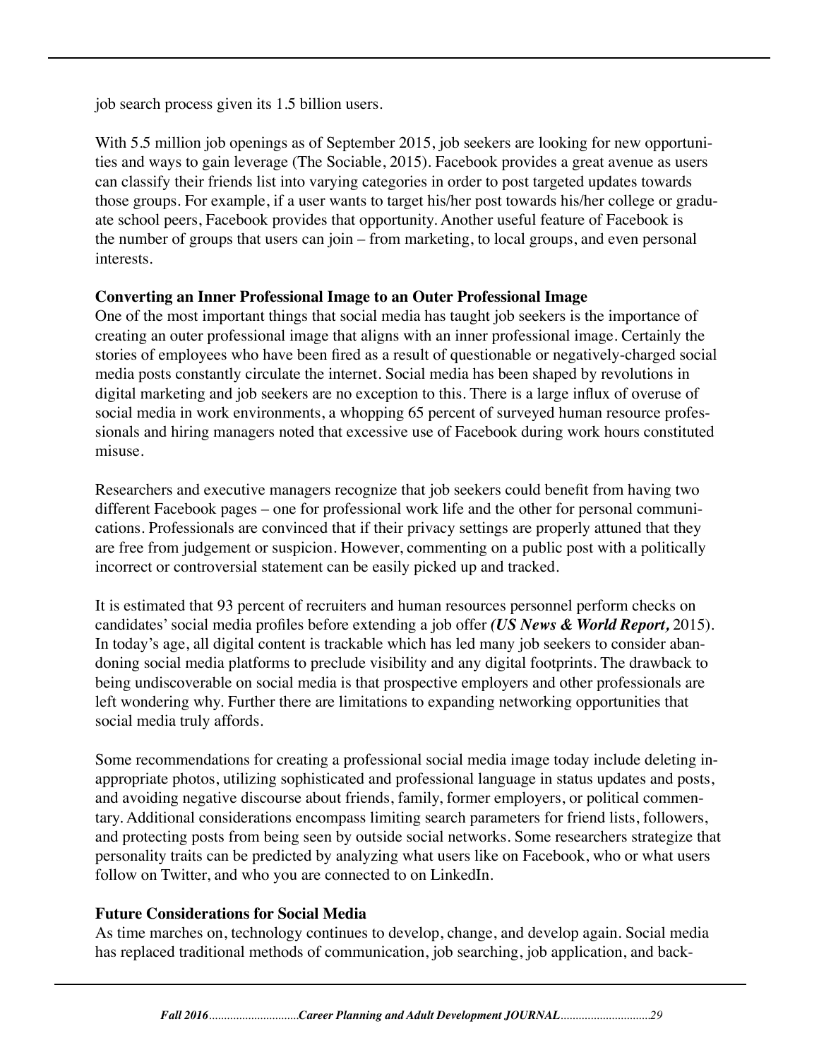job search process given its 1.5 billion users.

With 5.5 million job openings as of September 2015, job seekers are looking for new opportunities and ways to gain leverage (The Sociable, 2015). Facebook provides a great avenue as users can classify their friends list into varying categories in order to post targeted updates towards those groups. For example, if a user wants to target his/her post towards his/her college or graduate school peers, Facebook provides that opportunity. Another useful feature of Facebook is the number of groups that users can join – from marketing, to local groups, and even personal interests.

**Converting an Inner Professional Image to an Outer Professional Image**

One of the most important things that social media has taught job seekers is the importance of creating an outer professional image that aligns with an inner professional image. Certainly the stories of employees who have been fired as a result of questionable or negatively-charged social media posts constantly circulate the internet. Social media has been shaped by revolutions in digital marketing and job seekers are no exception to this. There is a large influx of overuse of social media in work environments, a whopping 65 percent of surveyed human resource professionals and hiring managers noted that excessive use of Facebook during work hours constituted misuse.

Researchers and executive managers recognize that job seekers could benefit from having two different Facebook pages – one for professional work life and the other for personal communications. Professionals are convinced that if their privacy settings are properly attuned that they are free from judgement or suspicion. However, commenting on a public post with a politically incorrect or controversial statement can be easily picked up and tracked.

It is estimated that 93 percent of recruiters and human resources personnel perform checks on candidates' social media profiles before extending a job offer ***(US News & World Report,*** 2015). In today's age, all digital content is trackable which has led many job seekers to consider abandoning social media platforms to preclude visibility and any digital footprints. The drawback to being undiscoverable on social media is that prospective employers and other professionals are left wondering why. Further there are limitations to expanding networking opportunities that social media truly affords.

Some recommendations for creating a professional social media image today include deleting inappropriate photos, utilizing sophisticated and professional language in status updates and posts, and avoiding negative discourse about friends, family, former employers, or political commentary. Additional considerations encompass limiting search parameters for friend lists, followers, and protecting posts from being seen by outside social networks. Some researchers strategize that personality traits can be predicted by analyzing what users like on Facebook, who or what users follow on Twitter, and who you are connected to on LinkedIn.

**Future Considerations for Social Media**

As time marches on, technology continues to develop, change, and develop again. Social media has replaced traditional methods of communication, job searching, job application, and back-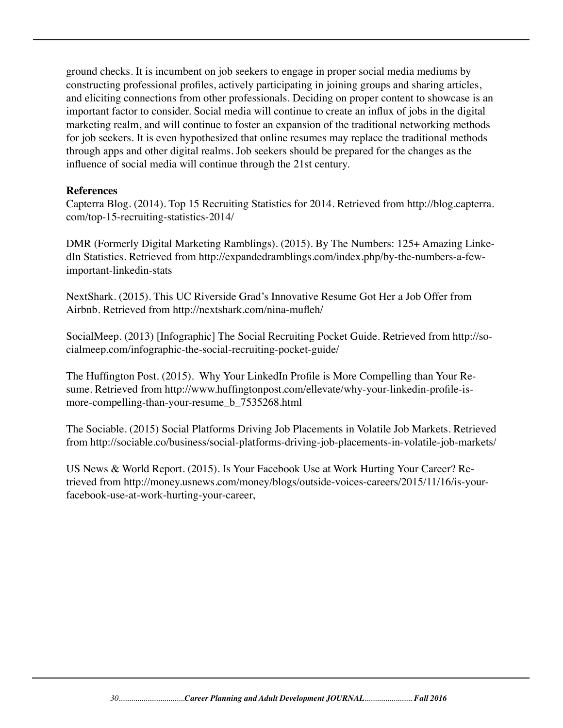ground checks. It is incumbent on job seekers to engage in proper social media mediums by constructing professional profiles, actively participating in joining groups and sharing articles, and eliciting connections from other professionals. Deciding on proper content to showcase is an important factor to consider. Social media will continue to create an influx of jobs in the digital marketing realm, and will continue to foster an expansion of the traditional networking methods for job seekers. It is even hypothesized that online resumes may replace the traditional methods through apps and other digital realms. Job seekers should be prepared for the changes as the influence of social media will continue through the 21st century.

**References**

Capterra Blog. (2014). Top 15 Recruiting Statistics for 2014. Retrieved from http://blog.capterra.com/top-15-recruiting-statistics-2014/

DMR (Formerly Digital Marketing Ramblings). (2015). By The Numbers: 125+ Amazing LinkedIn Statistics. Retrieved from http://expandedramblings.com/index.php/by-the-numbers-a-few-important-linkedin-stats

NextShark. (2015). This UC Riverside Grad's Innovative Resume Got Her a Job Offer from Airbnb. Retrieved from http://nextshark.com/nina-mufleh/

SocialMeep. (2013) [Infographic] The Social Recruiting Pocket Guide. Retrieved from http://socialmeep.com/infographic-the-social-recruiting-pocket-guide/

The Huffington Post. (2015). Why Your LinkedIn Profile is More Compelling than Your Resume. Retrieved from http://www.huffingtonpost.com/ellevate/why-your-linkedin-profile-is-more-compelling-than-your-resume_b_7535268.html

The Sociable. (2015) Social Platforms Driving Job Placements in Volatile Job Markets. Retrieved from http://sociable.co/business/social-platforms-driving-job-placements-in-volatile-job-markets/

US News & World Report. (2015). Is Your Facebook Use at Work Hurting Your Career? Retrieved from http://money.usnews.com/money/blogs/outside-voices-careers/2015/11/16/is-your-facebook-use-at-work-hurting-your-career,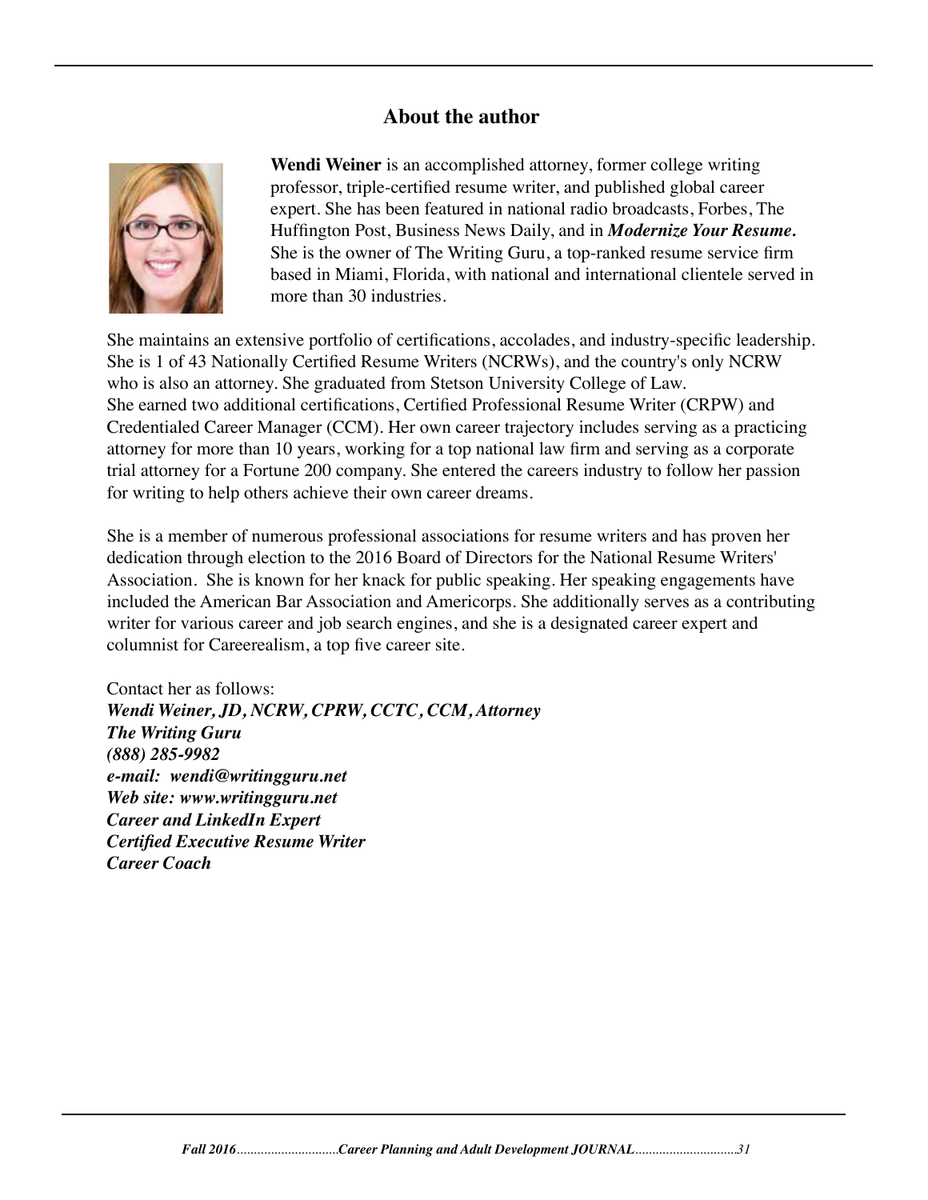## About the author

**Wendi Weiner** is an accomplished attorney, former college writing professor, triple-certified resume writer, and published global career expert. She has been featured in national radio broadcasts, Forbes, The Huffington Post, Business News Daily, and in ***Modernize Your Resume.*** She is the owner of The Writing Guru, a top-ranked resume service firm based in Miami, Florida, with national and international clientele served in more than 30 industries.

She maintains an extensive portfolio of certifications, accolades, and industry-specific leadership. She is 1 of 43 Nationally Certified Resume Writers (NCRWs), and the country's only NCRW who is also an attorney. She graduated from Stetson University College of Law. She earned two additional certifications, Certified Professional Resume Writer (CRPW) and Credentialed Career Manager (CCM). Her own career trajectory includes serving as a practicing attorney for more than 10 years, working for a top national law firm and serving as a corporate trial attorney for a Fortune 200 company. She entered the careers industry to follow her passion for writing to help others achieve their own career dreams.

She is a member of numerous professional associations for resume writers and has proven her dedication through election to the 2016 Board of Directors for the National Resume Writers' Association. She is known for her knack for public speaking. Her speaking engagements have included the American Bar Association and Americorps. She additionally serves as a contributing writer for various career and job search engines, and she is a designated career expert and columnist for Careerealism, a top five career site.

Contact her as follows:
***Wendi Weiner, JD, NCRW, CPRW, CCTC, CCM, Attorney***
***The Writing Guru***
***(888) 285-9982***
***e-mail: wendi@writingguru.net***
***Web site: www.writingguru.net***
***Career and LinkedIn Expert***
***Certified Executive Resume Writer***
***Career Coach***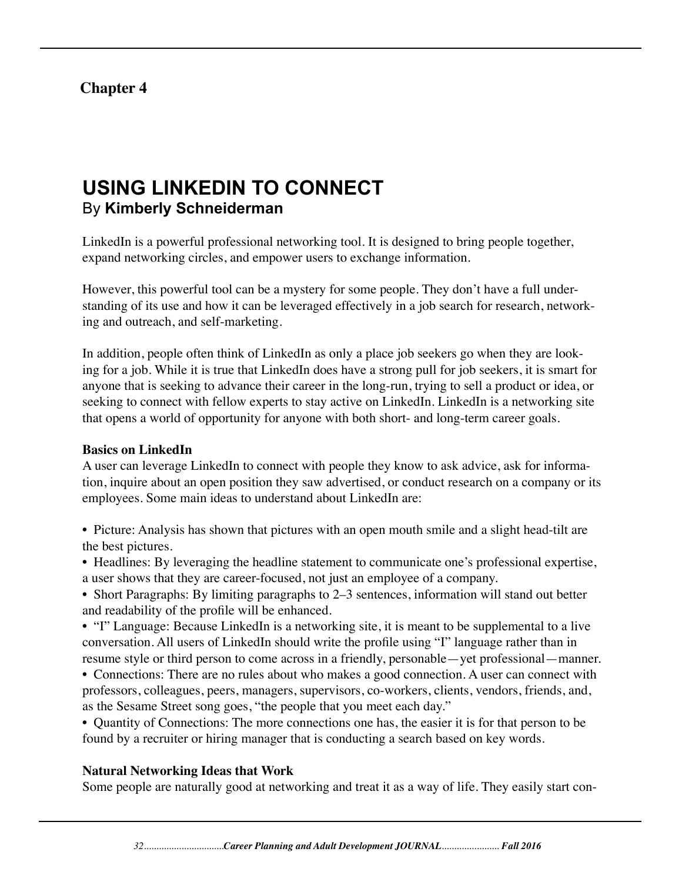## Chapter 4

# USING LINKEDIN TO CONNECT

By **Kimberly Schneiderman**

LinkedIn is a powerful professional networking tool. It is designed to bring people together, expand networking circles, and empower users to exchange information.

However, this powerful tool can be a mystery for some people. They don't have a full understanding of its use and how it can be leveraged effectively in a job search for research, networking and outreach, and self-marketing.

In addition, people often think of LinkedIn as only a place job seekers go when they are looking for a job. While it is true that LinkedIn does have a strong pull for job seekers, it is smart for anyone that is seeking to advance their career in the long-run, trying to sell a product or idea, or seeking to connect with fellow experts to stay active on LinkedIn. LinkedIn is a networking site that opens a world of opportunity for anyone with both short- and long-term career goals.

**Basics on LinkedIn**

A user can leverage LinkedIn to connect with people they know to ask advice, ask for information, inquire about an open position they saw advertised, or conduct research on a company or its employees. Some main ideas to understand about LinkedIn are:

- Picture: Analysis has shown that pictures with an open mouth smile and a slight head-tilt are the best pictures.
- Headlines: By leveraging the headline statement to communicate one's professional expertise, a user shows that they are career-focused, not just an employee of a company.
- Short Paragraphs: By limiting paragraphs to 2–3 sentences, information will stand out better and readability of the profile will be enhanced.
- "I" Language: Because LinkedIn is a networking site, it is meant to be supplemental to a live conversation. All users of LinkedIn should write the profile using "I" language rather than in resume style or third person to come across in a friendly, personable—yet professional—manner.
- Connections: There are no rules about who makes a good connection. A user can connect with professors, colleagues, peers, managers, supervisors, co-workers, clients, vendors, friends, and, as the Sesame Street song goes, "the people that you meet each day."
- Quantity of Connections: The more connections one has, the easier it is for that person to be found by a recruiter or hiring manager that is conducting a search based on key words.

**Natural Networking Ideas that Work**

Some people are naturally good at networking and treat it as a way of life. They easily start con-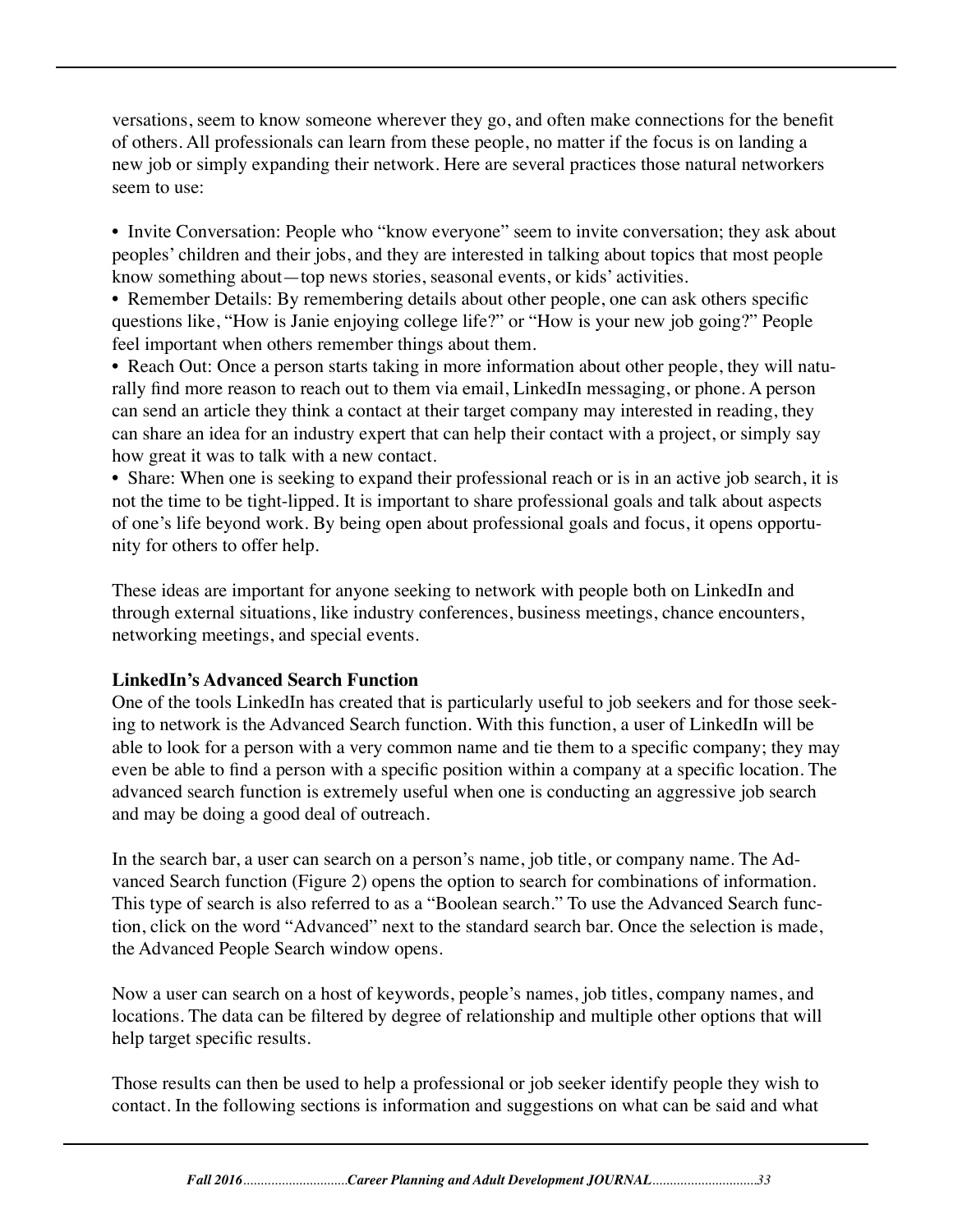versations, seem to know someone wherever they go, and often make connections for the benefit of others. All professionals can learn from these people, no matter if the focus is on landing a new job or simply expanding their network. Here are several practices those natural networkers seem to use:

- Invite Conversation: People who "know everyone" seem to invite conversation; they ask about peoples' children and their jobs, and they are interested in talking about topics that most people know something about—top news stories, seasonal events, or kids' activities.
- Remember Details: By remembering details about other people, one can ask others specific questions like, "How is Janie enjoying college life?" or "How is your new job going?" People feel important when others remember things about them.
- Reach Out: Once a person starts taking in more information about other people, they will naturally find more reason to reach out to them via email, LinkedIn messaging, or phone. A person can send an article they think a contact at their target company may interested in reading, they can share an idea for an industry expert that can help their contact with a project, or simply say how great it was to talk with a new contact.
- Share: When one is seeking to expand their professional reach or is in an active job search, it is not the time to be tight-lipped. It is important to share professional goals and talk about aspects of one's life beyond work. By being open about professional goals and focus, it opens opportunity for others to offer help.

These ideas are important for anyone seeking to network with people both on LinkedIn and through external situations, like industry conferences, business meetings, chance encounters, networking meetings, and special events.

**LinkedIn's Advanced Search Function**

One of the tools LinkedIn has created that is particularly useful to job seekers and for those seeking to network is the Advanced Search function. With this function, a user of LinkedIn will be able to look for a person with a very common name and tie them to a specific company; they may even be able to find a person with a specific position within a company at a specific location. The advanced search function is extremely useful when one is conducting an aggressive job search and may be doing a good deal of outreach.

In the search bar, a user can search on a person's name, job title, or company name. The Advanced Search function (Figure 2) opens the option to search for combinations of information. This type of search is also referred to as a "Boolean search." To use the Advanced Search function, click on the word "Advanced" next to the standard search bar. Once the selection is made, the Advanced People Search window opens.

Now a user can search on a host of keywords, people's names, job titles, company names, and locations. The data can be filtered by degree of relationship and multiple other options that will help target specific results.

Those results can then be used to help a professional or job seeker identify people they wish to contact. In the following sections is information and suggestions on what can be said and what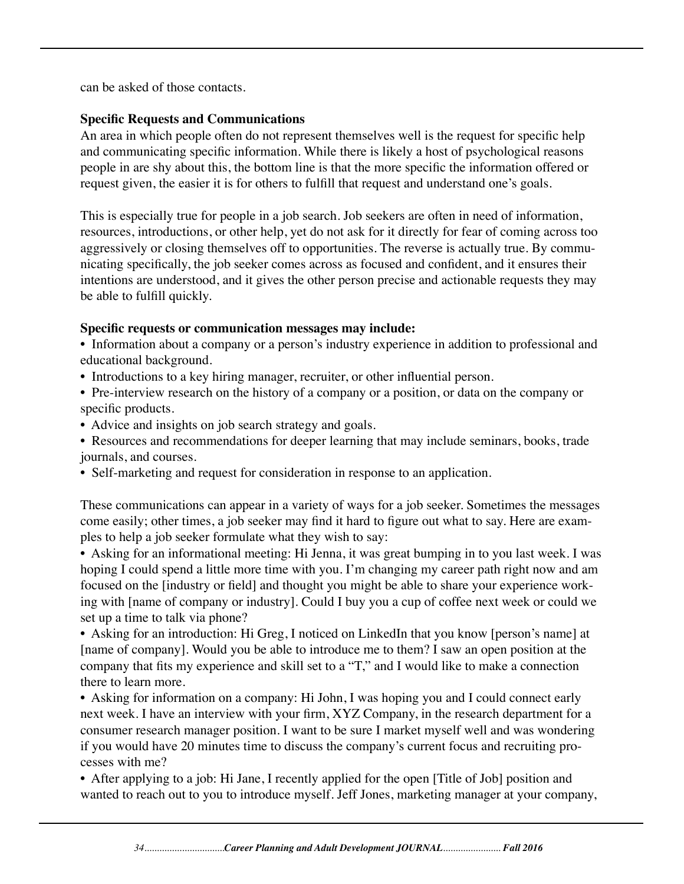can be asked of those contacts.

**Specific Requests and Communications**

An area in which people often do not represent themselves well is the request for specific help and communicating specific information. While there is likely a host of psychological reasons people in are shy about this, the bottom line is that the more specific the information offered or request given, the easier it is for others to fulfill that request and understand one's goals.

This is especially true for people in a job search. Job seekers are often in need of information, resources, introductions, or other help, yet do not ask for it directly for fear of coming across too aggressively or closing themselves off to opportunities. The reverse is actually true. By communicating specifically, the job seeker comes across as focused and confident, and it ensures their intentions are understood, and it gives the other person precise and actionable requests they may be able to fulfill quickly.

**Specific requests or communication messages may include:**

- Information about a company or a person's industry experience in addition to professional and educational background.
- Introductions to a key hiring manager, recruiter, or other influential person.
- Pre-interview research on the history of a company or a position, or data on the company or specific products.
- Advice and insights on job search strategy and goals.
- Resources and recommendations for deeper learning that may include seminars, books, trade journals, and courses.
- Self-marketing and request for consideration in response to an application.

These communications can appear in a variety of ways for a job seeker. Sometimes the messages come easily; other times, a job seeker may find it hard to figure out what to say. Here are examples to help a job seeker formulate what they wish to say:

- Asking for an informational meeting: Hi Jenna, it was great bumping in to you last week. I was hoping I could spend a little more time with you. I'm changing my career path right now and am focused on the [industry or field] and thought you might be able to share your experience working with [name of company or industry]. Could I buy you a cup of coffee next week or could we set up a time to talk via phone?
- Asking for an introduction: Hi Greg, I noticed on LinkedIn that you know [person's name] at [name of company]. Would you be able to introduce me to them? I saw an open position at the company that fits my experience and skill set to a "T," and I would like to make a connection there to learn more.
- Asking for information on a company: Hi John, I was hoping you and I could connect early next week. I have an interview with your firm, XYZ Company, in the research department for a consumer research manager position. I want to be sure I market myself well and was wondering if you would have 20 minutes time to discuss the company's current focus and recruiting processes with me?
- After applying to a job: Hi Jane, I recently applied for the open [Title of Job] position and wanted to reach out to you to introduce myself. Jeff Jones, marketing manager at your company,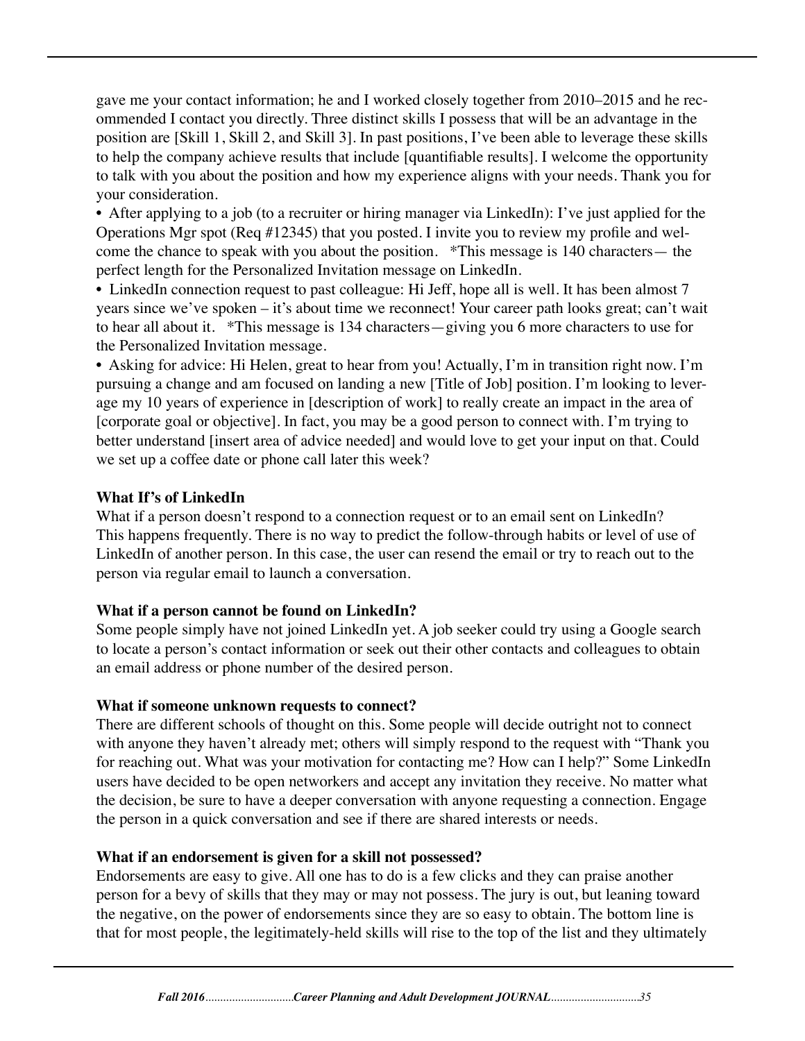gave me your contact information; he and I worked closely together from 2010–2015 and he recommended I contact you directly. Three distinct skills I possess that will be an advantage in the position are [Skill 1, Skill 2, and Skill 3]. In past positions, I've been able to leverage these skills to help the company achieve results that include [quantifiable results]. I welcome the opportunity to talk with you about the position and how my experience aligns with your needs. Thank you for your consideration.

- After applying to a job (to a recruiter or hiring manager via LinkedIn): I've just applied for the Operations Mgr spot (Req #12345) that you posted. I invite you to review my profile and welcome the chance to speak with you about the position. *This message is 140 characters— the perfect length for the Personalized Invitation message on LinkedIn.
- LinkedIn connection request to past colleague: Hi Jeff, hope all is well. It has been almost 7 years since we've spoken – it's about time we reconnect! Your career path looks great; can't wait to hear all about it. *This message is 134 characters—giving you 6 more characters to use for the Personalized Invitation message.
- Asking for advice: Hi Helen, great to hear from you! Actually, I'm in transition right now. I'm pursuing a change and am focused on landing a new [Title of Job] position. I'm looking to leverage my 10 years of experience in [description of work] to really create an impact in the area of [corporate goal or objective]. In fact, you may be a good person to connect with. I'm trying to better understand [insert area of advice needed] and would love to get your input on that. Could we set up a coffee date or phone call later this week?

**What If's of LinkedIn**
What if a person doesn't respond to a connection request or to an email sent on LinkedIn? This happens frequently. There is no way to predict the follow-through habits or level of use of LinkedIn of another person. In this case, the user can resend the email or try to reach out to the person via regular email to launch a conversation.

**What if a person cannot be found on LinkedIn?**
Some people simply have not joined LinkedIn yet. A job seeker could try using a Google search to locate a person's contact information or seek out their other contacts and colleagues to obtain an email address or phone number of the desired person.

**What if someone unknown requests to connect?**
There are different schools of thought on this. Some people will decide outright not to connect with anyone they haven't already met; others will simply respond to the request with "Thank you for reaching out. What was your motivation for contacting me? How can I help?" Some LinkedIn users have decided to be open networkers and accept any invitation they receive. No matter what the decision, be sure to have a deeper conversation with anyone requesting a connection. Engage the person in a quick conversation and see if there are shared interests or needs.

**What if an endorsement is given for a skill not possessed?**
Endorsements are easy to give. All one has to do is a few clicks and they can praise another person for a bevy of skills that they may or may not possess. The jury is out, but leaning toward the negative, on the power of endorsements since they are so easy to obtain. The bottom line is that for most people, the legitimately-held skills will rise to the top of the list and they ultimately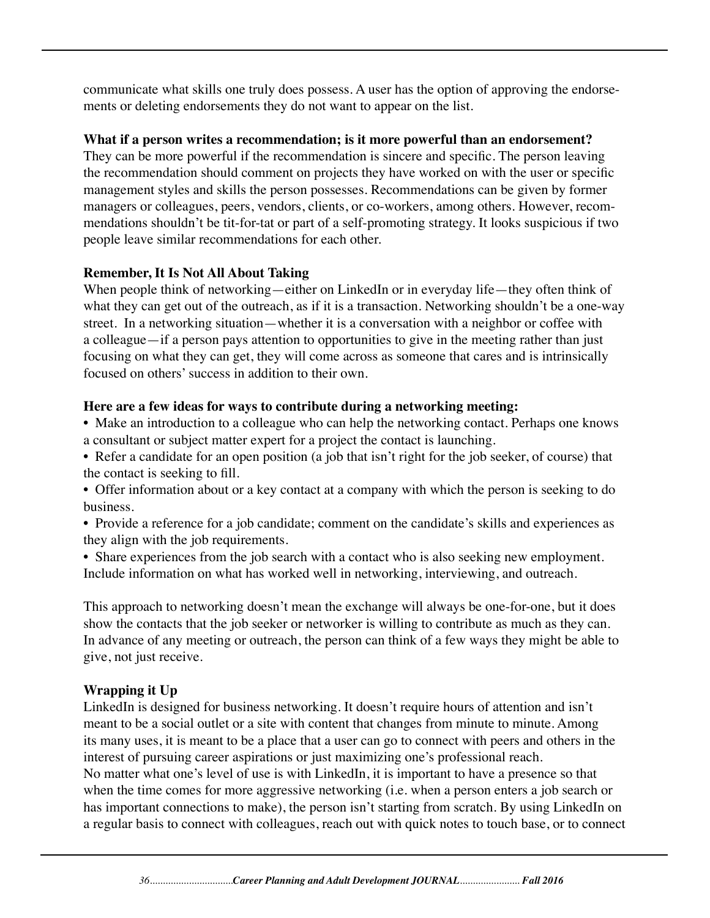communicate what skills one truly does possess. A user has the option of approving the endorsements or deleting endorsements they do not want to appear on the list.

**What if a person writes a recommendation; is it more powerful than an endorsement?**
They can be more powerful if the recommendation is sincere and specific. The person leaving the recommendation should comment on projects they have worked on with the user or specific management styles and skills the person possesses. Recommendations can be given by former managers or colleagues, peers, vendors, clients, or co-workers, among others. However, recommendations shouldn't be tit-for-tat or part of a self-promoting strategy. It looks suspicious if two people leave similar recommendations for each other.

**Remember, It Is Not All About Taking**
When people think of networking—either on LinkedIn or in everyday life—they often think of what they can get out of the outreach, as if it is a transaction. Networking shouldn't be a one-way street. In a networking situation—whether it is a conversation with a neighbor or coffee with a colleague—if a person pays attention to opportunities to give in the meeting rather than just focusing on what they can get, they will come across as someone that cares and is intrinsically focused on others' success in addition to their own.

**Here are a few ideas for ways to contribute during a networking meeting:**

- Make an introduction to a colleague who can help the networking contact. Perhaps one knows a consultant or subject matter expert for a project the contact is launching.
- Refer a candidate for an open position (a job that isn't right for the job seeker, of course) that the contact is seeking to fill.
- Offer information about or a key contact at a company with which the person is seeking to do business.
- Provide a reference for a job candidate; comment on the candidate's skills and experiences as they align with the job requirements.
- Share experiences from the job search with a contact who is also seeking new employment. Include information on what has worked well in networking, interviewing, and outreach.

This approach to networking doesn't mean the exchange will always be one-for-one, but it does show the contacts that the job seeker or networker is willing to contribute as much as they can. In advance of any meeting or outreach, the person can think of a few ways they might be able to give, not just receive.

**Wrapping it Up**
LinkedIn is designed for business networking. It doesn't require hours of attention and isn't meant to be a social outlet or a site with content that changes from minute to minute. Among its many uses, it is meant to be a place that a user can go to connect with peers and others in the interest of pursuing career aspirations or just maximizing one's professional reach.
No matter what one's level of use is with LinkedIn, it is important to have a presence so that when the time comes for more aggressive networking (i.e. when a person enters a job search or has important connections to make), the person isn't starting from scratch. By using LinkedIn on a regular basis to connect with colleagues, reach out with quick notes to touch base, or to connect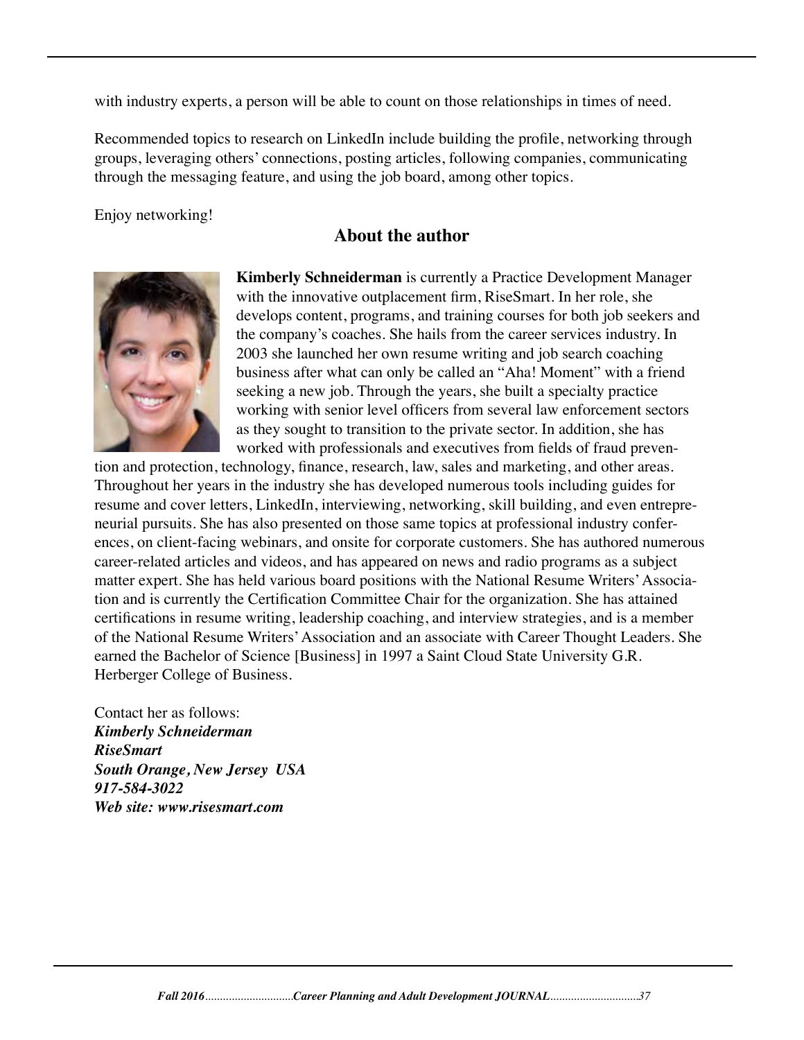with industry experts, a person will be able to count on those relationships in times of need.

Recommended topics to research on LinkedIn include building the profile, networking through groups, leveraging others' connections, posting articles, following companies, communicating through the messaging feature, and using the job board, among other topics.

Enjoy networking!

## About the author

**Kimberly Schneiderman** is currently a Practice Development Manager with the innovative outplacement firm, RiseSmart. In her role, she develops content, programs, and training courses for both job seekers and the company's coaches. She hails from the career services industry. In 2003 she launched her own resume writing and job search coaching business after what can only be called an "Aha! Moment" with a friend seeking a new job. Through the years, she built a specialty practice working with senior level officers from several law enforcement sectors as they sought to transition to the private sector. In addition, she has worked with professionals and executives from fields of fraud prevention and protection, technology, finance, research, law, sales and marketing, and other areas. Throughout her years in the industry she has developed numerous tools including guides for resume and cover letters, LinkedIn, interviewing, networking, skill building, and even entrepreneurial pursuits. She has also presented on those same topics at professional industry conferences, on client-facing webinars, and onsite for corporate customers. She has authored numerous career-related articles and videos, and has appeared on news and radio programs as a subject matter expert. She has held various board positions with the National Resume Writers' Association and is currently the Certification Committee Chair for the organization. She has attained certifications in resume writing, leadership coaching, and interview strategies, and is a member of the National Resume Writers' Association and an associate with Career Thought Leaders. She earned the Bachelor of Science [Business] in 1997 a Saint Cloud State University G.R. Herberger College of Business.

Contact her as follows:
***Kimberly Schneiderman***
***RiseSmart***
***South Orange, New Jersey USA***
***917-584-3022***
***Web site: www.risesmart.com***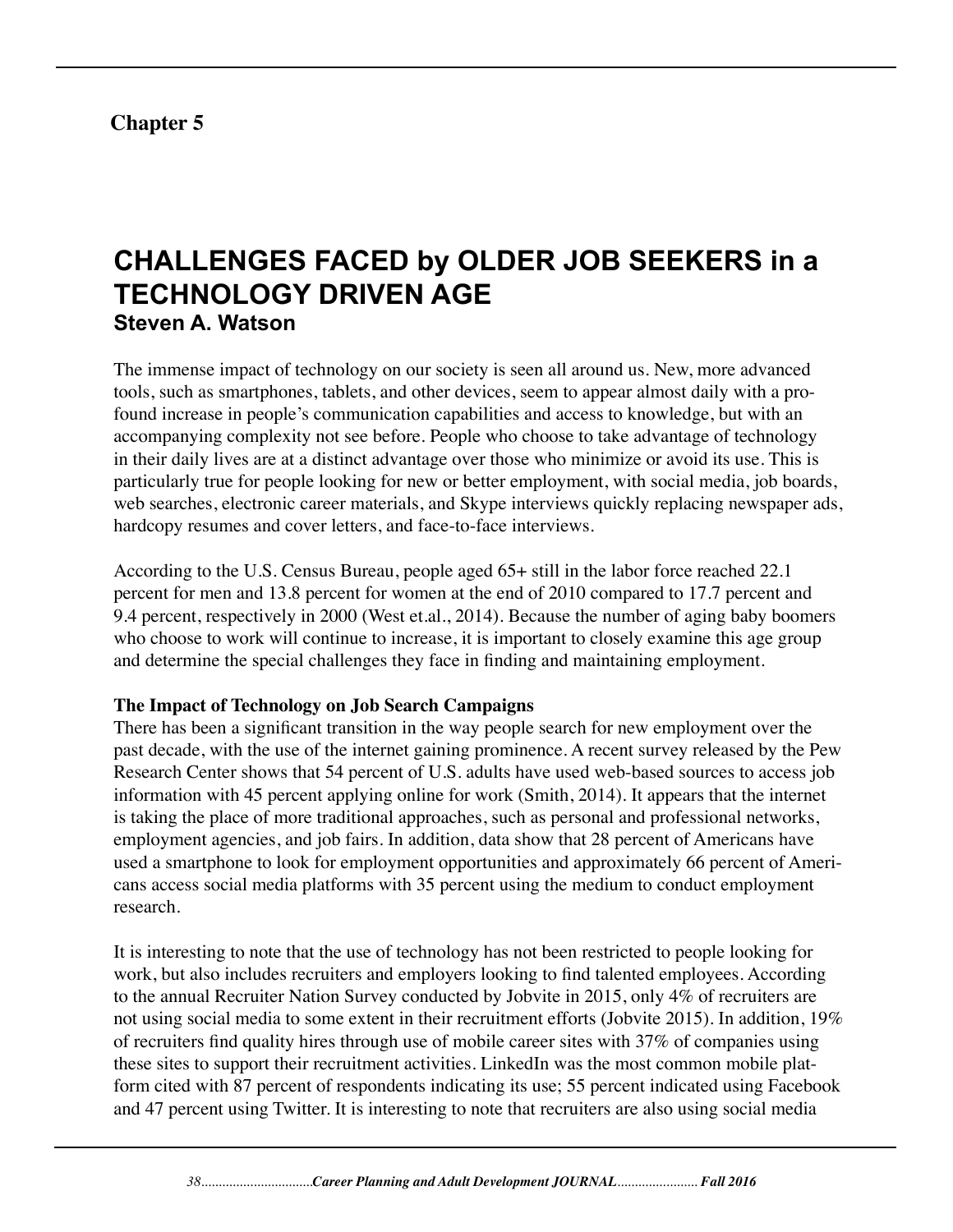**Chapter 5**

# CHALLENGES FACED by OLDER JOB SEEKERS in a TECHNOLOGY DRIVEN AGE

**Steven A. Watson**

The immense impact of technology on our society is seen all around us. New, more advanced tools, such as smartphones, tablets, and other devices, seem to appear almost daily with a profound increase in people's communication capabilities and access to knowledge, but with an accompanying complexity not see before. People who choose to take advantage of technology in their daily lives are at a distinct advantage over those who minimize or avoid its use. This is particularly true for people looking for new or better employment, with social media, job boards, web searches, electronic career materials, and Skype interviews quickly replacing newspaper ads, hardcopy resumes and cover letters, and face-to-face interviews.

According to the U.S. Census Bureau, people aged 65+ still in the labor force reached 22.1 percent for men and 13.8 percent for women at the end of 2010 compared to 17.7 percent and 9.4 percent, respectively in 2000 (West et.al., 2014). Because the number of aging baby boomers who choose to work will continue to increase, it is important to closely examine this age group and determine the special challenges they face in finding and maintaining employment.

**The Impact of Technology on Job Search Campaigns**

There has been a significant transition in the way people search for new employment over the past decade, with the use of the internet gaining prominence. A recent survey released by the Pew Research Center shows that 54 percent of U.S. adults have used web-based sources to access job information with 45 percent applying online for work (Smith, 2014). It appears that the internet is taking the place of more traditional approaches, such as personal and professional networks, employment agencies, and job fairs. In addition, data show that 28 percent of Americans have used a smartphone to look for employment opportunities and approximately 66 percent of Americans access social media platforms with 35 percent using the medium to conduct employment research.

It is interesting to note that the use of technology has not been restricted to people looking for work, but also includes recruiters and employers looking to find talented employees. According to the annual Recruiter Nation Survey conducted by Jobvite in 2015, only 4% of recruiters are not using social media to some extent in their recruitment efforts (Jobvite 2015). In addition, 19% of recruiters find quality hires through use of mobile career sites with 37% of companies using these sites to support their recruitment activities. LinkedIn was the most common mobile platform cited with 87 percent of respondents indicating its use; 55 percent indicated using Facebook and 47 percent using Twitter. It is interesting to note that recruiters are also using social media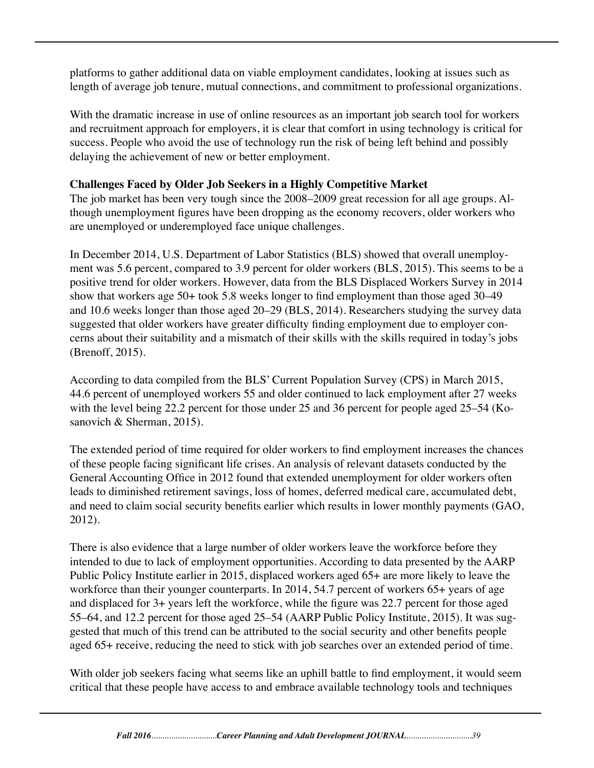platforms to gather additional data on viable employment candidates, looking at issues such as length of average job tenure, mutual connections, and commitment to professional organizations.

With the dramatic increase in use of online resources as an important job search tool for workers and recruitment approach for employers, it is clear that comfort in using technology is critical for success. People who avoid the use of technology run the risk of being left behind and possibly delaying the achievement of new or better employment.

**Challenges Faced by Older Job Seekers in a Highly Competitive Market**

The job market has been very tough since the 2008–2009 great recession for all age groups. Although unemployment figures have been dropping as the economy recovers, older workers who are unemployed or underemployed face unique challenges.

In December 2014, U.S. Department of Labor Statistics (BLS) showed that overall unemployment was 5.6 percent, compared to 3.9 percent for older workers (BLS, 2015). This seems to be a positive trend for older workers. However, data from the BLS Displaced Workers Survey in 2014 show that workers age 50+ took 5.8 weeks longer to find employment than those aged 30–49 and 10.6 weeks longer than those aged 20–29 (BLS, 2014). Researchers studying the survey data suggested that older workers have greater difficulty finding employment due to employer concerns about their suitability and a mismatch of their skills with the skills required in today's jobs (Brenoff, 2015).

According to data compiled from the BLS' Current Population Survey (CPS) in March 2015, 44.6 percent of unemployed workers 55 and older continued to lack employment after 27 weeks with the level being 22.2 percent for those under 25 and 36 percent for people aged 25–54 (Kosanovich & Sherman, 2015).

The extended period of time required for older workers to find employment increases the chances of these people facing significant life crises. An analysis of relevant datasets conducted by the General Accounting Office in 2012 found that extended unemployment for older workers often leads to diminished retirement savings, loss of homes, deferred medical care, accumulated debt, and need to claim social security benefits earlier which results in lower monthly payments (GAO, 2012).

There is also evidence that a large number of older workers leave the workforce before they intended to due to lack of employment opportunities. According to data presented by the AARP Public Policy Institute earlier in 2015, displaced workers aged 65+ are more likely to leave the workforce than their younger counterparts. In 2014, 54.7 percent of workers 65+ years of age and displaced for 3+ years left the workforce, while the figure was 22.7 percent for those aged 55–64, and 12.2 percent for those aged 25–54 (AARP Public Policy Institute, 2015). It was suggested that much of this trend can be attributed to the social security and other benefits people aged 65+ receive, reducing the need to stick with job searches over an extended period of time.

With older job seekers facing what seems like an uphill battle to find employment, it would seem critical that these people have access to and embrace available technology tools and techniques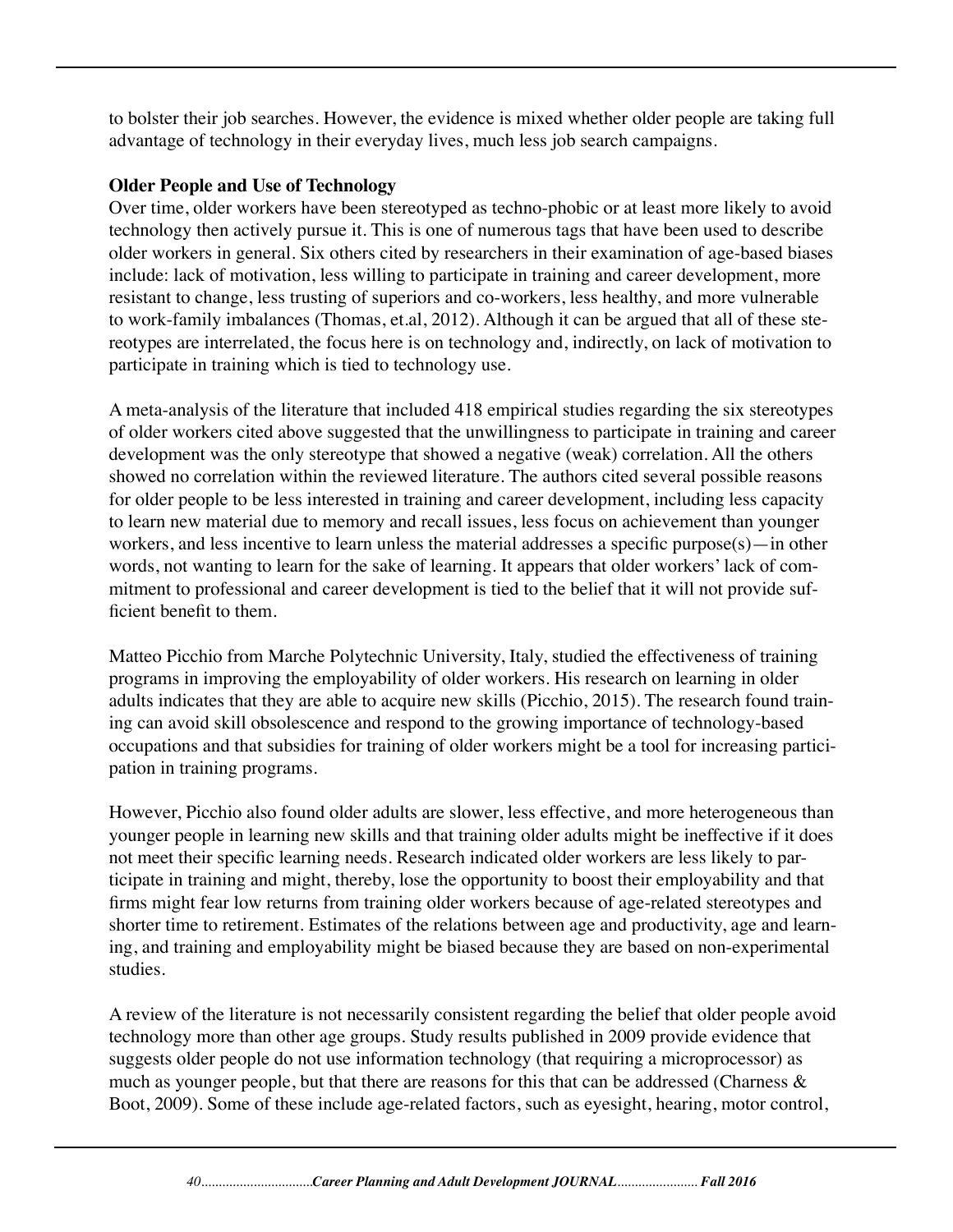to bolster their job searches. However, the evidence is mixed whether older people are taking full advantage of technology in their everyday lives, much less job search campaigns.

**Older People and Use of Technology**

Over time, older workers have been stereotyped as techno-phobic or at least more likely to avoid technology then actively pursue it. This is one of numerous tags that have been used to describe older workers in general. Six others cited by researchers in their examination of age-based biases include: lack of motivation, less willing to participate in training and career development, more resistant to change, less trusting of superiors and co-workers, less healthy, and more vulnerable to work-family imbalances (Thomas, et.al, 2012). Although it can be argued that all of these stereotypes are interrelated, the focus here is on technology and, indirectly, on lack of motivation to participate in training which is tied to technology use.

A meta-analysis of the literature that included 418 empirical studies regarding the six stereotypes of older workers cited above suggested that the unwillingness to participate in training and career development was the only stereotype that showed a negative (weak) correlation. All the others showed no correlation within the reviewed literature. The authors cited several possible reasons for older people to be less interested in training and career development, including less capacity to learn new material due to memory and recall issues, less focus on achievement than younger workers, and less incentive to learn unless the material addresses a specific purpose(s)—in other words, not wanting to learn for the sake of learning. It appears that older workers' lack of commitment to professional and career development is tied to the belief that it will not provide sufficient benefit to them.

Matteo Picchio from Marche Polytechnic University, Italy, studied the effectiveness of training programs in improving the employability of older workers. His research on learning in older adults indicates that they are able to acquire new skills (Picchio, 2015). The research found training can avoid skill obsolescence and respond to the growing importance of technology-based occupations and that subsidies for training of older workers might be a tool for increasing participation in training programs.

However, Picchio also found older adults are slower, less effective, and more heterogeneous than younger people in learning new skills and that training older adults might be ineffective if it does not meet their specific learning needs. Research indicated older workers are less likely to participate in training and might, thereby, lose the opportunity to boost their employability and that firms might fear low returns from training older workers because of age-related stereotypes and shorter time to retirement. Estimates of the relations between age and productivity, age and learning, and training and employability might be biased because they are based on non-experimental studies.

A review of the literature is not necessarily consistent regarding the belief that older people avoid technology more than other age groups. Study results published in 2009 provide evidence that suggests older people do not use information technology (that requiring a microprocessor) as much as younger people, but that there are reasons for this that can be addressed (Charness & Boot, 2009). Some of these include age-related factors, such as eyesight, hearing, motor control,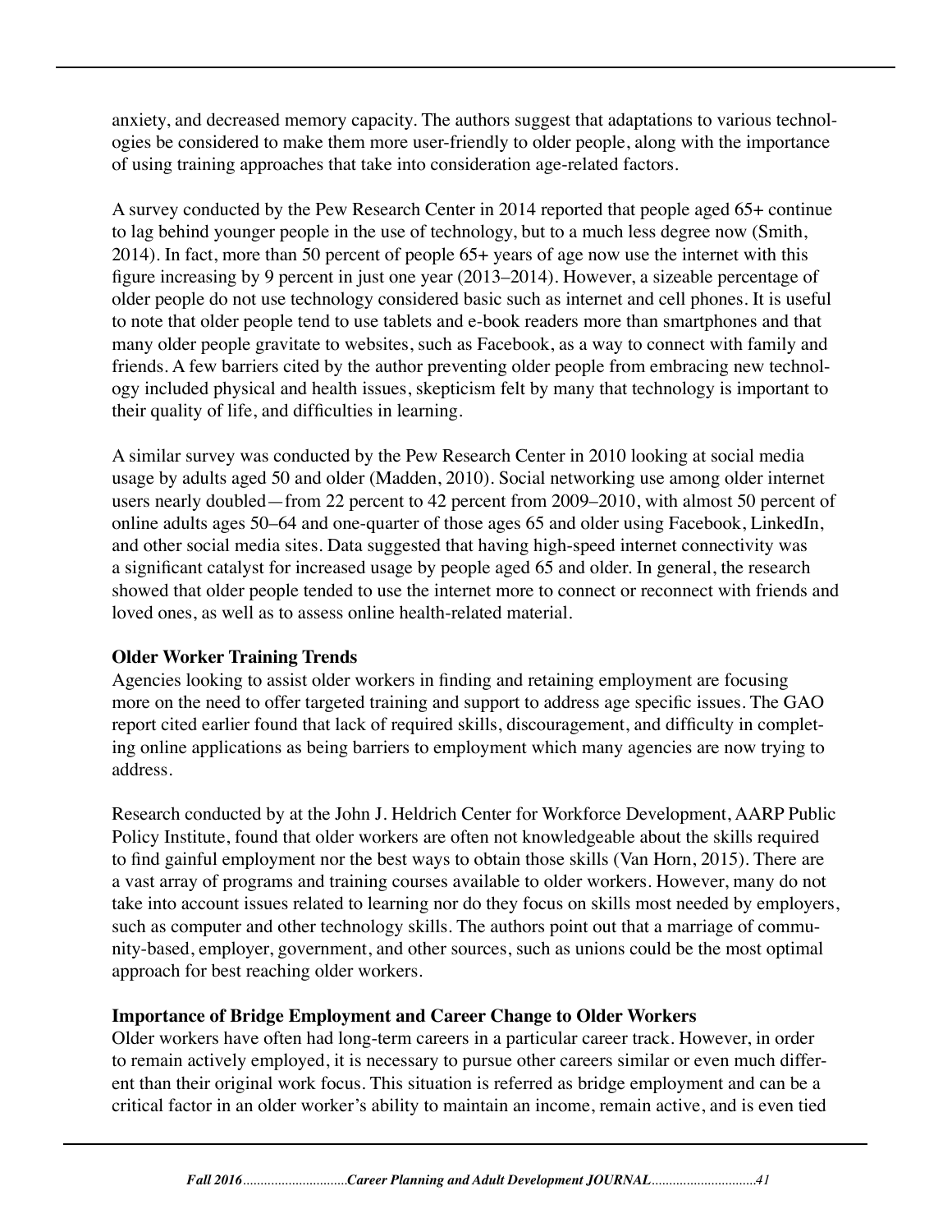anxiety, and decreased memory capacity. The authors suggest that adaptations to various technologies be considered to make them more user-friendly to older people, along with the importance of using training approaches that take into consideration age-related factors.

A survey conducted by the Pew Research Center in 2014 reported that people aged 65+ continue to lag behind younger people in the use of technology, but to a much less degree now (Smith, 2014). In fact, more than 50 percent of people 65+ years of age now use the internet with this figure increasing by 9 percent in just one year (2013–2014). However, a sizeable percentage of older people do not use technology considered basic such as internet and cell phones. It is useful to note that older people tend to use tablets and e-book readers more than smartphones and that many older people gravitate to websites, such as Facebook, as a way to connect with family and friends. A few barriers cited by the author preventing older people from embracing new technology included physical and health issues, skepticism felt by many that technology is important to their quality of life, and difficulties in learning.

A similar survey was conducted by the Pew Research Center in 2010 looking at social media usage by adults aged 50 and older (Madden, 2010). Social networking use among older internet users nearly doubled—from 22 percent to 42 percent from 2009–2010, with almost 50 percent of online adults ages 50–64 and one-quarter of those ages 65 and older using Facebook, LinkedIn, and other social media sites. Data suggested that having high-speed internet connectivity was a significant catalyst for increased usage by people aged 65 and older. In general, the research showed that older people tended to use the internet more to connect or reconnect with friends and loved ones, as well as to assess online health-related material.

**Older Worker Training Trends**

Agencies looking to assist older workers in finding and retaining employment are focusing more on the need to offer targeted training and support to address age specific issues. The GAO report cited earlier found that lack of required skills, discouragement, and difficulty in completing online applications as being barriers to employment which many agencies are now trying to address.

Research conducted by at the John J. Heldrich Center for Workforce Development, AARP Public Policy Institute, found that older workers are often not knowledgeable about the skills required to find gainful employment nor the best ways to obtain those skills (Van Horn, 2015). There are a vast array of programs and training courses available to older workers. However, many do not take into account issues related to learning nor do they focus on skills most needed by employers, such as computer and other technology skills. The authors point out that a marriage of community-based, employer, government, and other sources, such as unions could be the most optimal approach for best reaching older workers.

**Importance of Bridge Employment and Career Change to Older Workers**

Older workers have often had long-term careers in a particular career track. However, in order to remain actively employed, it is necessary to pursue other careers similar or even much different than their original work focus. This situation is referred as bridge employment and can be a critical factor in an older worker's ability to maintain an income, remain active, and is even tied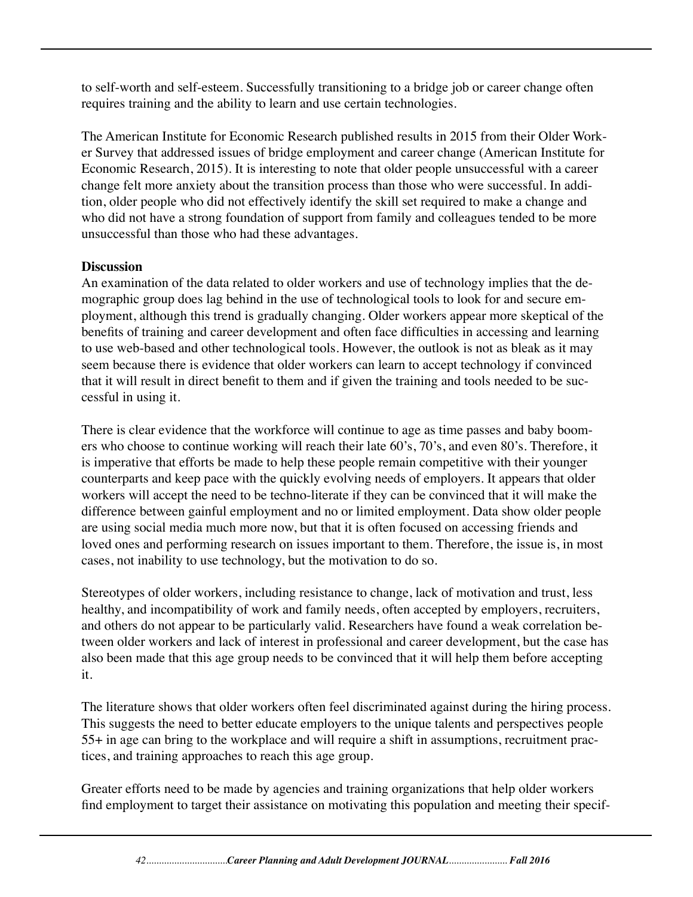to self-worth and self-esteem. Successfully transitioning to a bridge job or career change often requires training and the ability to learn and use certain technologies.

The American Institute for Economic Research published results in 2015 from their Older Worker Survey that addressed issues of bridge employment and career change (American Institute for Economic Research, 2015). It is interesting to note that older people unsuccessful with a career change felt more anxiety about the transition process than those who were successful. In addition, older people who did not effectively identify the skill set required to make a change and who did not have a strong foundation of support from family and colleagues tended to be more unsuccessful than those who had these advantages.

**Discussion**

An examination of the data related to older workers and use of technology implies that the demographic group does lag behind in the use of technological tools to look for and secure employment, although this trend is gradually changing. Older workers appear more skeptical of the benefits of training and career development and often face difficulties in accessing and learning to use web-based and other technological tools. However, the outlook is not as bleak as it may seem because there is evidence that older workers can learn to accept technology if convinced that it will result in direct benefit to them and if given the training and tools needed to be successful in using it.

There is clear evidence that the workforce will continue to age as time passes and baby boomers who choose to continue working will reach their late 60's, 70's, and even 80's. Therefore, it is imperative that efforts be made to help these people remain competitive with their younger counterparts and keep pace with the quickly evolving needs of employers. It appears that older workers will accept the need to be techno-literate if they can be convinced that it will make the difference between gainful employment and no or limited employment. Data show older people are using social media much more now, but that it is often focused on accessing friends and loved ones and performing research on issues important to them. Therefore, the issue is, in most cases, not inability to use technology, but the motivation to do so.

Stereotypes of older workers, including resistance to change, lack of motivation and trust, less healthy, and incompatibility of work and family needs, often accepted by employers, recruiters, and others do not appear to be particularly valid. Researchers have found a weak correlation between older workers and lack of interest in professional and career development, but the case has also been made that this age group needs to be convinced that it will help them before accepting it.

The literature shows that older workers often feel discriminated against during the hiring process. This suggests the need to better educate employers to the unique talents and perspectives people 55+ in age can bring to the workplace and will require a shift in assumptions, recruitment practices, and training approaches to reach this age group.

Greater efforts need to be made by agencies and training organizations that help older workers find employment to target their assistance on motivating this population and meeting their specif-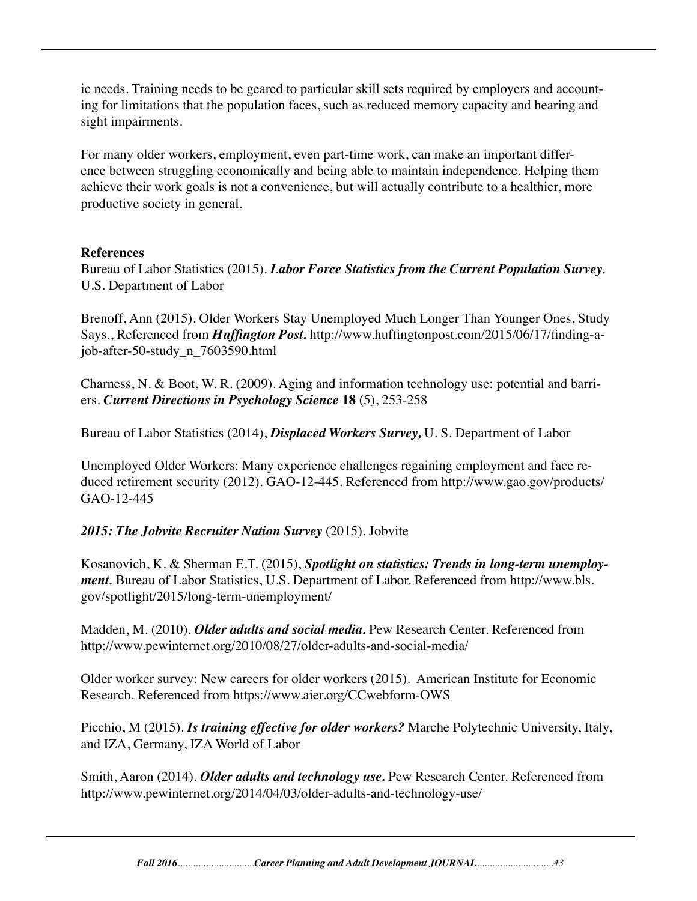ic needs. Training needs to be geared to particular skill sets required by employers and accounting for limitations that the population faces, such as reduced memory capacity and hearing and sight impairments.

For many older workers, employment, even part-time work, can make an important difference between struggling economically and being able to maintain independence. Helping them achieve their work goals is not a convenience, but will actually contribute to a healthier, more productive society in general.

**References**

Bureau of Labor Statistics (2015). ***Labor Force Statistics from the Current Population Survey.*** U.S. Department of Labor

Brenoff, Ann (2015). Older Workers Stay Unemployed Much Longer Than Younger Ones, Study Says., Referenced from ***Huffington Post.*** http://www.huffingtonpost.com/2015/06/17/finding-a-job-after-50-study_n_7603590.html

Charness, N. & Boot, W. R. (2009). Aging and information technology use: potential and barriers. ***Current Directions in Psychology Science*** **18** (5), 253-258

Bureau of Labor Statistics (2014), ***Displaced Workers Survey,*** U. S. Department of Labor

Unemployed Older Workers: Many experience challenges regaining employment and face reduced retirement security (2012). GAO-12-445. Referenced from http://www.gao.gov/products/GAO-12-445

***2015: The Jobvite Recruiter Nation Survey*** (2015). Jobvite

Kosanovich, K. & Sherman E.T. (2015), ***Spotlight on statistics: Trends in long-term unemployment.*** Bureau of Labor Statistics, U.S. Department of Labor. Referenced from http://www.bls.gov/spotlight/2015/long-term-unemployment/

Madden, M. (2010). ***Older adults and social media.*** Pew Research Center. Referenced from http://www.pewinternet.org/2010/08/27/older-adults-and-social-media/

Older worker survey: New careers for older workers (2015). American Institute for Economic Research. Referenced from https://www.aier.org/CCwebform-OWS

Picchio, M (2015). ***Is training effective for older workers?*** Marche Polytechnic University, Italy, and IZA, Germany, IZA World of Labor

Smith, Aaron (2014). ***Older adults and technology use.*** Pew Research Center. Referenced from http://www.pewinternet.org/2014/04/03/older-adults-and-technology-use/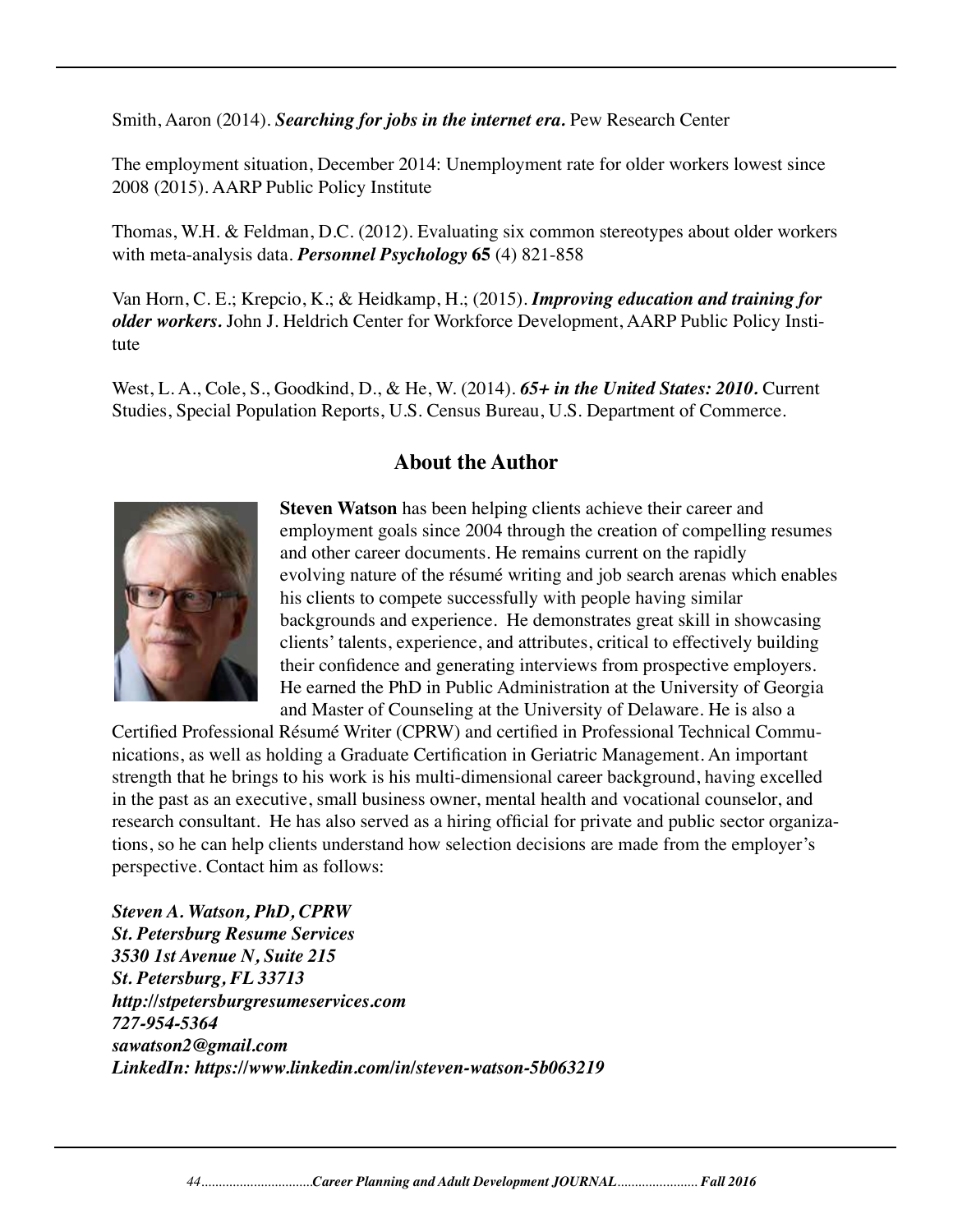Smith, Aaron (2014). ***Searching for jobs in the internet era.*** Pew Research Center

The employment situation, December 2014: Unemployment rate for older workers lowest since 2008 (2015). AARP Public Policy Institute

Thomas, W.H. & Feldman, D.C. (2012). Evaluating six common stereotypes about older workers with meta-analysis data. ***Personnel Psychology*** **65** (4) 821-858

Van Horn, C. E.; Krepcio, K.; & Heidkamp, H.; (2015). ***Improving education and training for older workers.*** John J. Heldrich Center for Workforce Development, AARP Public Policy Institute

West, L. A., Cole, S., Goodkind, D., & He, W. (2014). ***65+ in the United States: 2010.*** Current Studies, Special Population Reports, U.S. Census Bureau, U.S. Department of Commerce.

## About the Author

**Steven Watson** has been helping clients achieve their career and employment goals since 2004 through the creation of compelling resumes and other career documents. He remains current on the rapidly evolving nature of the résumé writing and job search arenas which enables his clients to compete successfully with people having similar backgrounds and experience. He demonstrates great skill in showcasing clients' talents, experience, and attributes, critical to effectively building their confidence and generating interviews from prospective employers. He earned the PhD in Public Administration at the University of Georgia and Master of Counseling at the University of Delaware. He is also a Certified Professional Résumé Writer (CPRW) and certified in Professional Technical Communications, as well as holding a Graduate Certification in Geriatric Management. An important strength that he brings to his work is his multi-dimensional career background, having excelled in the past as an executive, small business owner, mental health and vocational counselor, and research consultant. He has also served as a hiring official for private and public sector organizations, so he can help clients understand how selection decisions are made from the employer's perspective. Contact him as follows:

***Steven A. Watson, PhD, CPRW***
***St. Petersburg Resume Services***
***3530 1st Avenue N, Suite 215***
***St. Petersburg, FL 33713***
***http://stpetersburgresumeservices.com***
***727-954-5364***
***sawatson2@gmail.com***
***LinkedIn: https://www.linkedin.com/in/steven-watson-5b063219***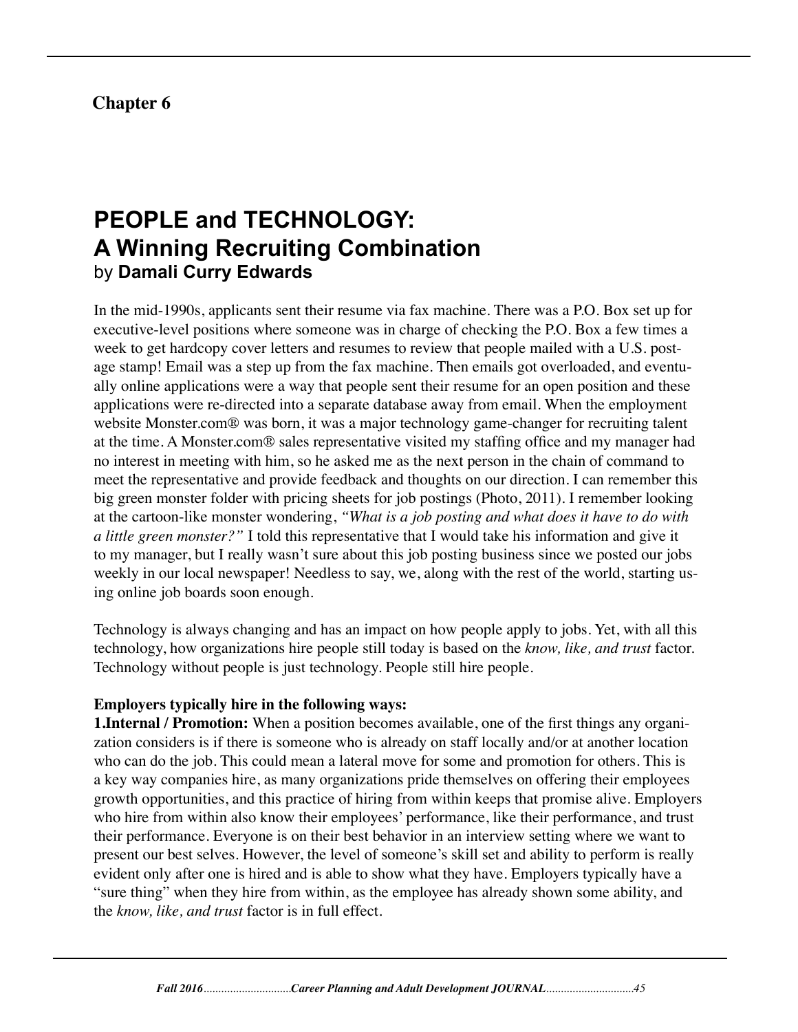## Chapter 6

# PEOPLE and TECHNOLOGY: A Winning Recruiting Combination

by **Damali Curry Edwards**

In the mid-1990s, applicants sent their resume via fax machine. There was a P.O. Box set up for executive-level positions where someone was in charge of checking the P.O. Box a few times a week to get hardcopy cover letters and resumes to review that people mailed with a U.S. postage stamp! Email was a step up from the fax machine. Then emails got overloaded, and eventually online applications were a way that people sent their resume for an open position and these applications were re-directed into a separate database away from email. When the employment website Monster.com® was born, it was a major technology game-changer for recruiting talent at the time. A Monster.com® sales representative visited my staffing office and my manager had no interest in meeting with him, so he asked me as the next person in the chain of command to meet the representative and provide feedback and thoughts on our direction. I can remember this big green monster folder with pricing sheets for job postings (Photo, 2011). I remember looking at the cartoon-like monster wondering, *"What is a job posting and what does it have to do with a little green monster?"* I told this representative that I would take his information and give it to my manager, but I really wasn't sure about this job posting business since we posted our jobs weekly in our local newspaper! Needless to say, we, along with the rest of the world, starting using online job boards soon enough.

Technology is always changing and has an impact on how people apply to jobs. Yet, with all this technology, how organizations hire people still today is based on the *know, like, and trust* factor. Technology without people is just technology. People still hire people.

**Employers typically hire in the following ways:**

**1.Internal / Promotion:** When a position becomes available, one of the first things any organization considers is if there is someone who is already on staff locally and/or at another location who can do the job. This could mean a lateral move for some and promotion for others. This is a key way companies hire, as many organizations pride themselves on offering their employees growth opportunities, and this practice of hiring from within keeps that promise alive. Employers who hire from within also know their employees' performance, like their performance, and trust their performance. Everyone is on their best behavior in an interview setting where we want to present our best selves. However, the level of someone's skill set and ability to perform is really evident only after one is hired and is able to show what they have. Employers typically have a "sure thing" when they hire from within, as the employee has already shown some ability, and the *know, like, and trust* factor is in full effect.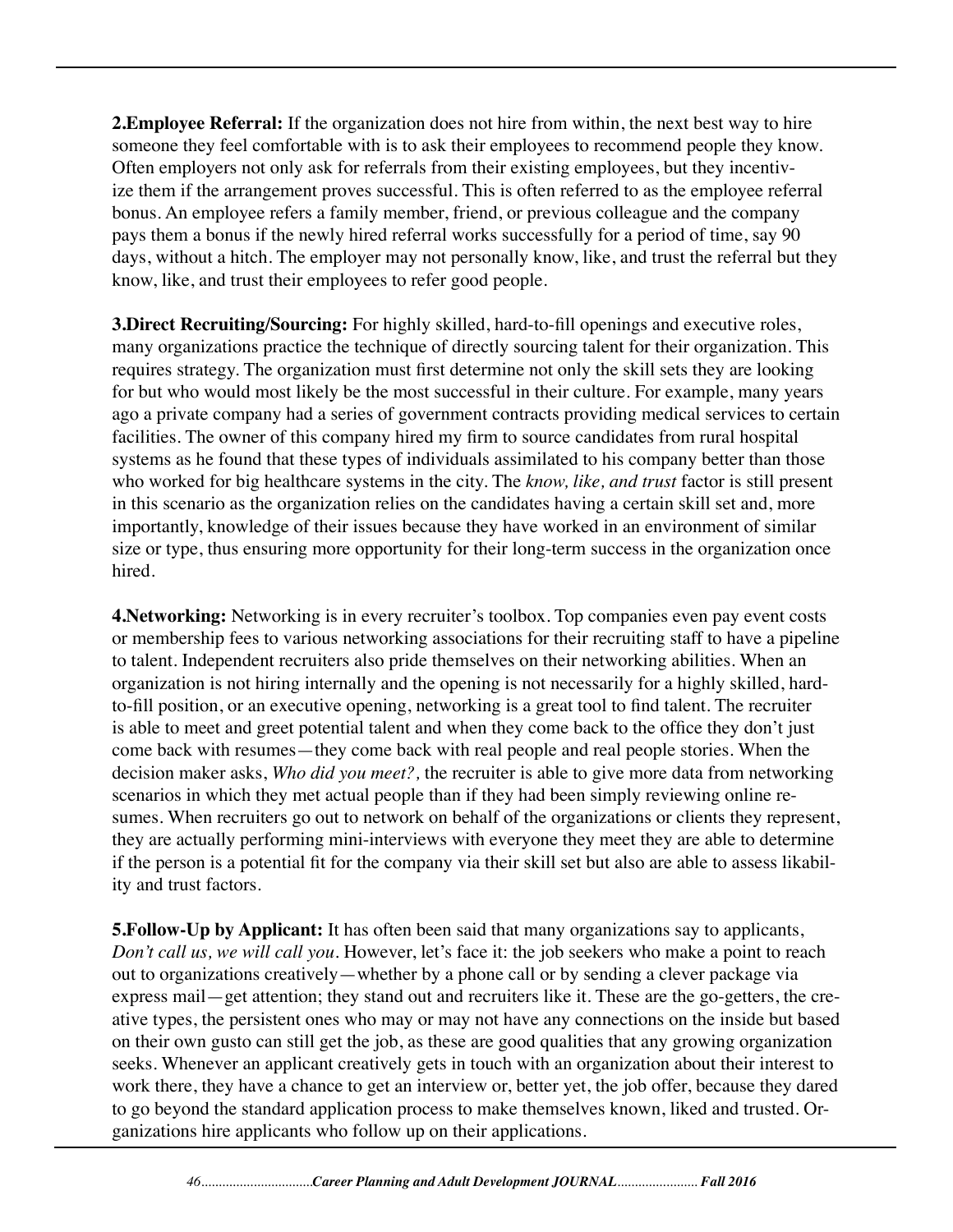**2.Employee Referral:** If the organization does not hire from within, the next best way to hire someone they feel comfortable with is to ask their employees to recommend people they know. Often employers not only ask for referrals from their existing employees, but they incentivize them if the arrangement proves successful. This is often referred to as the employee referral bonus. An employee refers a family member, friend, or previous colleague and the company pays them a bonus if the newly hired referral works successfully for a period of time, say 90 days, without a hitch. The employer may not personally know, like, and trust the referral but they know, like, and trust their employees to refer good people.

**3.Direct Recruiting/Sourcing:** For highly skilled, hard-to-fill openings and executive roles, many organizations practice the technique of directly sourcing talent for their organization. This requires strategy. The organization must first determine not only the skill sets they are looking for but who would most likely be the most successful in their culture. For example, many years ago a private company had a series of government contracts providing medical services to certain facilities. The owner of this company hired my firm to source candidates from rural hospital systems as he found that these types of individuals assimilated to his company better than those who worked for big healthcare systems in the city. The *know, like, and trust* factor is still present in this scenario as the organization relies on the candidates having a certain skill set and, more importantly, knowledge of their issues because they have worked in an environment of similar size or type, thus ensuring more opportunity for their long-term success in the organization once hired.

**4.Networking:** Networking is in every recruiter's toolbox. Top companies even pay event costs or membership fees to various networking associations for their recruiting staff to have a pipeline to talent. Independent recruiters also pride themselves on their networking abilities. When an organization is not hiring internally and the opening is not necessarily for a highly skilled, hard-to-fill position, or an executive opening, networking is a great tool to find talent. The recruiter is able to meet and greet potential talent and when they come back to the office they don't just come back with resumes—they come back with real people and real people stories. When the decision maker asks, *Who did you meet?,* the recruiter is able to give more data from networking scenarios in which they met actual people than if they had been simply reviewing online resumes. When recruiters go out to network on behalf of the organizations or clients they represent, they are actually performing mini-interviews with everyone they meet they are able to determine if the person is a potential fit for the company via their skill set but also are able to assess likability and trust factors.

**5.Follow-Up by Applicant:** It has often been said that many organizations say to applicants, *Don't call us, we will call you*. However, let's face it: the job seekers who make a point to reach out to organizations creatively—whether by a phone call or by sending a clever package via express mail—get attention; they stand out and recruiters like it. These are the go-getters, the creative types, the persistent ones who may or may not have any connections on the inside but based on their own gusto can still get the job, as these are good qualities that any growing organization seeks. Whenever an applicant creatively gets in touch with an organization about their interest to work there, they have a chance to get an interview or, better yet, the job offer, because they dared to go beyond the standard application process to make themselves known, liked and trusted. Organizations hire applicants who follow up on their applications.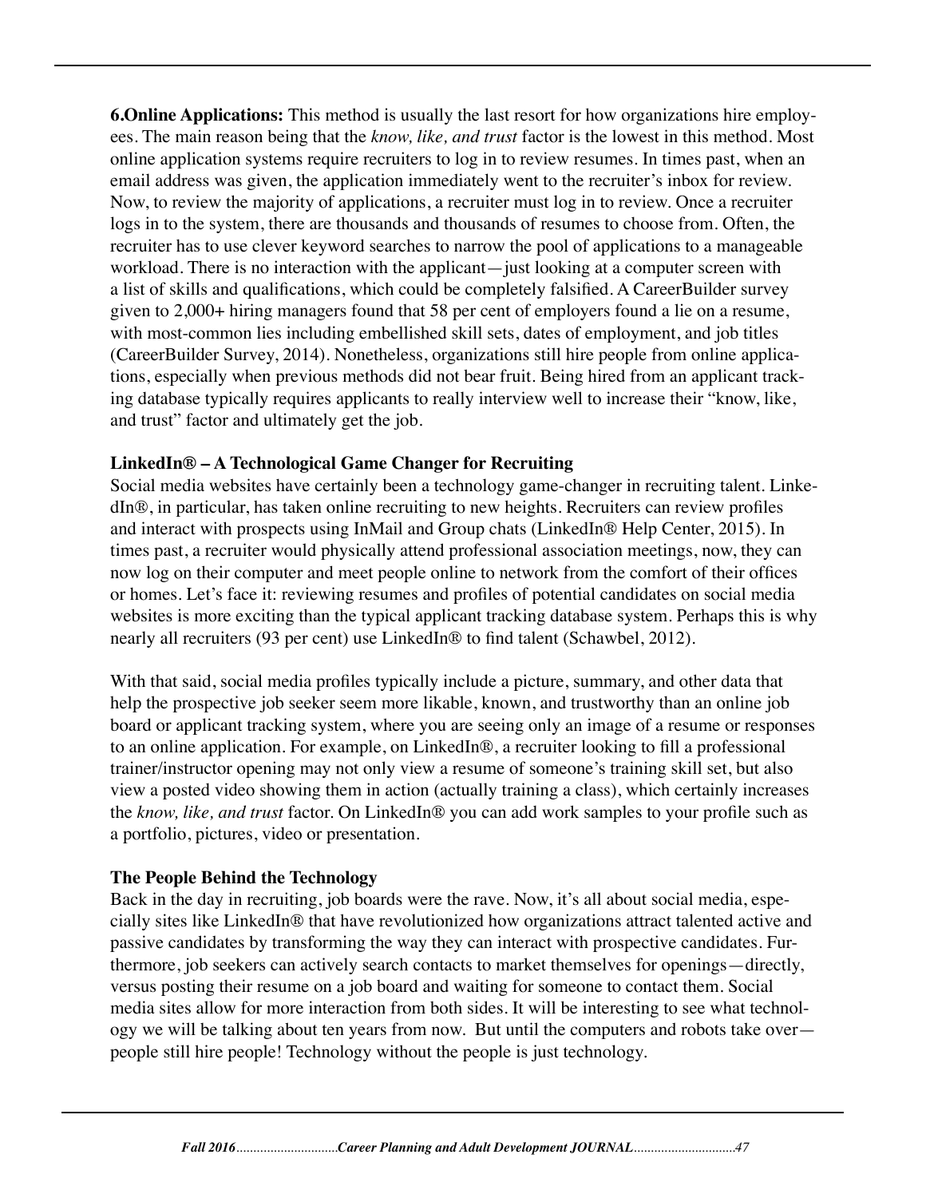**6.Online Applications:** This method is usually the last resort for how organizations hire employees. The main reason being that the *know, like, and trust* factor is the lowest in this method. Most online application systems require recruiters to log in to review resumes. In times past, when an email address was given, the application immediately went to the recruiter's inbox for review. Now, to review the majority of applications, a recruiter must log in to review. Once a recruiter logs in to the system, there are thousands and thousands of resumes to choose from. Often, the recruiter has to use clever keyword searches to narrow the pool of applications to a manageable workload. There is no interaction with the applicant—just looking at a computer screen with a list of skills and qualifications, which could be completely falsified. A CareerBuilder survey given to 2,000+ hiring managers found that 58 per cent of employers found a lie on a resume, with most-common lies including embellished skill sets, dates of employment, and job titles (CareerBuilder Survey, 2014). Nonetheless, organizations still hire people from online applications, especially when previous methods did not bear fruit. Being hired from an applicant tracking database typically requires applicants to really interview well to increase their "know, like, and trust" factor and ultimately get the job.

**LinkedIn® – A Technological Game Changer for Recruiting**

Social media websites have certainly been a technology game-changer in recruiting talent. LinkedIn®, in particular, has taken online recruiting to new heights. Recruiters can review profiles and interact with prospects using InMail and Group chats (LinkedIn® Help Center, 2015). In times past, a recruiter would physically attend professional association meetings, now, they can now log on their computer and meet people online to network from the comfort of their offices or homes. Let's face it: reviewing resumes and profiles of potential candidates on social media websites is more exciting than the typical applicant tracking database system. Perhaps this is why nearly all recruiters (93 per cent) use LinkedIn® to find talent (Schawbel, 2012).

With that said, social media profiles typically include a picture, summary, and other data that help the prospective job seeker seem more likable, known, and trustworthy than an online job board or applicant tracking system, where you are seeing only an image of a resume or responses to an online application. For example, on LinkedIn®, a recruiter looking to fill a professional trainer/instructor opening may not only view a resume of someone's training skill set, but also view a posted video showing them in action (actually training a class), which certainly increases the *know, like, and trust* factor. On LinkedIn® you can add work samples to your profile such as a portfolio, pictures, video or presentation.

**The People Behind the Technology**

Back in the day in recruiting, job boards were the rave. Now, it's all about social media, especially sites like LinkedIn® that have revolutionized how organizations attract talented active and passive candidates by transforming the way they can interact with prospective candidates. Furthermore, job seekers can actively search contacts to market themselves for openings—directly, versus posting their resume on a job board and waiting for someone to contact them. Social media sites allow for more interaction from both sides. It will be interesting to see what technology we will be talking about ten years from now. But until the computers and robots take over—people still hire people! Technology without the people is just technology.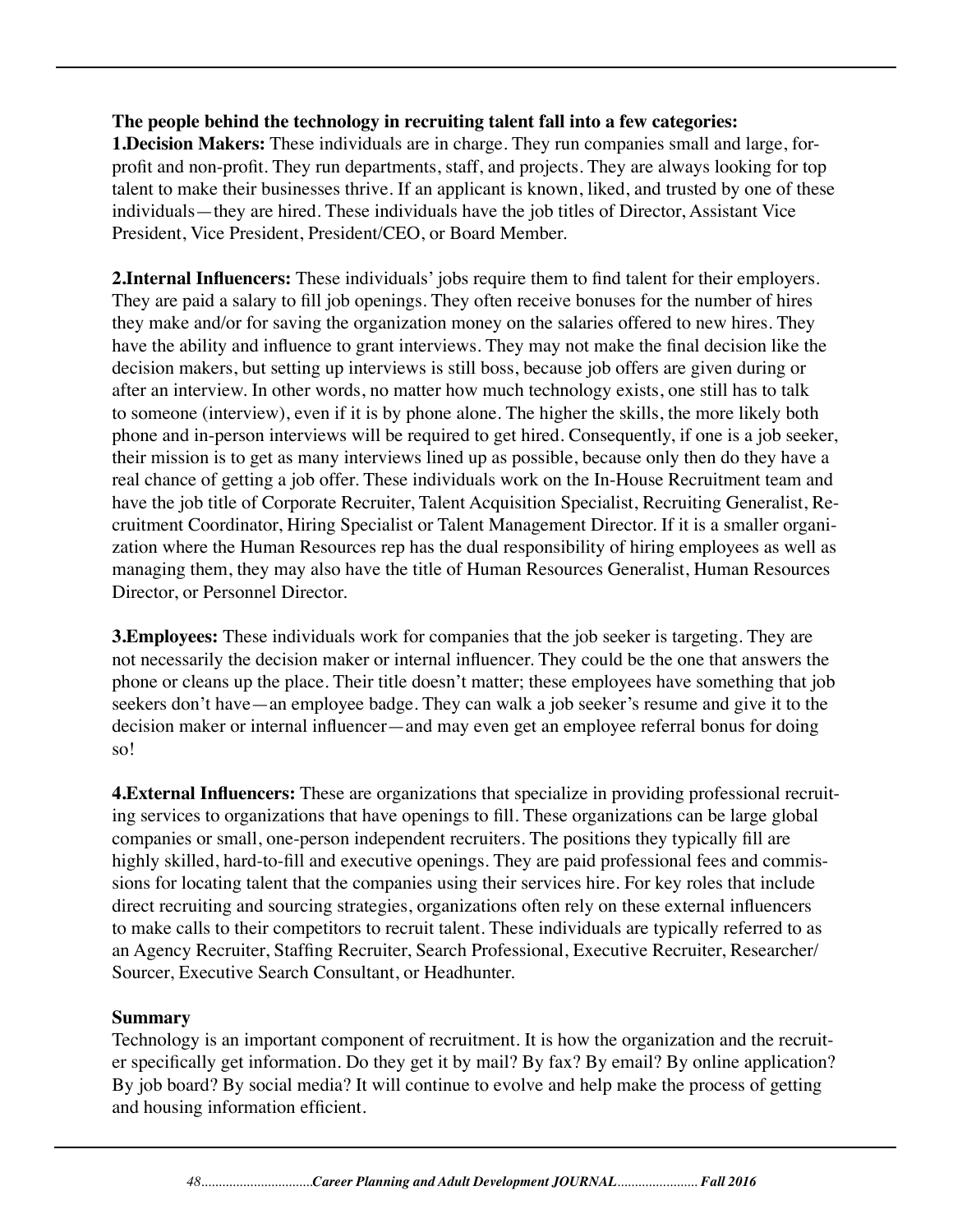**The people behind the technology in recruiting talent fall into a few categories:**

**1.Decision Makers:** These individuals are in charge. They run companies small and large, for-profit and non-profit. They run departments, staff, and projects. They are always looking for top talent to make their businesses thrive. If an applicant is known, liked, and trusted by one of these individuals—they are hired. These individuals have the job titles of Director, Assistant Vice President, Vice President, President/CEO, or Board Member.

**2.Internal Influencers:** These individuals' jobs require them to find talent for their employers. They are paid a salary to fill job openings. They often receive bonuses for the number of hires they make and/or for saving the organization money on the salaries offered to new hires. They have the ability and influence to grant interviews. They may not make the final decision like the decision makers, but setting up interviews is still boss, because job offers are given during or after an interview. In other words, no matter how much technology exists, one still has to talk to someone (interview), even if it is by phone alone. The higher the skills, the more likely both phone and in-person interviews will be required to get hired. Consequently, if one is a job seeker, their mission is to get as many interviews lined up as possible, because only then do they have a real chance of getting a job offer. These individuals work on the In-House Recruitment team and have the job title of Corporate Recruiter, Talent Acquisition Specialist, Recruiting Generalist, Recruitment Coordinator, Hiring Specialist or Talent Management Director. If it is a smaller organization where the Human Resources rep has the dual responsibility of hiring employees as well as managing them, they may also have the title of Human Resources Generalist, Human Resources Director, or Personnel Director.

**3.Employees:** These individuals work for companies that the job seeker is targeting. They are not necessarily the decision maker or internal influencer. They could be the one that answers the phone or cleans up the place. Their title doesn't matter; these employees have something that job seekers don't have—an employee badge. They can walk a job seeker's resume and give it to the decision maker or internal influencer—and may even get an employee referral bonus for doing so!

**4.External Influencers:** These are organizations that specialize in providing professional recruiting services to organizations that have openings to fill. These organizations can be large global companies or small, one-person independent recruiters. The positions they typically fill are highly skilled, hard-to-fill and executive openings. They are paid professional fees and commissions for locating talent that the companies using their services hire. For key roles that include direct recruiting and sourcing strategies, organizations often rely on these external influencers to make calls to their competitors to recruit talent. These individuals are typically referred to as an Agency Recruiter, Staffing Recruiter, Search Professional, Executive Recruiter, Researcher/Sourcer, Executive Search Consultant, or Headhunter.

**Summary**

Technology is an important component of recruitment. It is how the organization and the recruiter specifically get information. Do they get it by mail? By fax? By email? By online application? By job board? By social media? It will continue to evolve and help make the process of getting and housing information efficient.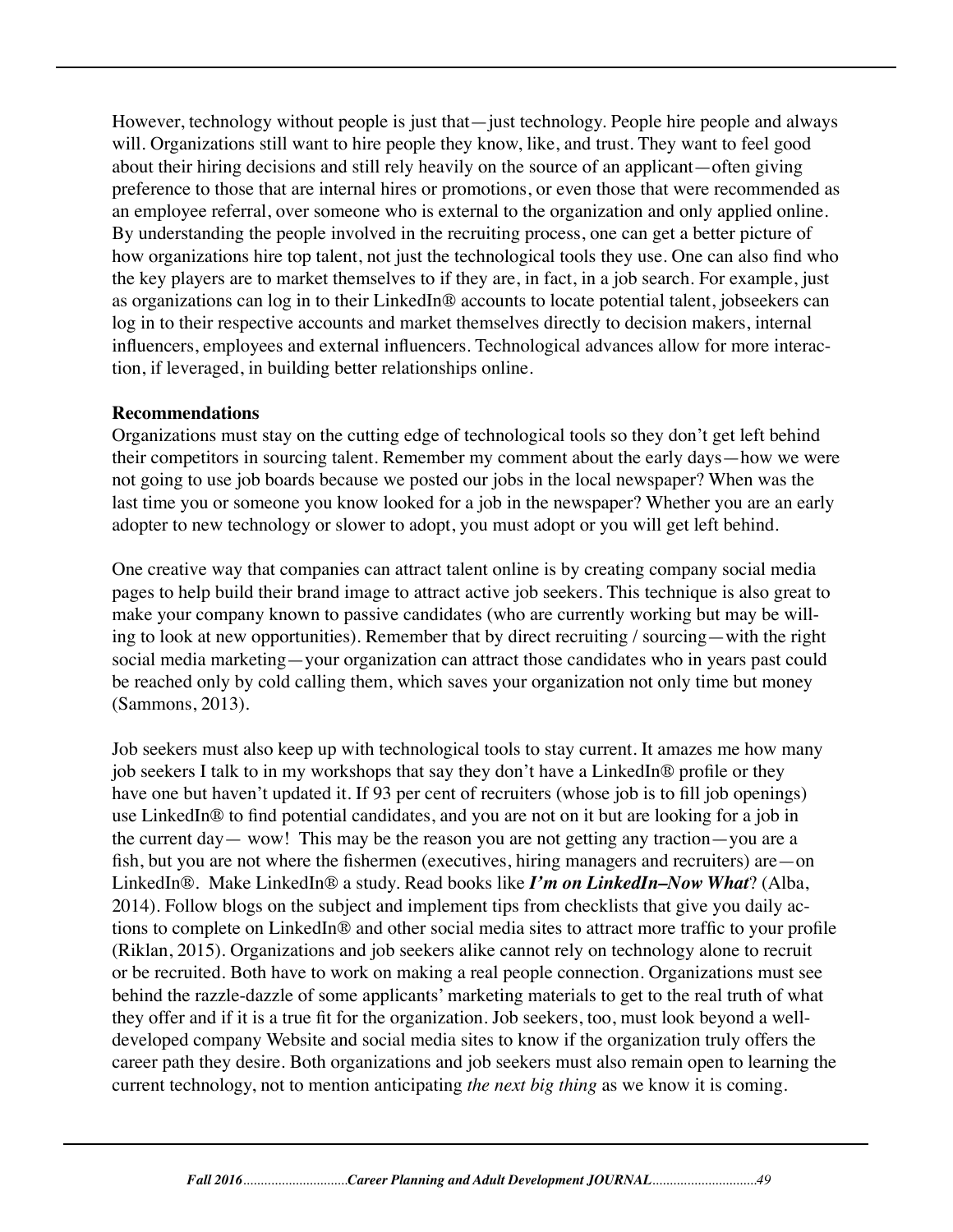However, technology without people is just that—just technology. People hire people and always will. Organizations still want to hire people they know, like, and trust. They want to feel good about their hiring decisions and still rely heavily on the source of an applicant—often giving preference to those that are internal hires or promotions, or even those that were recommended as an employee referral, over someone who is external to the organization and only applied online. By understanding the people involved in the recruiting process, one can get a better picture of how organizations hire top talent, not just the technological tools they use. One can also find who the key players are to market themselves to if they are, in fact, in a job search. For example, just as organizations can log in to their LinkedIn® accounts to locate potential talent, jobseekers can log in to their respective accounts and market themselves directly to decision makers, internal influencers, employees and external influencers. Technological advances allow for more interaction, if leveraged, in building better relationships online.

**Recommendations**

Organizations must stay on the cutting edge of technological tools so they don't get left behind their competitors in sourcing talent. Remember my comment about the early days—how we were not going to use job boards because we posted our jobs in the local newspaper? When was the last time you or someone you know looked for a job in the newspaper? Whether you are an early adopter to new technology or slower to adopt, you must adopt or you will get left behind.

One creative way that companies can attract talent online is by creating company social media pages to help build their brand image to attract active job seekers. This technique is also great to make your company known to passive candidates (who are currently working but may be willing to look at new opportunities). Remember that by direct recruiting / sourcing—with the right social media marketing—your organization can attract those candidates who in years past could be reached only by cold calling them, which saves your organization not only time but money (Sammons, 2013).

Job seekers must also keep up with technological tools to stay current. It amazes me how many job seekers I talk to in my workshops that say they don't have a LinkedIn® profile or they have one but haven't updated it. If 93 per cent of recruiters (whose job is to fill job openings) use LinkedIn® to find potential candidates, and you are not on it but are looking for a job in the current day— wow! This may be the reason you are not getting any traction—you are a fish, but you are not where the fishermen (executives, hiring managers and recruiters) are—on LinkedIn®. Make LinkedIn® a study. Read books like ***I'm on LinkedIn–Now What***? (Alba, 2014). Follow blogs on the subject and implement tips from checklists that give you daily actions to complete on LinkedIn® and other social media sites to attract more traffic to your profile (Riklan, 2015). Organizations and job seekers alike cannot rely on technology alone to recruit or be recruited. Both have to work on making a real people connection. Organizations must see behind the razzle-dazzle of some applicants' marketing materials to get to the real truth of what they offer and if it is a true fit for the organization. Job seekers, too, must look beyond a well-developed company Website and social media sites to know if the organization truly offers the career path they desire. Both organizations and job seekers must also remain open to learning the current technology, not to mention anticipating *the next big thing* as we know it is coming.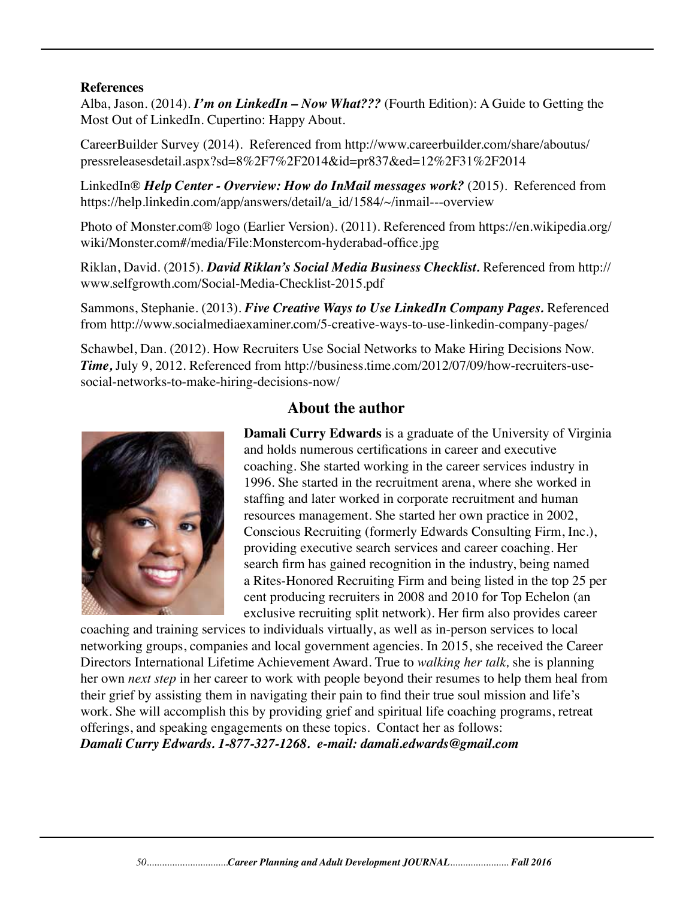**References**

Alba, Jason. (2014). ***I'm on LinkedIn – Now What???*** (Fourth Edition): A Guide to Getting the Most Out of LinkedIn. Cupertino: Happy About.

CareerBuilder Survey (2014). Referenced from http://www.careerbuilder.com/share/aboutus/pressreleasesdetail.aspx?sd=8%2F7%2F2014&id=pr837&ed=12%2F31%2F2014

LinkedIn® ***Help Center - Overview: How do InMail messages work?*** (2015). Referenced from https://help.linkedin.com/app/answers/detail/a_id/1584/~/inmail---overview

Photo of Monster.com® logo (Earlier Version). (2011). Referenced from https://en.wikipedia.org/wiki/Monster.com#/media/File:Monstercom-hyderabad-office.jpg

Riklan, David. (2015). ***David Riklan's Social Media Business Checklist.*** Referenced from http://www.selfgrowth.com/Social-Media-Checklist-2015.pdf

Sammons, Stephanie. (2013). ***Five Creative Ways to Use LinkedIn Company Pages.*** Referenced from http://www.socialmediaexaminer.com/5-creative-ways-to-use-linkedin-company-pages/

Schawbel, Dan. (2012). How Recruiters Use Social Networks to Make Hiring Decisions Now. ***Time,*** July 9, 2012. Referenced from http://business.time.com/2012/07/09/how-recruiters-use-social-networks-to-make-hiring-decisions-now/

## About the author

**Damali Curry Edwards** is a graduate of the University of Virginia and holds numerous certifications in career and executive coaching. She started working in the career services industry in 1996. She started in the recruitment arena, where she worked in staffing and later worked in corporate recruitment and human resources management. She started her own practice in 2002, Conscious Recruiting (formerly Edwards Consulting Firm, Inc.), providing executive search services and career coaching. Her search firm has gained recognition in the industry, being named a Rites-Honored Recruiting Firm and being listed in the top 25 per cent producing recruiters in 2008 and 2010 for Top Echelon (an exclusive recruiting split network). Her firm also provides career coaching and training services to individuals virtually, as well as in-person services to local networking groups, companies and local government agencies. In 2015, she received the Career Directors International Lifetime Achievement Award. True to *walking her talk,* she is planning her own *next step* in her career to work with people beyond their resumes to help them heal from their grief by assisting them in navigating their pain to find their true soul mission and life's work. She will accomplish this by providing grief and spiritual life coaching programs, retreat offerings, and speaking engagements on these topics. Contact her as follows:

***Damali Curry Edwards. 1-877-327-1268. e-mail: damali.edwards@gmail.com***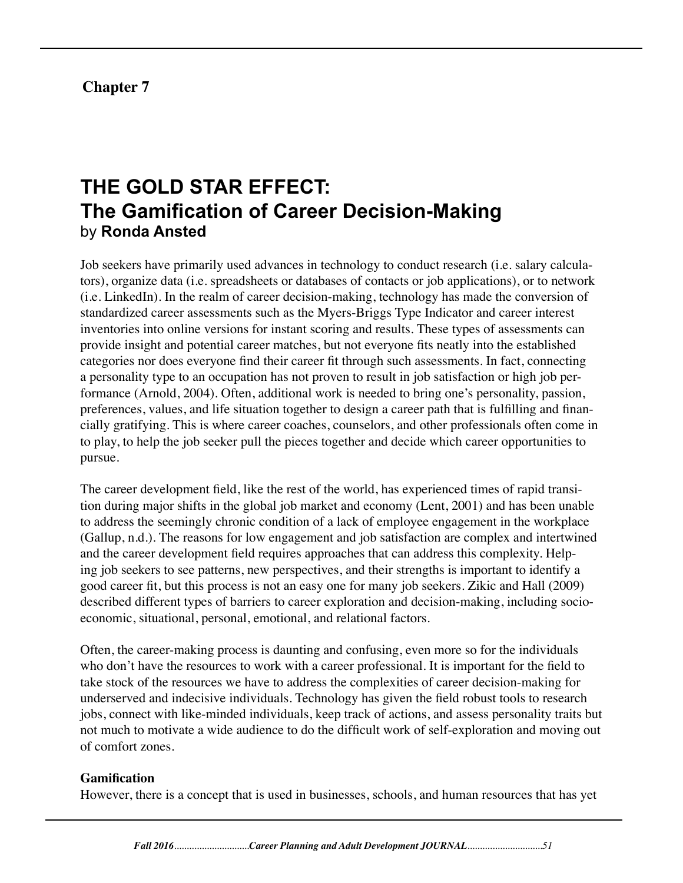## Chapter 7

# THE GOLD STAR EFFECT: The Gamification of Career Decision-Making

by **Ronda Ansted**

Job seekers have primarily used advances in technology to conduct research (i.e. salary calculators), organize data (i.e. spreadsheets or databases of contacts or job applications), or to network (i.e. LinkedIn). In the realm of career decision-making, technology has made the conversion of standardized career assessments such as the Myers-Briggs Type Indicator and career interest inventories into online versions for instant scoring and results. These types of assessments can provide insight and potential career matches, but not everyone fits neatly into the established categories nor does everyone find their career fit through such assessments. In fact, connecting a personality type to an occupation has not proven to result in job satisfaction or high job performance (Arnold, 2004). Often, additional work is needed to bring one's personality, passion, preferences, values, and life situation together to design a career path that is fulfilling and financially gratifying. This is where career coaches, counselors, and other professionals often come in to play, to help the job seeker pull the pieces together and decide which career opportunities to pursue.

The career development field, like the rest of the world, has experienced times of rapid transition during major shifts in the global job market and economy (Lent, 2001) and has been unable to address the seemingly chronic condition of a lack of employee engagement in the workplace (Gallup, n.d.). The reasons for low engagement and job satisfaction are complex and intertwined and the career development field requires approaches that can address this complexity. Helping job seekers to see patterns, new perspectives, and their strengths is important to identify a good career fit, but this process is not an easy one for many job seekers. Zikic and Hall (2009) described different types of barriers to career exploration and decision-making, including socioeconomic, situational, personal, emotional, and relational factors.

Often, the career-making process is daunting and confusing, even more so for the individuals who don't have the resources to work with a career professional. It is important for the field to take stock of the resources we have to address the complexities of career decision-making for underserved and indecisive individuals. Technology has given the field robust tools to research jobs, connect with like-minded individuals, keep track of actions, and assess personality traits but not much to motivate a wide audience to do the difficult work of self-exploration and moving out of comfort zones.

**Gamification**

However, there is a concept that is used in businesses, schools, and human resources that has yet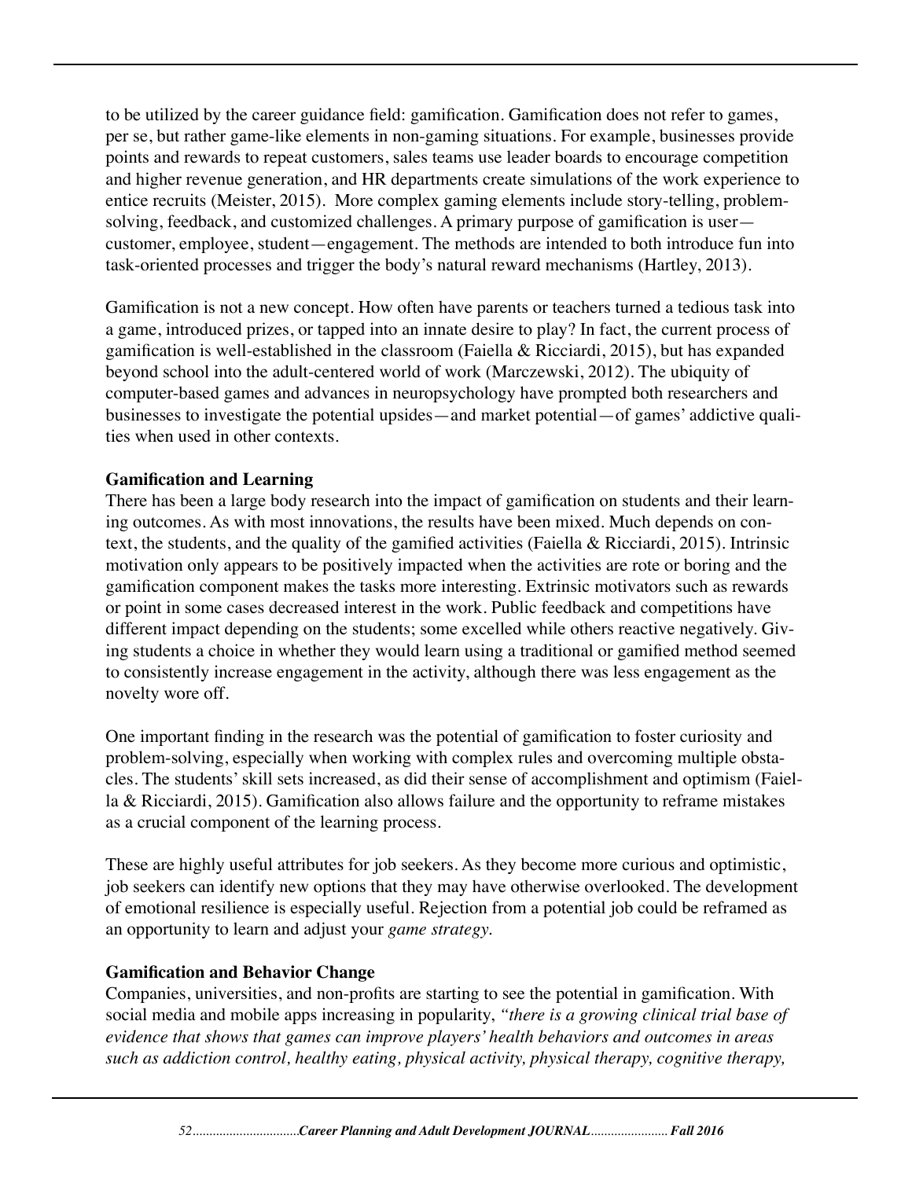to be utilized by the career guidance field: gamification. Gamification does not refer to games, per se, but rather game-like elements in non-gaming situations. For example, businesses provide points and rewards to repeat customers, sales teams use leader boards to encourage competition and higher revenue generation, and HR departments create simulations of the work experience to entice recruits (Meister, 2015). More complex gaming elements include story-telling, problem-solving, feedback, and customized challenges. A primary purpose of gamification is user—customer, employee, student—engagement. The methods are intended to both introduce fun into task-oriented processes and trigger the body's natural reward mechanisms (Hartley, 2013).

Gamification is not a new concept. How often have parents or teachers turned a tedious task into a game, introduced prizes, or tapped into an innate desire to play? In fact, the current process of gamification is well-established in the classroom (Faiella & Ricciardi, 2015), but has expanded beyond school into the adult-centered world of work (Marczewski, 2012). The ubiquity of computer-based games and advances in neuropsychology have prompted both researchers and businesses to investigate the potential upsides—and market potential—of games' addictive qualities when used in other contexts.

**Gamification and Learning**

There has been a large body research into the impact of gamification on students and their learning outcomes. As with most innovations, the results have been mixed. Much depends on context, the students, and the quality of the gamified activities (Faiella & Ricciardi, 2015). Intrinsic motivation only appears to be positively impacted when the activities are rote or boring and the gamification component makes the tasks more interesting. Extrinsic motivators such as rewards or point in some cases decreased interest in the work. Public feedback and competitions have different impact depending on the students; some excelled while others reactive negatively. Giving students a choice in whether they would learn using a traditional or gamified method seemed to consistently increase engagement in the activity, although there was less engagement as the novelty wore off.

One important finding in the research was the potential of gamification to foster curiosity and problem-solving, especially when working with complex rules and overcoming multiple obstacles. The students' skill sets increased, as did their sense of accomplishment and optimism (Faiella & Ricciardi, 2015). Gamification also allows failure and the opportunity to reframe mistakes as a crucial component of the learning process.

These are highly useful attributes for job seekers. As they become more curious and optimistic, job seekers can identify new options that they may have otherwise overlooked. The development of emotional resilience is especially useful. Rejection from a potential job could be reframed as an opportunity to learn and adjust your *game strategy.*

**Gamification and Behavior Change**

Companies, universities, and non-profits are starting to see the potential in gamification. With social media and mobile apps increasing in popularity, *"there is a growing clinical trial base of evidence that shows that games can improve players' health behaviors and outcomes in areas such as addiction control, healthy eating, physical activity, physical therapy, cognitive therapy,*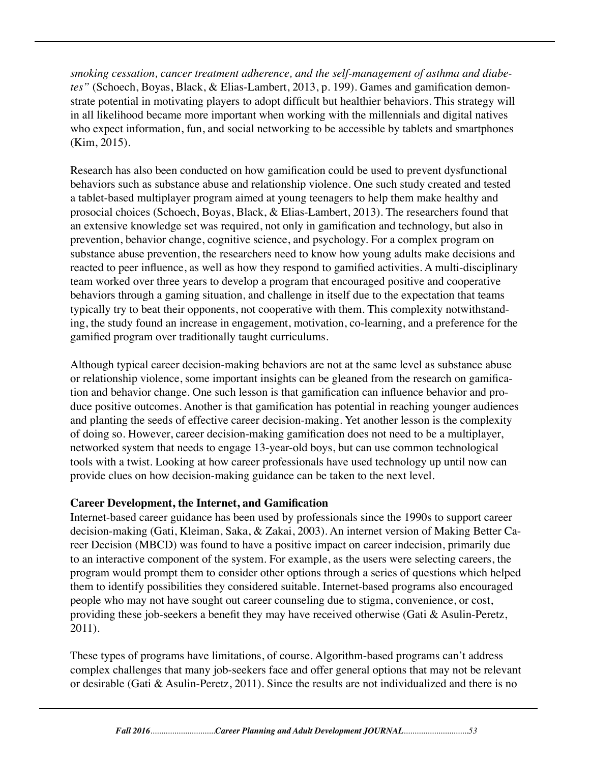*smoking cessation, cancer treatment adherence, and the self-management of asthma and diabetes"* (Schoech, Boyas, Black, & Elias-Lambert, 2013, p. 199). Games and gamification demonstrate potential in motivating players to adopt difficult but healthier behaviors. This strategy will in all likelihood became more important when working with the millennials and digital natives who expect information, fun, and social networking to be accessible by tablets and smartphones (Kim, 2015).

Research has also been conducted on how gamification could be used to prevent dysfunctional behaviors such as substance abuse and relationship violence. One such study created and tested a tablet-based multiplayer program aimed at young teenagers to help them make healthy and prosocial choices (Schoech, Boyas, Black, & Elias-Lambert, 2013). The researchers found that an extensive knowledge set was required, not only in gamification and technology, but also in prevention, behavior change, cognitive science, and psychology. For a complex program on substance abuse prevention, the researchers need to know how young adults make decisions and reacted to peer influence, as well as how they respond to gamified activities. A multi-disciplinary team worked over three years to develop a program that encouraged positive and cooperative behaviors through a gaming situation, and challenge in itself due to the expectation that teams typically try to beat their opponents, not cooperative with them. This complexity notwithstanding, the study found an increase in engagement, motivation, co-learning, and a preference for the gamified program over traditionally taught curriculums.

Although typical career decision-making behaviors are not at the same level as substance abuse or relationship violence, some important insights can be gleaned from the research on gamification and behavior change. One such lesson is that gamification can influence behavior and produce positive outcomes. Another is that gamification has potential in reaching younger audiences and planting the seeds of effective career decision-making. Yet another lesson is the complexity of doing so. However, career decision-making gamification does not need to be a multiplayer, networked system that needs to engage 13-year-old boys, but can use common technological tools with a twist. Looking at how career professionals have used technology up until now can provide clues on how decision-making guidance can be taken to the next level.

**Career Development, the Internet, and Gamification**

Internet-based career guidance has been used by professionals since the 1990s to support career decision-making (Gati, Kleiman, Saka, & Zakai, 2003). An internet version of Making Better Career Decision (MBCD) was found to have a positive impact on career indecision, primarily due to an interactive component of the system. For example, as the users were selecting careers, the program would prompt them to consider other options through a series of questions which helped them to identify possibilities they considered suitable. Internet-based programs also encouraged people who may not have sought out career counseling due to stigma, convenience, or cost, providing these job-seekers a benefit they may have received otherwise (Gati & Asulin-Peretz, 2011).

These types of programs have limitations, of course. Algorithm-based programs can't address complex challenges that many job-seekers face and offer general options that may not be relevant or desirable (Gati & Asulin-Peretz, 2011). Since the results are not individualized and there is no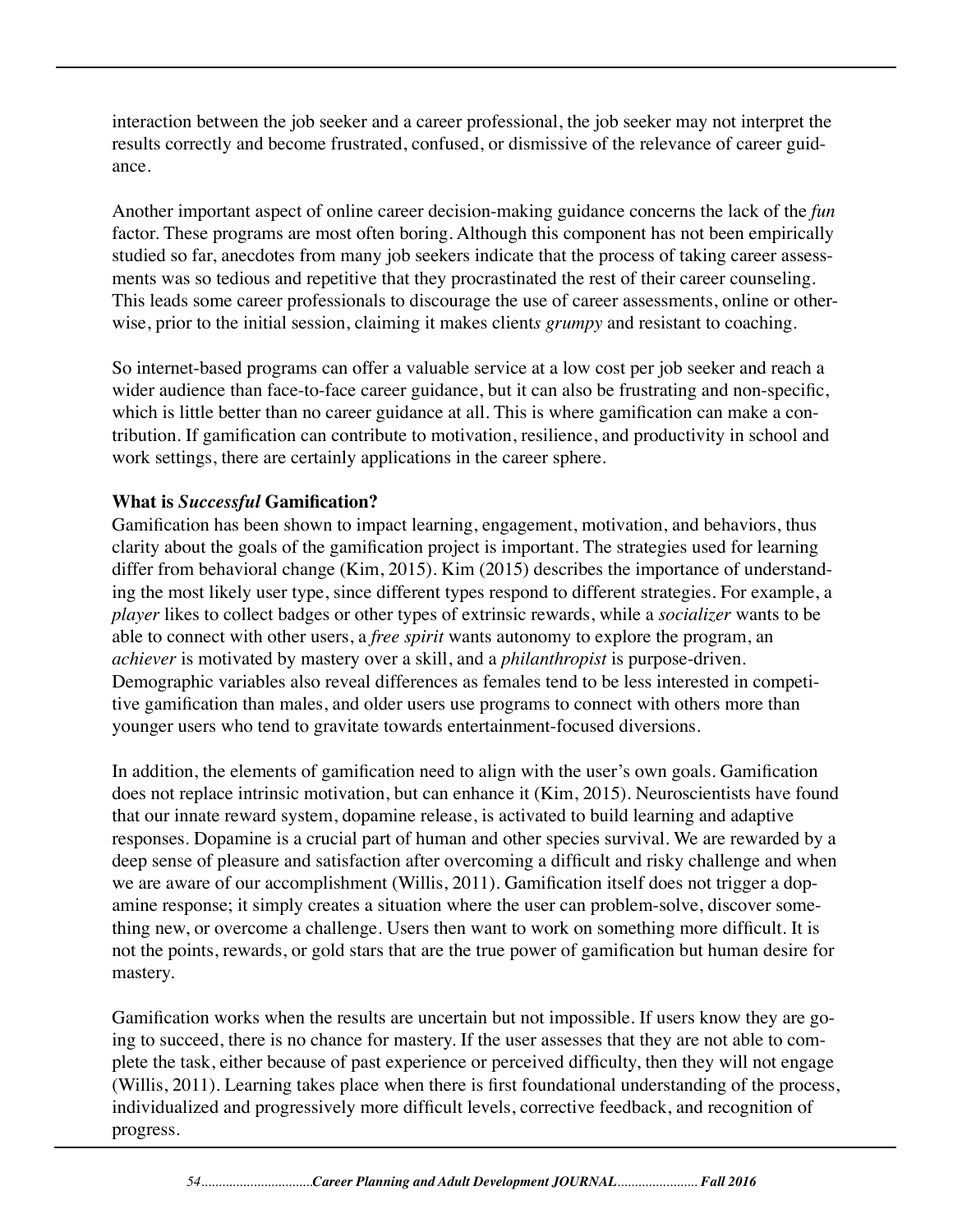interaction between the job seeker and a career professional, the job seeker may not interpret the results correctly and become frustrated, confused, or dismissive of the relevance of career guidance.

Another important aspect of online career decision-making guidance concerns the lack of the *fun* factor. These programs are most often boring. Although this component has not been empirically studied so far, anecdotes from many job seekers indicate that the process of taking career assessments was so tedious and repetitive that they procrastinated the rest of their career counseling. This leads some career professionals to discourage the use of career assessments, online or otherwise, prior to the initial session, claiming it makes client*s grumpy* and resistant to coaching.

So internet-based programs can offer a valuable service at a low cost per job seeker and reach a wider audience than face-to-face career guidance, but it can also be frustrating and non-specific, which is little better than no career guidance at all. This is where gamification can make a contribution. If gamification can contribute to motivation, resilience, and productivity in school and work settings, there are certainly applications in the career sphere.

**What is *Successful* Gamification?**

Gamification has been shown to impact learning, engagement, motivation, and behaviors, thus clarity about the goals of the gamification project is important. The strategies used for learning differ from behavioral change (Kim, 2015). Kim (2015) describes the importance of understanding the most likely user type, since different types respond to different strategies. For example, a *player* likes to collect badges or other types of extrinsic rewards, while a *socializer* wants to be able to connect with other users, a *free spirit* wants autonomy to explore the program, an *achiever* is motivated by mastery over a skill, and a *philanthropist* is purpose-driven. Demographic variables also reveal differences as females tend to be less interested in competitive gamification than males, and older users use programs to connect with others more than younger users who tend to gravitate towards entertainment-focused diversions.

In addition, the elements of gamification need to align with the user's own goals. Gamification does not replace intrinsic motivation, but can enhance it (Kim, 2015). Neuroscientists have found that our innate reward system, dopamine release, is activated to build learning and adaptive responses. Dopamine is a crucial part of human and other species survival. We are rewarded by a deep sense of pleasure and satisfaction after overcoming a difficult and risky challenge and when we are aware of our accomplishment (Willis, 2011). Gamification itself does not trigger a dopamine response; it simply creates a situation where the user can problem-solve, discover something new, or overcome a challenge. Users then want to work on something more difficult. It is not the points, rewards, or gold stars that are the true power of gamification but human desire for mastery.

Gamification works when the results are uncertain but not impossible. If users know they are going to succeed, there is no chance for mastery. If the user assesses that they are not able to complete the task, either because of past experience or perceived difficulty, then they will not engage (Willis, 2011). Learning takes place when there is first foundational understanding of the process, individualized and progressively more difficult levels, corrective feedback, and recognition of progress.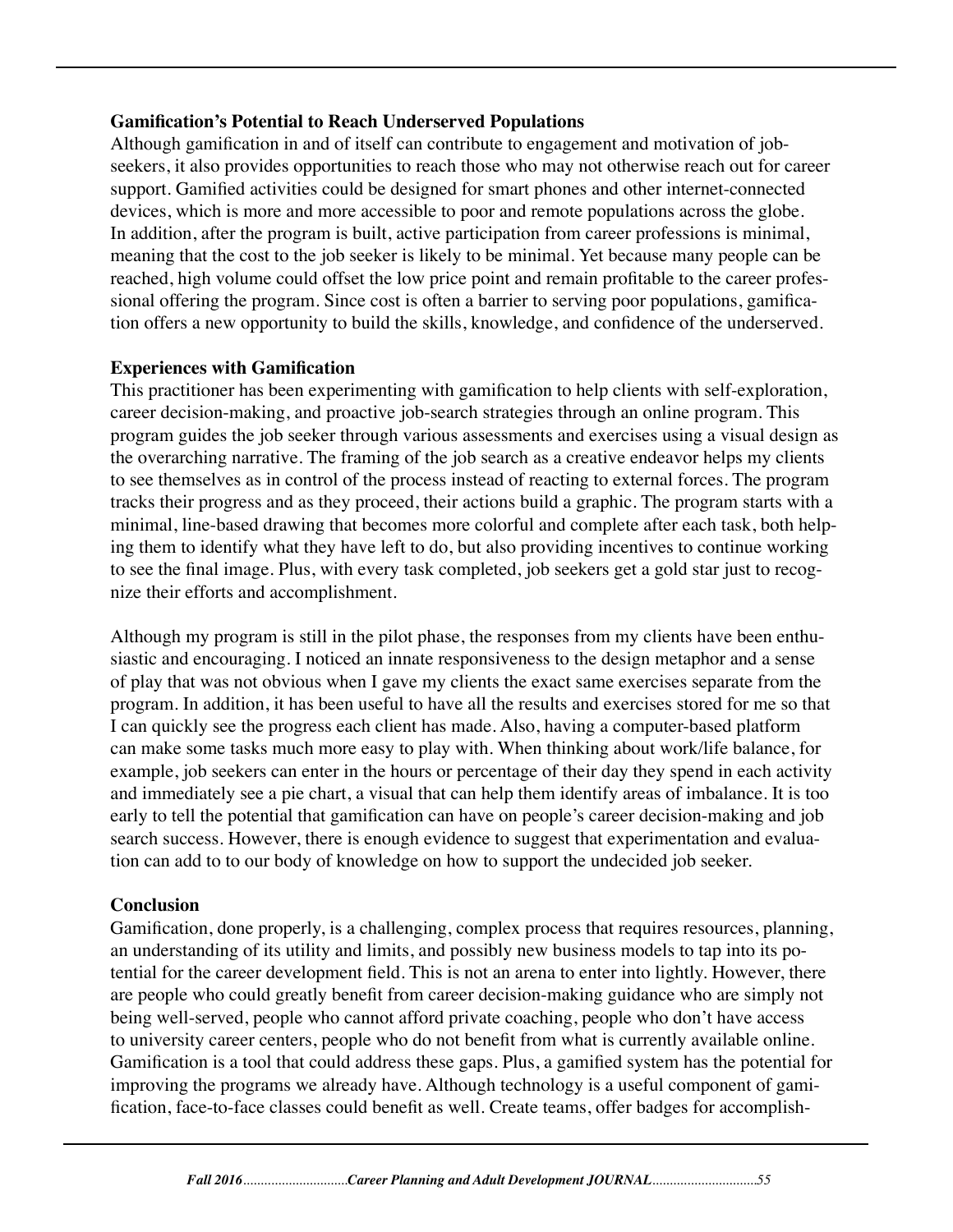**Gamification's Potential to Reach Underserved Populations**

Although gamification in and of itself can contribute to engagement and motivation of job-seekers, it also provides opportunities to reach those who may not otherwise reach out for career support. Gamified activities could be designed for smart phones and other internet-connected devices, which is more and more accessible to poor and remote populations across the globe. In addition, after the program is built, active participation from career professions is minimal, meaning that the cost to the job seeker is likely to be minimal. Yet because many people can be reached, high volume could offset the low price point and remain profitable to the career professional offering the program. Since cost is often a barrier to serving poor populations, gamification offers a new opportunity to build the skills, knowledge, and confidence of the underserved.

**Experiences with Gamification**

This practitioner has been experimenting with gamification to help clients with self-exploration, career decision-making, and proactive job-search strategies through an online program. This program guides the job seeker through various assessments and exercises using a visual design as the overarching narrative. The framing of the job search as a creative endeavor helps my clients to see themselves as in control of the process instead of reacting to external forces. The program tracks their progress and as they proceed, their actions build a graphic. The program starts with a minimal, line-based drawing that becomes more colorful and complete after each task, both helping them to identify what they have left to do, but also providing incentives to continue working to see the final image. Plus, with every task completed, job seekers get a gold star just to recognize their efforts and accomplishment.

Although my program is still in the pilot phase, the responses from my clients have been enthusiastic and encouraging. I noticed an innate responsiveness to the design metaphor and a sense of play that was not obvious when I gave my clients the exact same exercises separate from the program. In addition, it has been useful to have all the results and exercises stored for me so that I can quickly see the progress each client has made. Also, having a computer-based platform can make some tasks much more easy to play with. When thinking about work/life balance, for example, job seekers can enter in the hours or percentage of their day they spend in each activity and immediately see a pie chart, a visual that can help them identify areas of imbalance. It is too early to tell the potential that gamification can have on people's career decision-making and job search success. However, there is enough evidence to suggest that experimentation and evaluation can add to to our body of knowledge on how to support the undecided job seeker.

**Conclusion**

Gamification, done properly, is a challenging, complex process that requires resources, planning, an understanding of its utility and limits, and possibly new business models to tap into its potential for the career development field. This is not an arena to enter into lightly. However, there are people who could greatly benefit from career decision-making guidance who are simply not being well-served, people who cannot afford private coaching, people who don't have access to university career centers, people who do not benefit from what is currently available online. Gamification is a tool that could address these gaps. Plus, a gamified system has the potential for improving the programs we already have. Although technology is a useful component of gamification, face-to-face classes could benefit as well. Create teams, offer badges for accomplish-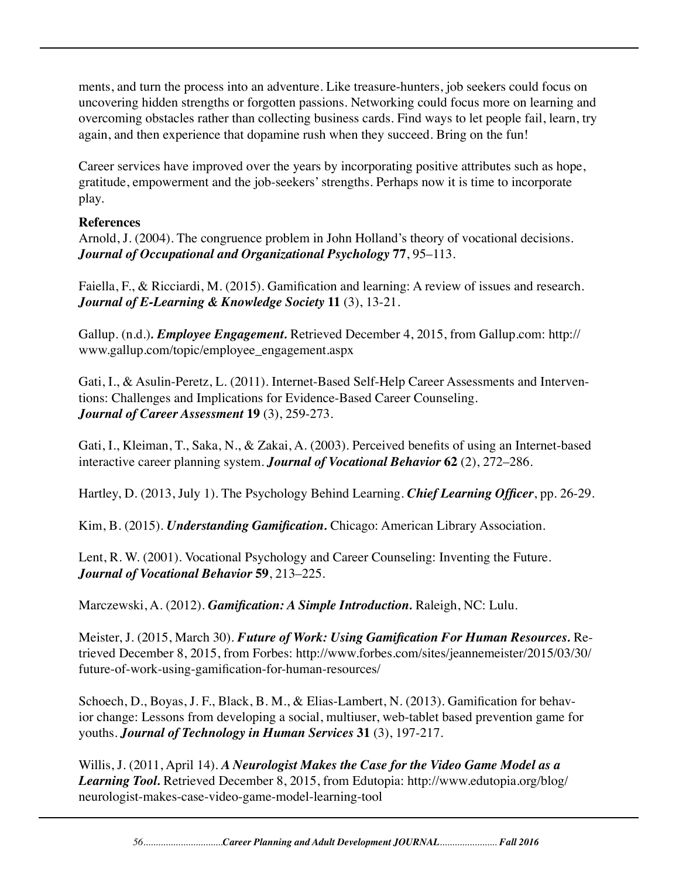ments, and turn the process into an adventure. Like treasure-hunters, job seekers could focus on uncovering hidden strengths or forgotten passions. Networking could focus more on learning and overcoming obstacles rather than collecting business cards. Find ways to let people fail, learn, try again, and then experience that dopamine rush when they succeed. Bring on the fun!

Career services have improved over the years by incorporating positive attributes such as hope, gratitude, empowerment and the job-seekers' strengths. Perhaps now it is time to incorporate play.

**References**

Arnold, J. (2004). The congruence problem in John Holland's theory of vocational decisions. ***Journal of Occupational and Organizational Psychology*** **77**, 95–113.

Faiella, F., & Ricciardi, M. (2015). Gamification and learning: A review of issues and research. ***Journal of E-Learning & Knowledge Society*** **11** (3), 13-21.

Gallup. (n.d.)***. Employee Engagement.*** Retrieved December 4, 2015, from Gallup.com: http://www.gallup.com/topic/employee_engagement.aspx

Gati, I., & Asulin-Peretz, L. (2011). Internet-Based Self-Help Career Assessments and Interventions: Challenges and Implications for Evidence-Based Career Counseling. ***Journal of Career Assessment*** **19** (3), 259-273.

Gati, I., Kleiman, T., Saka, N., & Zakai, A. (2003). Perceived benefits of using an Internet-based interactive career planning system. ***Journal of Vocational Behavior*** **62** (2), 272–286.

Hartley, D. (2013, July 1). The Psychology Behind Learning. ***Chief Learning Officer***, pp. 26-29.

Kim, B. (2015). ***Understanding Gamification.*** Chicago: American Library Association.

Lent, R. W. (2001). Vocational Psychology and Career Counseling: Inventing the Future. ***Journal of Vocational Behavior*** **59**, 213–225.

Marczewski, A. (2012). ***Gamification: A Simple Introduction.*** Raleigh, NC: Lulu.

Meister, J. (2015, March 30). ***Future of Work: Using Gamification For Human Resources.*** Retrieved December 8, 2015, from Forbes: http://www.forbes.com/sites/jeannemeister/2015/03/30/future-of-work-using-gamification-for-human-resources/

Schoech, D., Boyas, J. F., Black, B. M., & Elias-Lambert, N. (2013). Gamification for behavior change: Lessons from developing a social, multiuser, web-tablet based prevention game for youths. ***Journal of Technology in Human Services*** **31** (3), 197-217.

Willis, J. (2011, April 14). ***A Neurologist Makes the Case for the Video Game Model as a Learning Tool.*** Retrieved December 8, 2015, from Edutopia: http://www.edutopia.org/blog/neurologist-makes-case-video-game-model-learning-tool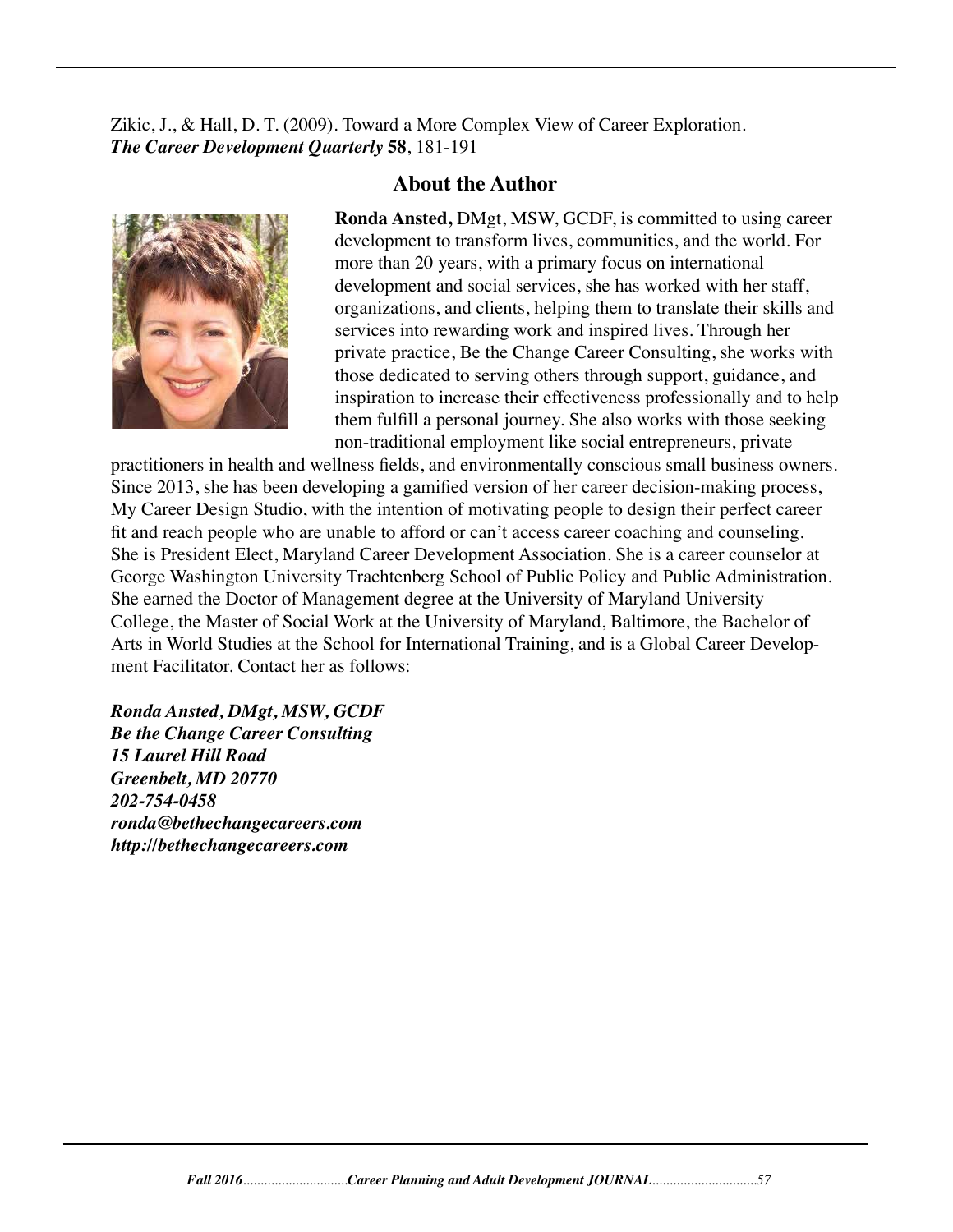Zikic, J., & Hall, D. T. (2009). Toward a More Complex View of Career Exploration. ***The Career Development Quarterly*** **58**, 181-191

## About the Author

**Ronda Ansted,** DMgt, MSW, GCDF, is committed to using career development to transform lives, communities, and the world. For more than 20 years, with a primary focus on international development and social services, she has worked with her staff, organizations, and clients, helping them to translate their skills and services into rewarding work and inspired lives. Through her private practice, Be the Change Career Consulting, she works with those dedicated to serving others through support, guidance, and inspiration to increase their effectiveness professionally and to help them fulfill a personal journey. She also works with those seeking non-traditional employment like social entrepreneurs, private practitioners in health and wellness fields, and environmentally conscious small business owners. Since 2013, she has been developing a gamified version of her career decision-making process, My Career Design Studio, with the intention of motivating people to design their perfect career fit and reach people who are unable to afford or can't access career coaching and counseling. She is President Elect, Maryland Career Development Association. She is a career counselor at George Washington University Trachtenberg School of Public Policy and Public Administration. She earned the Doctor of Management degree at the University of Maryland University College, the Master of Social Work at the University of Maryland, Baltimore, the Bachelor of Arts in World Studies at the School for International Training, and is a Global Career Development Facilitator. Contact her as follows:

***Ronda Ansted, DMgt, MSW, GCDF***
***Be the Change Career Consulting***
***15 Laurel Hill Road***
***Greenbelt, MD 20770***
***202-754-0458***
***ronda@bethechangecareers.com***
***http://bethechangecareers.com***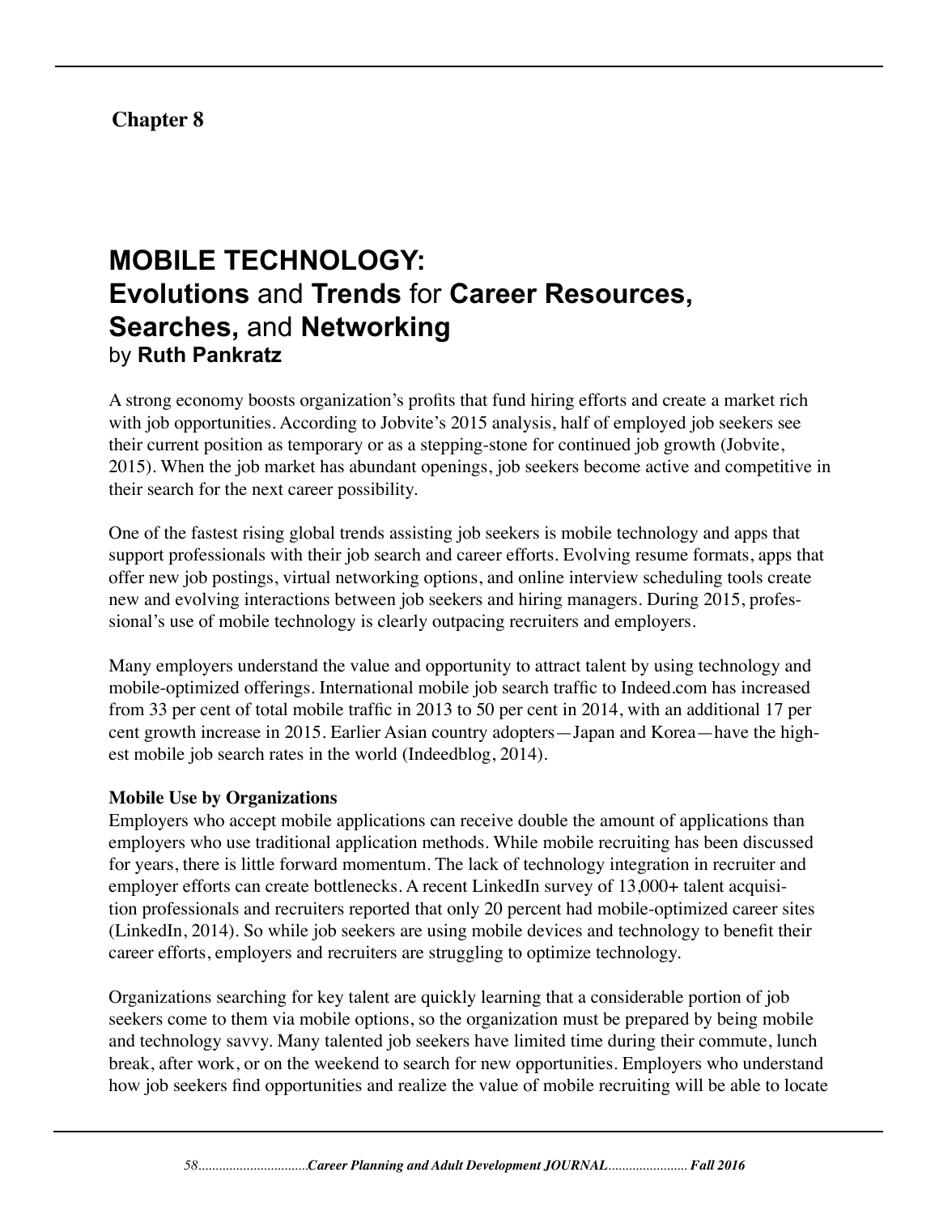**Chapter 8**

# MOBILE TECHNOLOGY:
## Evolutions and Trends for Career Resources, Searches, and Networking

by **Ruth Pankratz**

A strong economy boosts organization's profits that fund hiring efforts and create a market rich with job opportunities. According to Jobvite's 2015 analysis, half of employed job seekers see their current position as temporary or as a stepping-stone for continued job growth (Jobvite, 2015). When the job market has abundant openings, job seekers become active and competitive in their search for the next career possibility.

One of the fastest rising global trends assisting job seekers is mobile technology and apps that support professionals with their job search and career efforts. Evolving resume formats, apps that offer new job postings, virtual networking options, and online interview scheduling tools create new and evolving interactions between job seekers and hiring managers. During 2015, professional's use of mobile technology is clearly outpacing recruiters and employers.

Many employers understand the value and opportunity to attract talent by using technology and mobile-optimized offerings. International mobile job search traffic to Indeed.com has increased from 33 per cent of total mobile traffic in 2013 to 50 per cent in 2014, with an additional 17 per cent growth increase in 2015. Earlier Asian country adopters—Japan and Korea—have the highest mobile job search rates in the world (Indeedblog, 2014).

**Mobile Use by Organizations**

Employers who accept mobile applications can receive double the amount of applications than employers who use traditional application methods. While mobile recruiting has been discussed for years, there is little forward momentum. The lack of technology integration in recruiter and employer efforts can create bottlenecks. A recent LinkedIn survey of 13,000+ talent acquisition professionals and recruiters reported that only 20 percent had mobile-optimized career sites (LinkedIn, 2014). So while job seekers are using mobile devices and technology to benefit their career efforts, employers and recruiters are struggling to optimize technology.

Organizations searching for key talent are quickly learning that a considerable portion of job seekers come to them via mobile options, so the organization must be prepared by being mobile and technology savvy. Many talented job seekers have limited time during their commute, lunch break, after work, or on the weekend to search for new opportunities. Employers who understand how job seekers find opportunities and realize the value of mobile recruiting will be able to locate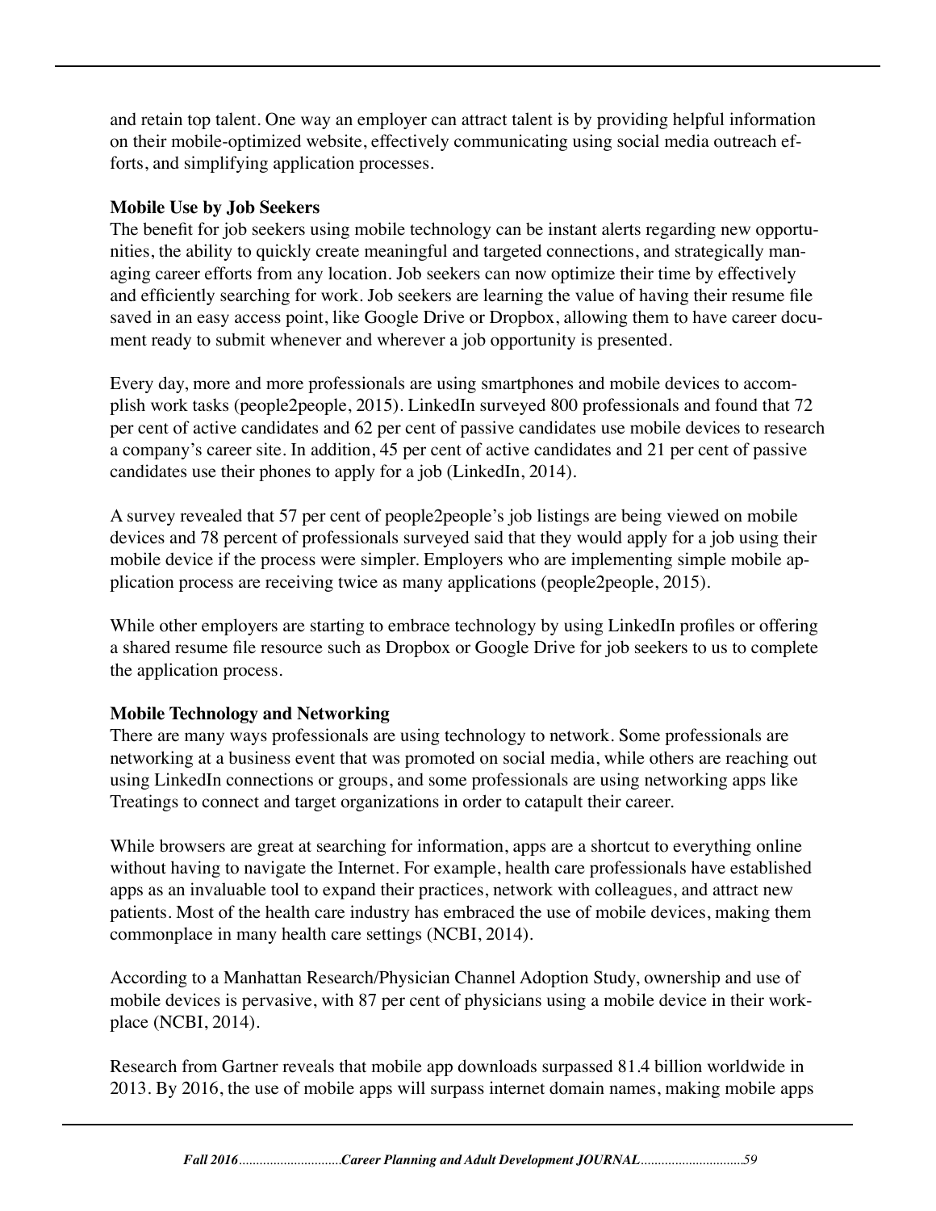and retain top talent. One way an employer can attract talent is by providing helpful information on their mobile-optimized website, effectively communicating using social media outreach efforts, and simplifying application processes.

**Mobile Use by Job Seekers**

The benefit for job seekers using mobile technology can be instant alerts regarding new opportunities, the ability to quickly create meaningful and targeted connections, and strategically managing career efforts from any location. Job seekers can now optimize their time by effectively and efficiently searching for work. Job seekers are learning the value of having their resume file saved in an easy access point, like Google Drive or Dropbox, allowing them to have career document ready to submit whenever and wherever a job opportunity is presented.

Every day, more and more professionals are using smartphones and mobile devices to accomplish work tasks (people2people, 2015). LinkedIn surveyed 800 professionals and found that 72 per cent of active candidates and 62 per cent of passive candidates use mobile devices to research a company's career site. In addition, 45 per cent of active candidates and 21 per cent of passive candidates use their phones to apply for a job (LinkedIn, 2014).

A survey revealed that 57 per cent of people2people's job listings are being viewed on mobile devices and 78 percent of professionals surveyed said that they would apply for a job using their mobile device if the process were simpler. Employers who are implementing simple mobile application process are receiving twice as many applications (people2people, 2015).

While other employers are starting to embrace technology by using LinkedIn profiles or offering a shared resume file resource such as Dropbox or Google Drive for job seekers to us to complete the application process.

**Mobile Technology and Networking**

There are many ways professionals are using technology to network. Some professionals are networking at a business event that was promoted on social media, while others are reaching out using LinkedIn connections or groups, and some professionals are using networking apps like Treatings to connect and target organizations in order to catapult their career.

While browsers are great at searching for information, apps are a shortcut to everything online without having to navigate the Internet. For example, health care professionals have established apps as an invaluable tool to expand their practices, network with colleagues, and attract new patients. Most of the health care industry has embraced the use of mobile devices, making them commonplace in many health care settings (NCBI, 2014).

According to a Manhattan Research/Physician Channel Adoption Study, ownership and use of mobile devices is pervasive, with 87 per cent of physicians using a mobile device in their workplace (NCBI, 2014).

Research from Gartner reveals that mobile app downloads surpassed 81.4 billion worldwide in 2013. By 2016, the use of mobile apps will surpass internet domain names, making mobile apps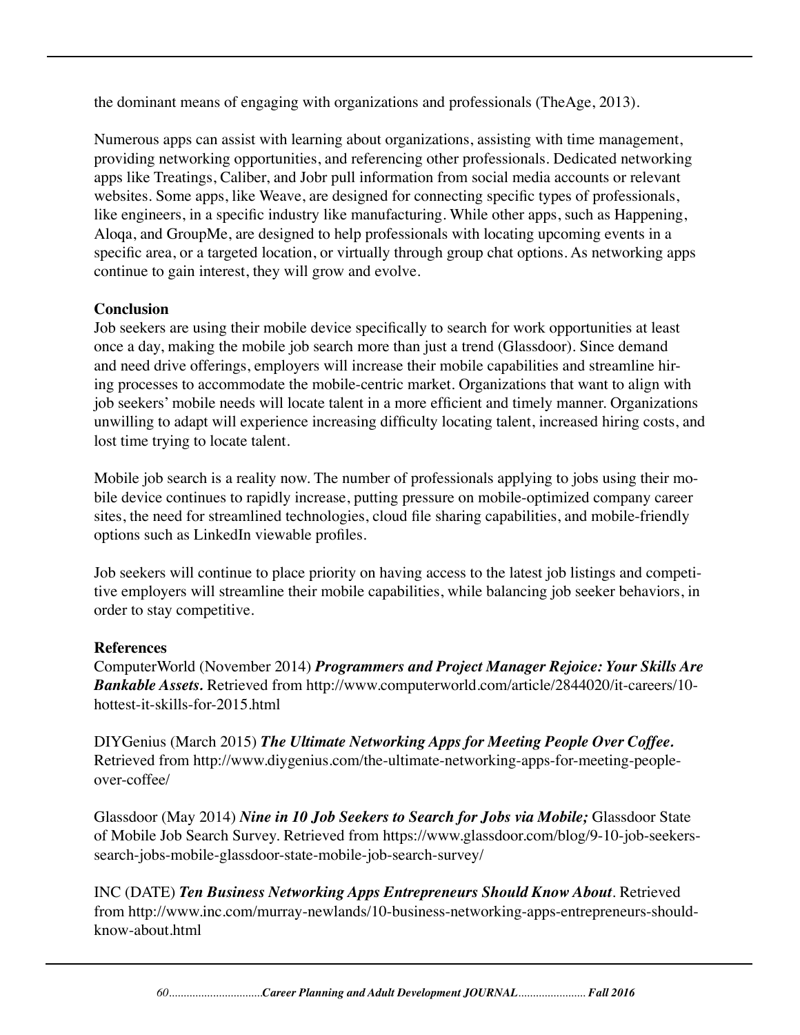the dominant means of engaging with organizations and professionals (TheAge, 2013).

Numerous apps can assist with learning about organizations, assisting with time management, providing networking opportunities, and referencing other professionals. Dedicated networking apps like Treatings, Caliber, and Jobr pull information from social media accounts or relevant websites. Some apps, like Weave, are designed for connecting specific types of professionals, like engineers, in a specific industry like manufacturing. While other apps, such as Happening, Aloqa, and GroupMe, are designed to help professionals with locating upcoming events in a specific area, or a targeted location, or virtually through group chat options. As networking apps continue to gain interest, they will grow and evolve.

**Conclusion**

Job seekers are using their mobile device specifically to search for work opportunities at least once a day, making the mobile job search more than just a trend (Glassdoor). Since demand and need drive offerings, employers will increase their mobile capabilities and streamline hiring processes to accommodate the mobile-centric market. Organizations that want to align with job seekers' mobile needs will locate talent in a more efficient and timely manner. Organizations unwilling to adapt will experience increasing difficulty locating talent, increased hiring costs, and lost time trying to locate talent.

Mobile job search is a reality now. The number of professionals applying to jobs using their mobile device continues to rapidly increase, putting pressure on mobile-optimized company career sites, the need for streamlined technologies, cloud file sharing capabilities, and mobile-friendly options such as LinkedIn viewable profiles.

Job seekers will continue to place priority on having access to the latest job listings and competitive employers will streamline their mobile capabilities, while balancing job seeker behaviors, in order to stay competitive.

**References**

ComputerWorld (November 2014) ***Programmers and Project Manager Rejoice: Your Skills Are Bankable Assets.*** Retrieved from http://www.computerworld.com/article/2844020/it-careers/10-hottest-it-skills-for-2015.html

DIYGenius (March 2015) ***The Ultimate Networking Apps for Meeting People Over Coffee.*** Retrieved from http://www.diygenius.com/the-ultimate-networking-apps-for-meeting-people-over-coffee/

Glassdoor (May 2014) ***Nine in 10 Job Seekers to Search for Jobs via Mobile;*** Glassdoor State of Mobile Job Search Survey. Retrieved from https://www.glassdoor.com/blog/9-10-job-seekers-search-jobs-mobile-glassdoor-state-mobile-job-search-survey/

INC (DATE) ***Ten Business Networking Apps Entrepreneurs Should Know About***. Retrieved from http://www.inc.com/murray-newlands/10-business-networking-apps-entrepreneurs-should-know-about.html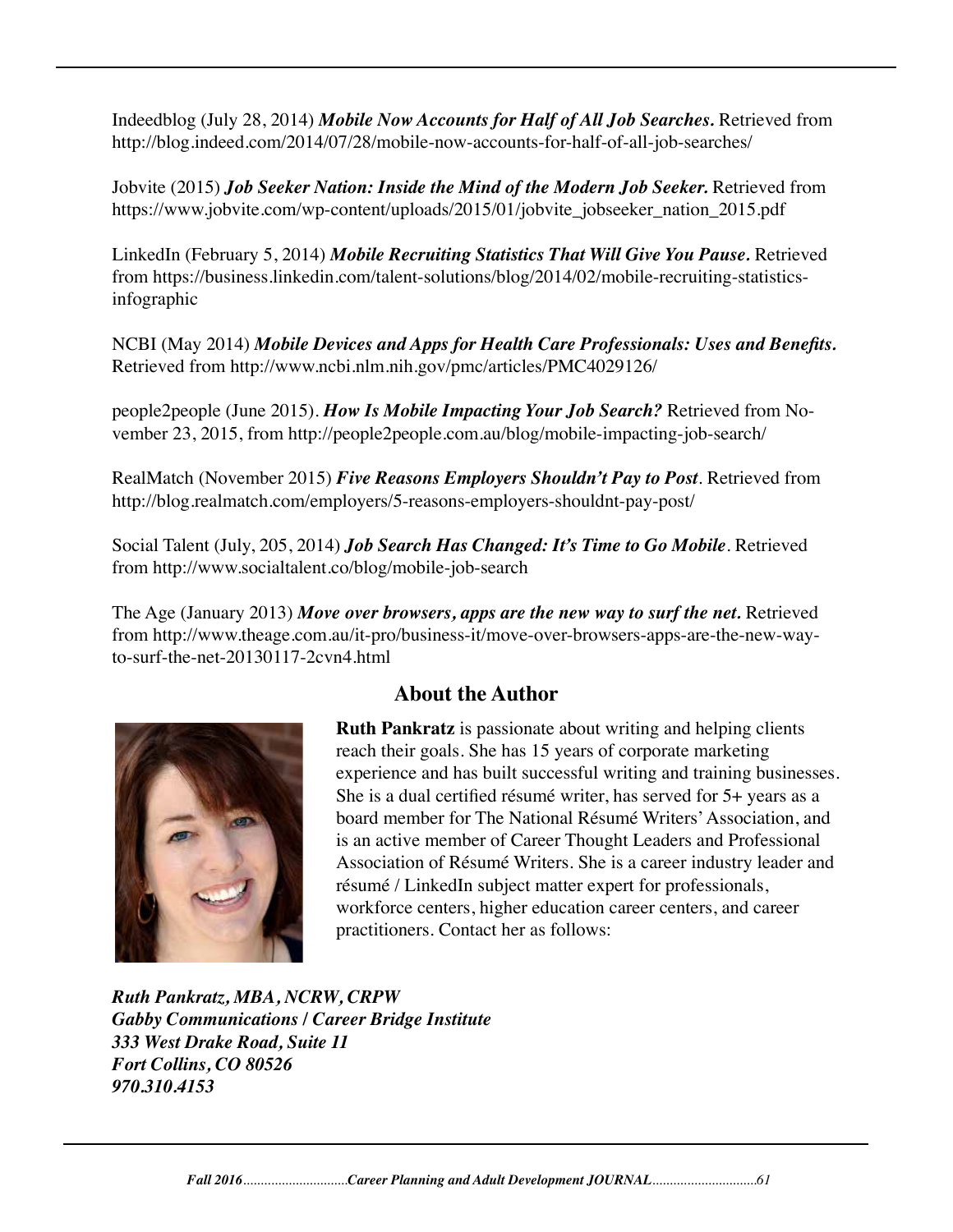Indeedblog (July 28, 2014) ***Mobile Now Accounts for Half of All Job Searches.*** Retrieved from http://blog.indeed.com/2014/07/28/mobile-now-accounts-for-half-of-all-job-searches/

Jobvite (2015) ***Job Seeker Nation: Inside the Mind of the Modern Job Seeker.*** Retrieved from https://www.jobvite.com/wp-content/uploads/2015/01/jobvite_jobseeker_nation_2015.pdf

LinkedIn (February 5, 2014) ***Mobile Recruiting Statistics That Will Give You Pause.*** Retrieved from https://business.linkedin.com/talent-solutions/blog/2014/02/mobile-recruiting-statistics-infographic

NCBI (May 2014) ***Mobile Devices and Apps for Health Care Professionals: Uses and Benefits.*** Retrieved from http://www.ncbi.nlm.nih.gov/pmc/articles/PMC4029126/

people2people (June 2015). ***How Is Mobile Impacting Your Job Search?*** Retrieved from November 23, 2015, from http://people2people.com.au/blog/mobile-impacting-job-search/

RealMatch (November 2015) ***Five Reasons Employers Shouldn't Pay to Post***. Retrieved from http://blog.realmatch.com/employers/5-reasons-employers-shouldnt-pay-post/

Social Talent (July, 205, 2014) ***Job Search Has Changed: It's Time to Go Mobile***. Retrieved from http://www.socialtalent.co/blog/mobile-job-search

The Age (January 2013) ***Move over browsers, apps are the new way to surf the net.*** Retrieved from http://www.theage.com.au/it-pro/business-it/move-over-browsers-apps-are-the-new-way-to-surf-the-net-20130117-2cvn4.html

## About the Author

**Ruth Pankratz** is passionate about writing and helping clients reach their goals. She has 15 years of corporate marketing experience and has built successful writing and training businesses. She is a dual certified résumé writer, has served for 5+ years as a board member for The National Résumé Writers' Association, and is an active member of Career Thought Leaders and Professional Association of Résumé Writers. She is a career industry leader and résumé / LinkedIn subject matter expert for professionals, workforce centers, higher education career centers, and career practitioners. Contact her as follows:

***Ruth Pankratz, MBA, NCRW, CRPW***
***Gabby Communications / Career Bridge Institute***
***333 West Drake Road, Suite 11***
***Fort Collins, CO 80526***
***970.310.4153***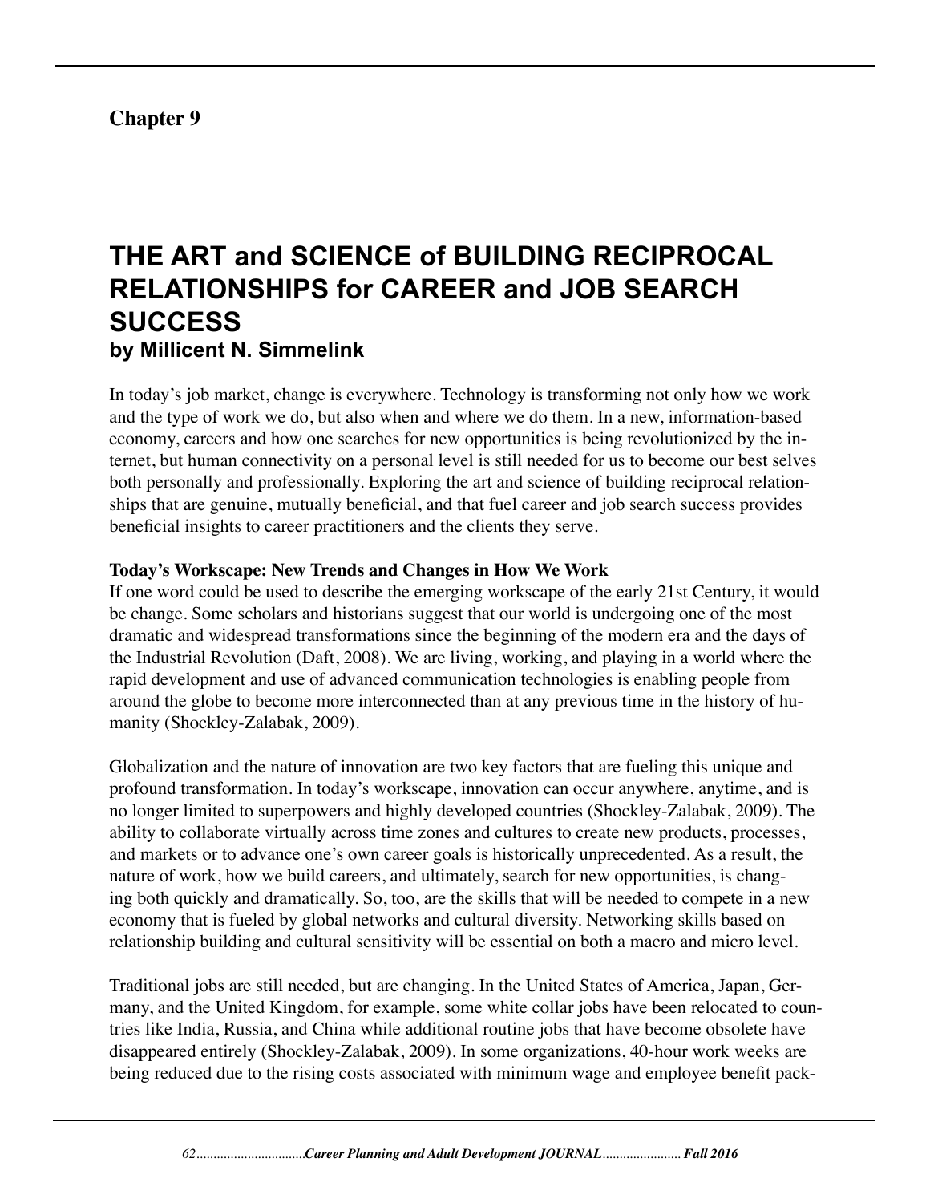**Chapter 9**

# THE ART and SCIENCE of BUILDING RECIPROCAL RELATIONSHIPS for CAREER and JOB SEARCH SUCCESS

**by Millicent N. Simmelink**

In today's job market, change is everywhere. Technology is transforming not only how we work and the type of work we do, but also when and where we do them. In a new, information-based economy, careers and how one searches for new opportunities is being revolutionized by the internet, but human connectivity on a personal level is still needed for us to become our best selves both personally and professionally. Exploring the art and science of building reciprocal relationships that are genuine, mutually beneficial, and that fuel career and job search success provides beneficial insights to career practitioners and the clients they serve.

**Today's Workscape: New Trends and Changes in How We Work**

If one word could be used to describe the emerging workscape of the early 21st Century, it would be change. Some scholars and historians suggest that our world is undergoing one of the most dramatic and widespread transformations since the beginning of the modern era and the days of the Industrial Revolution (Daft, 2008). We are living, working, and playing in a world where the rapid development and use of advanced communication technologies is enabling people from around the globe to become more interconnected than at any previous time in the history of humanity (Shockley-Zalabak, 2009).

Globalization and the nature of innovation are two key factors that are fueling this unique and profound transformation. In today's workscape, innovation can occur anywhere, anytime, and is no longer limited to superpowers and highly developed countries (Shockley-Zalabak, 2009). The ability to collaborate virtually across time zones and cultures to create new products, processes, and markets or to advance one's own career goals is historically unprecedented. As a result, the nature of work, how we build careers, and ultimately, search for new opportunities, is changing both quickly and dramatically. So, too, are the skills that will be needed to compete in a new economy that is fueled by global networks and cultural diversity. Networking skills based on relationship building and cultural sensitivity will be essential on both a macro and micro level.

Traditional jobs are still needed, but are changing. In the United States of America, Japan, Germany, and the United Kingdom, for example, some white collar jobs have been relocated to countries like India, Russia, and China while additional routine jobs that have become obsolete have disappeared entirely (Shockley-Zalabak, 2009). In some organizations, 40-hour work weeks are being reduced due to the rising costs associated with minimum wage and employee benefit pack-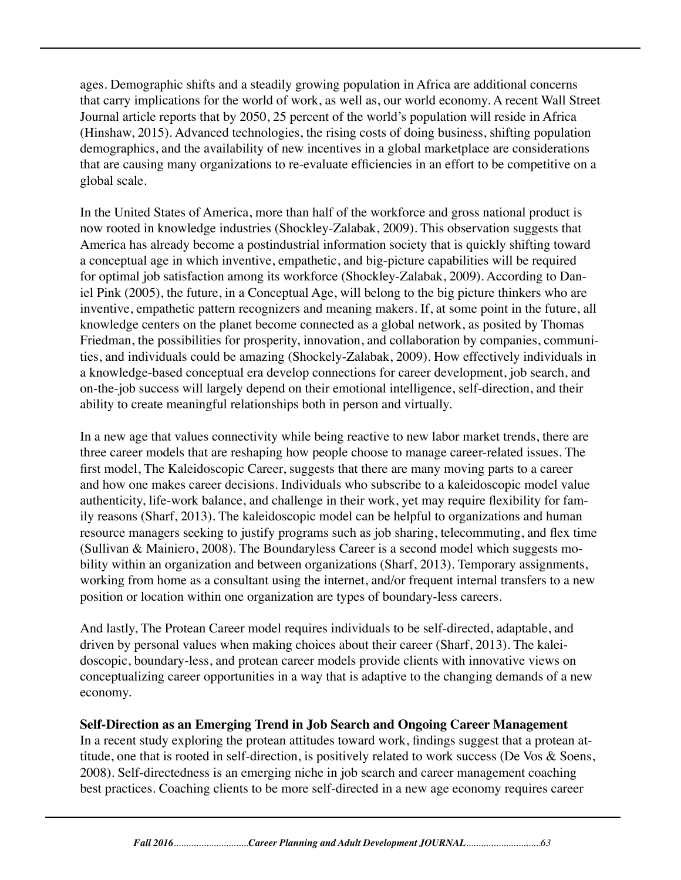ages. Demographic shifts and a steadily growing population in Africa are additional concerns that carry implications for the world of work, as well as, our world economy. A recent Wall Street Journal article reports that by 2050, 25 percent of the world's population will reside in Africa (Hinshaw, 2015). Advanced technologies, the rising costs of doing business, shifting population demographics, and the availability of new incentives in a global marketplace are considerations that are causing many organizations to re-evaluate efficiencies in an effort to be competitive on a global scale.

In the United States of America, more than half of the workforce and gross national product is now rooted in knowledge industries (Shockley-Zalabak, 2009). This observation suggests that America has already become a postindustrial information society that is quickly shifting toward a conceptual age in which inventive, empathetic, and big-picture capabilities will be required for optimal job satisfaction among its workforce (Shockley-Zalabak, 2009). According to Daniel Pink (2005), the future, in a Conceptual Age, will belong to the big picture thinkers who are inventive, empathetic pattern recognizers and meaning makers. If, at some point in the future, all knowledge centers on the planet become connected as a global network, as posited by Thomas Friedman, the possibilities for prosperity, innovation, and collaboration by companies, communities, and individuals could be amazing (Shockely-Zalabak, 2009). How effectively individuals in a knowledge-based conceptual era develop connections for career development, job search, and on-the-job success will largely depend on their emotional intelligence, self-direction, and their ability to create meaningful relationships both in person and virtually.

In a new age that values connectivity while being reactive to new labor market trends, there are three career models that are reshaping how people choose to manage career-related issues. The first model, The Kaleidoscopic Career, suggests that there are many moving parts to a career and how one makes career decisions. Individuals who subscribe to a kaleidoscopic model value authenticity, life-work balance, and challenge in their work, yet may require flexibility for family reasons (Sharf, 2013). The kaleidoscopic model can be helpful to organizations and human resource managers seeking to justify programs such as job sharing, telecommuting, and flex time (Sullivan & Mainiero, 2008). The Boundaryless Career is a second model which suggests mobility within an organization and between organizations (Sharf, 2013). Temporary assignments, working from home as a consultant using the internet, and/or frequent internal transfers to a new position or location within one organization are types of boundary-less careers.

And lastly, The Protean Career model requires individuals to be self-directed, adaptable, and driven by personal values when making choices about their career (Sharf, 2013). The kaleidoscopic, boundary-less, and protean career models provide clients with innovative views on conceptualizing career opportunities in a way that is adaptive to the changing demands of a new economy.

**Self-Direction as an Emerging Trend in Job Search and Ongoing Career Management**

In a recent study exploring the protean attitudes toward work, findings suggest that a protean attitude, one that is rooted in self-direction, is positively related to work success (De Vos & Soens, 2008). Self-directedness is an emerging niche in job search and career management coaching best practices. Coaching clients to be more self-directed in a new age economy requires career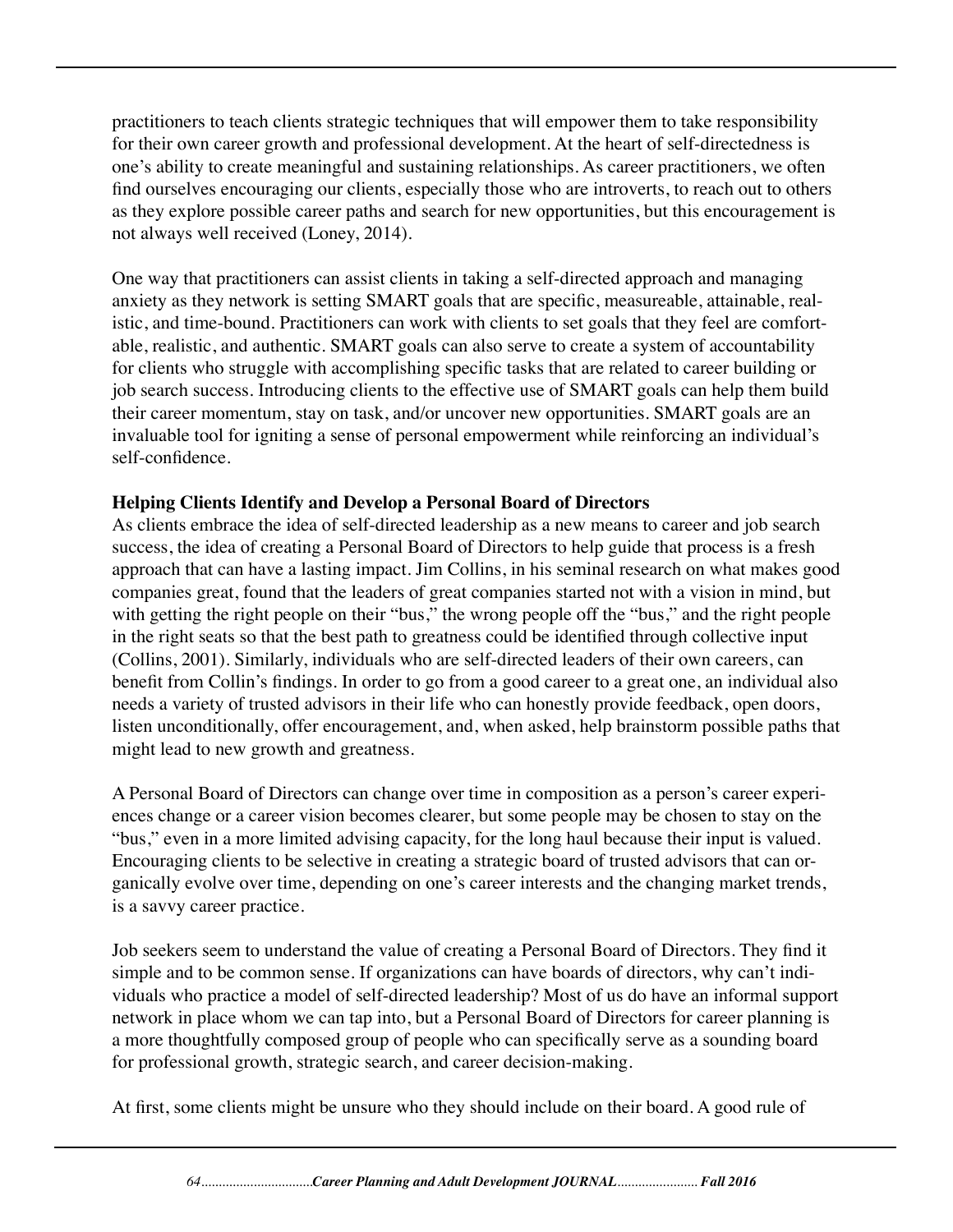practitioners to teach clients strategic techniques that will empower them to take responsibility for their own career growth and professional development. At the heart of self-directedness is one's ability to create meaningful and sustaining relationships. As career practitioners, we often find ourselves encouraging our clients, especially those who are introverts, to reach out to others as they explore possible career paths and search for new opportunities, but this encouragement is not always well received (Loney, 2014).

One way that practitioners can assist clients in taking a self-directed approach and managing anxiety as they network is setting SMART goals that are specific, measureable, attainable, realistic, and time-bound. Practitioners can work with clients to set goals that they feel are comfortable, realistic, and authentic. SMART goals can also serve to create a system of accountability for clients who struggle with accomplishing specific tasks that are related to career building or job search success. Introducing clients to the effective use of SMART goals can help them build their career momentum, stay on task, and/or uncover new opportunities. SMART goals are an invaluable tool for igniting a sense of personal empowerment while reinforcing an individual's self-confidence.

**Helping Clients Identify and Develop a Personal Board of Directors**

As clients embrace the idea of self-directed leadership as a new means to career and job search success, the idea of creating a Personal Board of Directors to help guide that process is a fresh approach that can have a lasting impact. Jim Collins, in his seminal research on what makes good companies great, found that the leaders of great companies started not with a vision in mind, but with getting the right people on their "bus," the wrong people off the "bus," and the right people in the right seats so that the best path to greatness could be identified through collective input (Collins, 2001). Similarly, individuals who are self-directed leaders of their own careers, can benefit from Collin's findings. In order to go from a good career to a great one, an individual also needs a variety of trusted advisors in their life who can honestly provide feedback, open doors, listen unconditionally, offer encouragement, and, when asked, help brainstorm possible paths that might lead to new growth and greatness.

A Personal Board of Directors can change over time in composition as a person's career experiences change or a career vision becomes clearer, but some people may be chosen to stay on the "bus," even in a more limited advising capacity, for the long haul because their input is valued. Encouraging clients to be selective in creating a strategic board of trusted advisors that can organically evolve over time, depending on one's career interests and the changing market trends, is a savvy career practice.

Job seekers seem to understand the value of creating a Personal Board of Directors. They find it simple and to be common sense. If organizations can have boards of directors, why can't individuals who practice a model of self-directed leadership? Most of us do have an informal support network in place whom we can tap into, but a Personal Board of Directors for career planning is a more thoughtfully composed group of people who can specifically serve as a sounding board for professional growth, strategic search, and career decision-making.

At first, some clients might be unsure who they should include on their board. A good rule of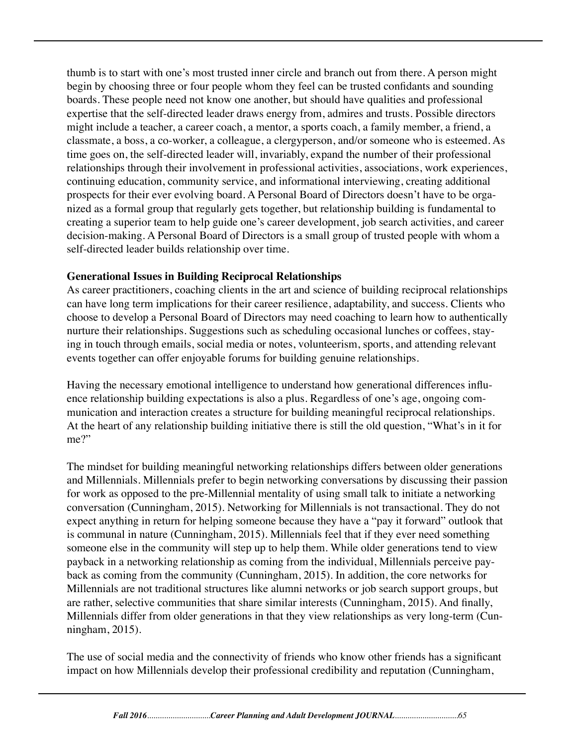thumb is to start with one's most trusted inner circle and branch out from there. A person might begin by choosing three or four people whom they feel can be trusted confidants and sounding boards. These people need not know one another, but should have qualities and professional expertise that the self-directed leader draws energy from, admires and trusts. Possible directors might include a teacher, a career coach, a mentor, a sports coach, a family member, a friend, a classmate, a boss, a co-worker, a colleague, a clergyperson, and/or someone who is esteemed. As time goes on, the self-directed leader will, invariably, expand the number of their professional relationships through their involvement in professional activities, associations, work experiences, continuing education, community service, and informational interviewing, creating additional prospects for their ever evolving board. A Personal Board of Directors doesn't have to be organized as a formal group that regularly gets together, but relationship building is fundamental to creating a superior team to help guide one's career development, job search activities, and career decision-making. A Personal Board of Directors is a small group of trusted people with whom a self-directed leader builds relationship over time.

**Generational Issues in Building Reciprocal Relationships**

As career practitioners, coaching clients in the art and science of building reciprocal relationships can have long term implications for their career resilience, adaptability, and success. Clients who choose to develop a Personal Board of Directors may need coaching to learn how to authentically nurture their relationships. Suggestions such as scheduling occasional lunches or coffees, staying in touch through emails, social media or notes, volunteerism, sports, and attending relevant events together can offer enjoyable forums for building genuine relationships.

Having the necessary emotional intelligence to understand how generational differences influence relationship building expectations is also a plus. Regardless of one's age, ongoing communication and interaction creates a structure for building meaningful reciprocal relationships. At the heart of any relationship building initiative there is still the old question, "What's in it for me?"

The mindset for building meaningful networking relationships differs between older generations and Millennials. Millennials prefer to begin networking conversations by discussing their passion for work as opposed to the pre-Millennial mentality of using small talk to initiate a networking conversation (Cunningham, 2015). Networking for Millennials is not transactional. They do not expect anything in return for helping someone because they have a "pay it forward" outlook that is communal in nature (Cunningham, 2015). Millennials feel that if they ever need something someone else in the community will step up to help them. While older generations tend to view payback in a networking relationship as coming from the individual, Millennials perceive payback as coming from the community (Cunningham, 2015). In addition, the core networks for Millennials are not traditional structures like alumni networks or job search support groups, but are rather, selective communities that share similar interests (Cunningham, 2015). And finally, Millennials differ from older generations in that they view relationships as very long-term (Cunningham, 2015).

The use of social media and the connectivity of friends who know other friends has a significant impact on how Millennials develop their professional credibility and reputation (Cunningham,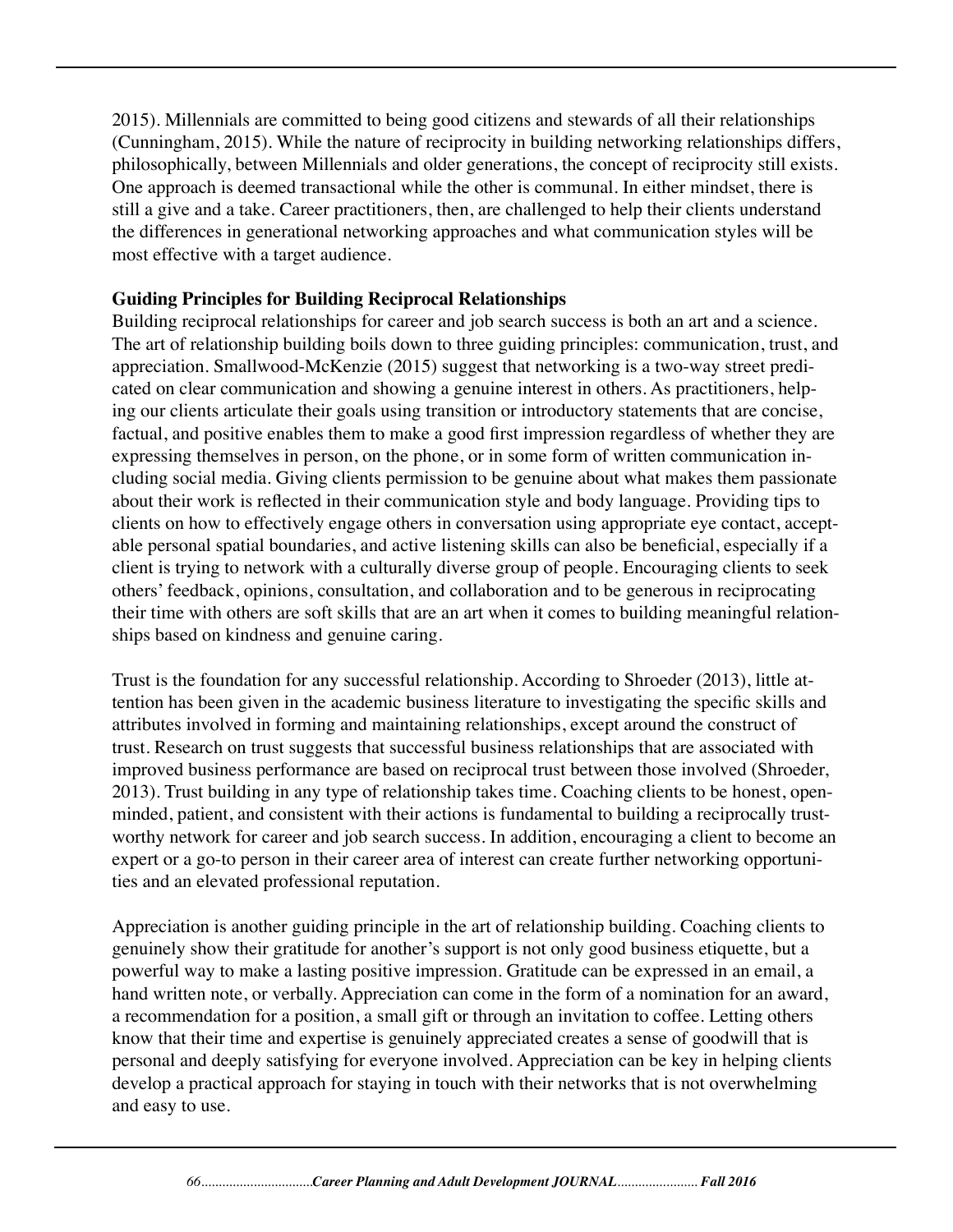2015). Millennials are committed to being good citizens and stewards of all their relationships (Cunningham, 2015). While the nature of reciprocity in building networking relationships differs, philosophically, between Millennials and older generations, the concept of reciprocity still exists. One approach is deemed transactional while the other is communal. In either mindset, there is still a give and a take. Career practitioners, then, are challenged to help their clients understand the differences in generational networking approaches and what communication styles will be most effective with a target audience.

**Guiding Principles for Building Reciprocal Relationships**

Building reciprocal relationships for career and job search success is both an art and a science. The art of relationship building boils down to three guiding principles: communication, trust, and appreciation. Smallwood-McKenzie (2015) suggest that networking is a two-way street predicated on clear communication and showing a genuine interest in others. As practitioners, helping our clients articulate their goals using transition or introductory statements that are concise, factual, and positive enables them to make a good first impression regardless of whether they are expressing themselves in person, on the phone, or in some form of written communication including social media. Giving clients permission to be genuine about what makes them passionate about their work is reflected in their communication style and body language. Providing tips to clients on how to effectively engage others in conversation using appropriate eye contact, acceptable personal spatial boundaries, and active listening skills can also be beneficial, especially if a client is trying to network with a culturally diverse group of people. Encouraging clients to seek others' feedback, opinions, consultation, and collaboration and to be generous in reciprocating their time with others are soft skills that are an art when it comes to building meaningful relationships based on kindness and genuine caring.

Trust is the foundation for any successful relationship. According to Shroeder (2013), little attention has been given in the academic business literature to investigating the specific skills and attributes involved in forming and maintaining relationships, except around the construct of trust. Research on trust suggests that successful business relationships that are associated with improved business performance are based on reciprocal trust between those involved (Shroeder, 2013). Trust building in any type of relationship takes time. Coaching clients to be honest, open-minded, patient, and consistent with their actions is fundamental to building a reciprocally trustworthy network for career and job search success. In addition, encouraging a client to become an expert or a go-to person in their career area of interest can create further networking opportunities and an elevated professional reputation.

Appreciation is another guiding principle in the art of relationship building. Coaching clients to genuinely show their gratitude for another's support is not only good business etiquette, but a powerful way to make a lasting positive impression. Gratitude can be expressed in an email, a hand written note, or verbally. Appreciation can come in the form of a nomination for an award, a recommendation for a position, a small gift or through an invitation to coffee. Letting others know that their time and expertise is genuinely appreciated creates a sense of goodwill that is personal and deeply satisfying for everyone involved. Appreciation can be key in helping clients develop a practical approach for staying in touch with their networks that is not overwhelming and easy to use.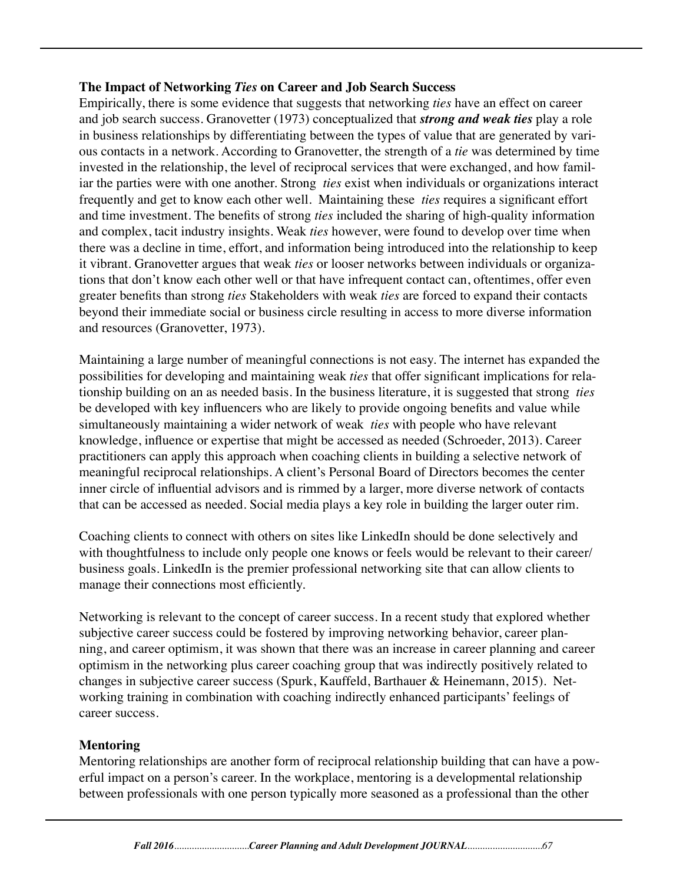### The Impact of Networking *Ties* on Career and Job Search Success

Empirically, there is some evidence that suggests that networking *ties* have an effect on career and job search success. Granovetter (1973) conceptualized that ***strong and weak ties*** play a role in business relationships by differentiating between the types of value that are generated by various contacts in a network. According to Granovetter, the strength of a *tie* was determined by time invested in the relationship, the level of reciprocal services that were exchanged, and how familiar the parties were with one another. Strong *ties* exist when individuals or organizations interact frequently and get to know each other well. Maintaining these *ties* requires a significant effort and time investment. The benefits of strong *ties* included the sharing of high-quality information and complex, tacit industry insights. Weak *ties* however, were found to develop over time when there was a decline in time, effort, and information being introduced into the relationship to keep it vibrant. Granovetter argues that weak *ties* or looser networks between individuals or organizations that don't know each other well or that have infrequent contact can, oftentimes, offer even greater benefits than strong *ties* Stakeholders with weak *ties* are forced to expand their contacts beyond their immediate social or business circle resulting in access to more diverse information and resources (Granovetter, 1973).

Maintaining a large number of meaningful connections is not easy. The internet has expanded the possibilities for developing and maintaining weak *ties* that offer significant implications for relationship building on an as needed basis. In the business literature, it is suggested that strong *ties* be developed with key influencers who are likely to provide ongoing benefits and value while simultaneously maintaining a wider network of weak *ties* with people who have relevant knowledge, influence or expertise that might be accessed as needed (Schroeder, 2013). Career practitioners can apply this approach when coaching clients in building a selective network of meaningful reciprocal relationships. A client's Personal Board of Directors becomes the center inner circle of influential advisors and is rimmed by a larger, more diverse network of contacts that can be accessed as needed. Social media plays a key role in building the larger outer rim.

Coaching clients to connect with others on sites like LinkedIn should be done selectively and with thoughtfulness to include only people one knows or feels would be relevant to their career/business goals. LinkedIn is the premier professional networking site that can allow clients to manage their connections most efficiently.

Networking is relevant to the concept of career success. In a recent study that explored whether subjective career success could be fostered by improving networking behavior, career planning, and career optimism, it was shown that there was an increase in career planning and career optimism in the networking plus career coaching group that was indirectly positively related to changes in subjective career success (Spurk, Kauffeld, Barthauer & Heinemann, 2015). Networking training in combination with coaching indirectly enhanced participants' feelings of career success.

### Mentoring

Mentoring relationships are another form of reciprocal relationship building that can have a powerful impact on a person's career. In the workplace, mentoring is a developmental relationship between professionals with one person typically more seasoned as a professional than the other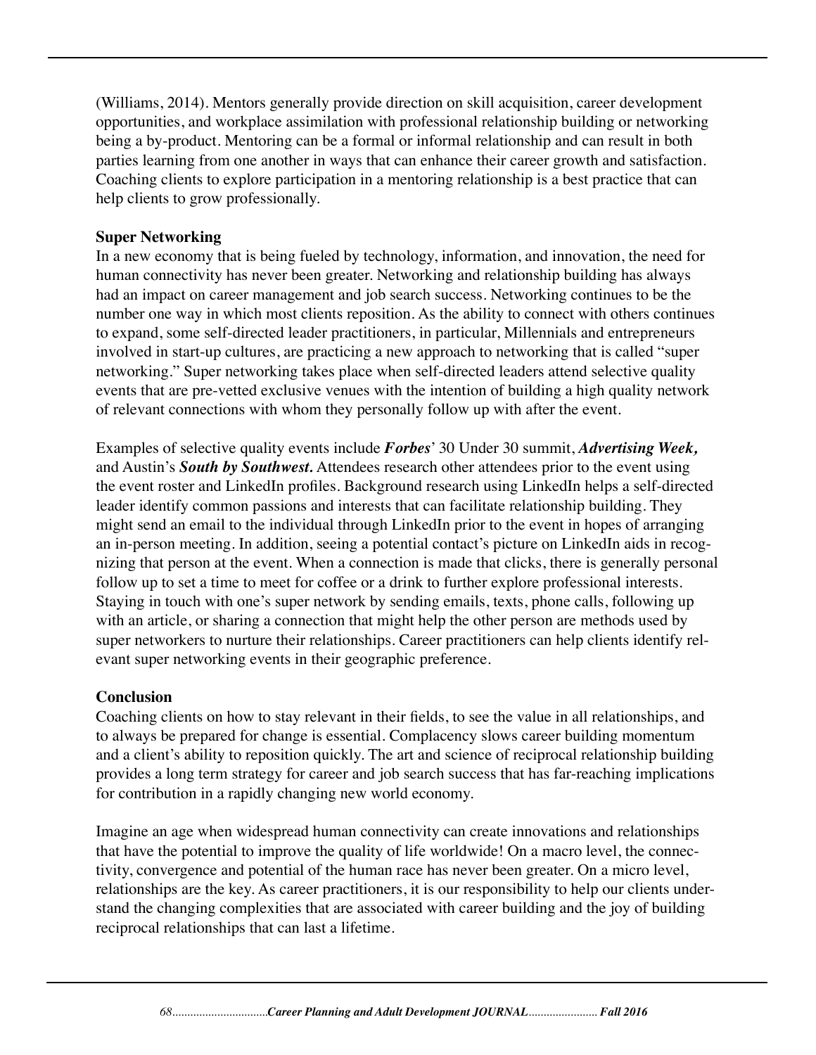(Williams, 2014). Mentors generally provide direction on skill acquisition, career development opportunities, and workplace assimilation with professional relationship building or networking being a by-product. Mentoring can be a formal or informal relationship and can result in both parties learning from one another in ways that can enhance their career growth and satisfaction. Coaching clients to explore participation in a mentoring relationship is a best practice that can help clients to grow professionally.

**Super Networking**

In a new economy that is being fueled by technology, information, and innovation, the need for human connectivity has never been greater. Networking and relationship building has always had an impact on career management and job search success. Networking continues to be the number one way in which most clients reposition. As the ability to connect with others continues to expand, some self-directed leader practitioners, in particular, Millennials and entrepreneurs involved in start-up cultures, are practicing a new approach to networking that is called "super networking." Super networking takes place when self-directed leaders attend selective quality events that are pre-vetted exclusive venues with the intention of building a high quality network of relevant connections with whom they personally follow up with after the event.

Examples of selective quality events include ***Forbes***' 30 Under 30 summit, ***Advertising Week,*** and Austin's ***South by Southwest.*** Attendees research other attendees prior to the event using the event roster and LinkedIn profiles. Background research using LinkedIn helps a self-directed leader identify common passions and interests that can facilitate relationship building. They might send an email to the individual through LinkedIn prior to the event in hopes of arranging an in-person meeting. In addition, seeing a potential contact's picture on LinkedIn aids in recognizing that person at the event. When a connection is made that clicks, there is generally personal follow up to set a time to meet for coffee or a drink to further explore professional interests. Staying in touch with one's super network by sending emails, texts, phone calls, following up with an article, or sharing a connection that might help the other person are methods used by super networkers to nurture their relationships. Career practitioners can help clients identify relevant super networking events in their geographic preference.

**Conclusion**

Coaching clients on how to stay relevant in their fields, to see the value in all relationships, and to always be prepared for change is essential. Complacency slows career building momentum and a client's ability to reposition quickly. The art and science of reciprocal relationship building provides a long term strategy for career and job search success that has far-reaching implications for contribution in a rapidly changing new world economy.

Imagine an age when widespread human connectivity can create innovations and relationships that have the potential to improve the quality of life worldwide! On a macro level, the connectivity, convergence and potential of the human race has never been greater. On a micro level, relationships are the key. As career practitioners, it is our responsibility to help our clients understand the changing complexities that are associated with career building and the joy of building reciprocal relationships that can last a lifetime.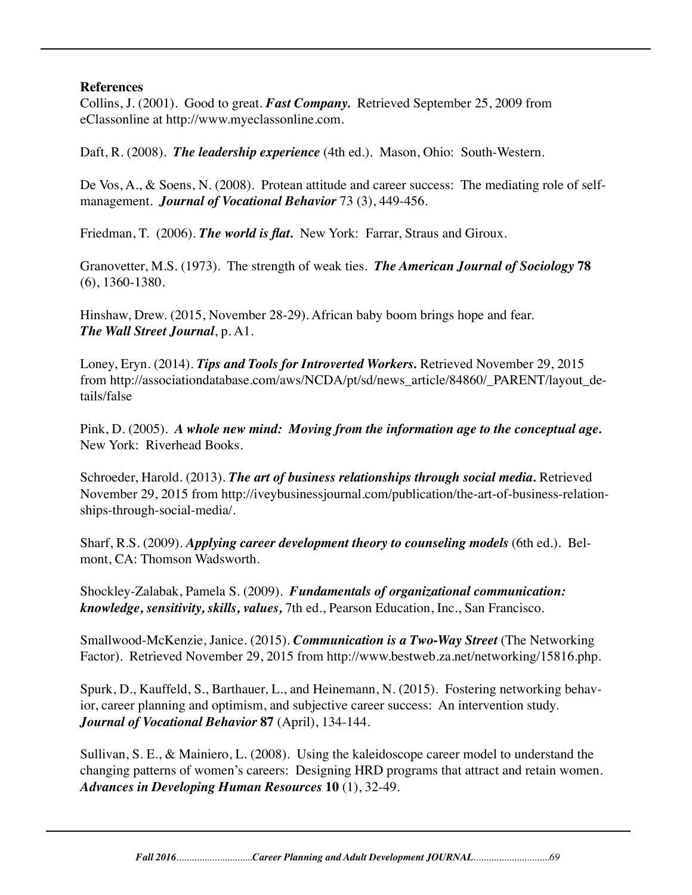**References**

Collins, J. (2001). Good to great. ***Fast Company.*** Retrieved September 25, 2009 from eClassonline at http://www.myeclassonline.com.

Daft, R. (2008). ***The leadership experience*** (4th ed.). Mason, Ohio: South-Western.

De Vos, A., & Soens, N. (2008). Protean attitude and career success: The mediating role of self-management. ***Journal of Vocational Behavior*** 73 (3), 449-456.

Friedman, T. (2006). ***The world is flat.*** New York: Farrar, Straus and Giroux.

Granovetter, M.S. (1973). The strength of weak ties. ***The American Journal of Sociology*** **78** (6), 1360-1380.

Hinshaw, Drew. (2015, November 28-29). African baby boom brings hope and fear. ***The Wall Street Journal***, p. A1.

Loney, Eryn. (2014). ***Tips and Tools for Introverted Workers.*** Retrieved November 29, 2015 from http://associationdatabase.com/aws/NCDA/pt/sd/news_article/84860/_PARENT/layout_details/false

Pink, D. (2005). ***A whole new mind: Moving from the information age to the conceptual age.*** New York: Riverhead Books.

Schroeder, Harold. (2013). ***The art of business relationships through social media.*** Retrieved November 29, 2015 from http://iveybusinessjournal.com/publication/the-art-of-business-relationships-through-social-media/.

Sharf, R.S. (2009). ***Applying career development theory to counseling models*** (6th ed.). Belmont, CA: Thomson Wadsworth.

Shockley-Zalabak, Pamela S. (2009). ***Fundamentals of organizational communication: knowledge, sensitivity, skills, values,*** 7th ed., Pearson Education, Inc., San Francisco.

Smallwood-McKenzie, Janice. (2015). ***Communication is a Two-Way Street*** (The Networking Factor). Retrieved November 29, 2015 from http://www.bestweb.za.net/networking/15816.php.

Spurk, D., Kauffeld, S., Barthauer, L., and Heinemann, N. (2015). Fostering networking behavior, career planning and optimism, and subjective career success: An intervention study. ***Journal of Vocational Behavior*** **87** (April), 134-144.

Sullivan, S. E., & Mainiero, L. (2008). Using the kaleidoscope career model to understand the changing patterns of women's careers: Designing HRD programs that attract and retain women. ***Advances in Developing Human Resources*** **10** (1), 32-49.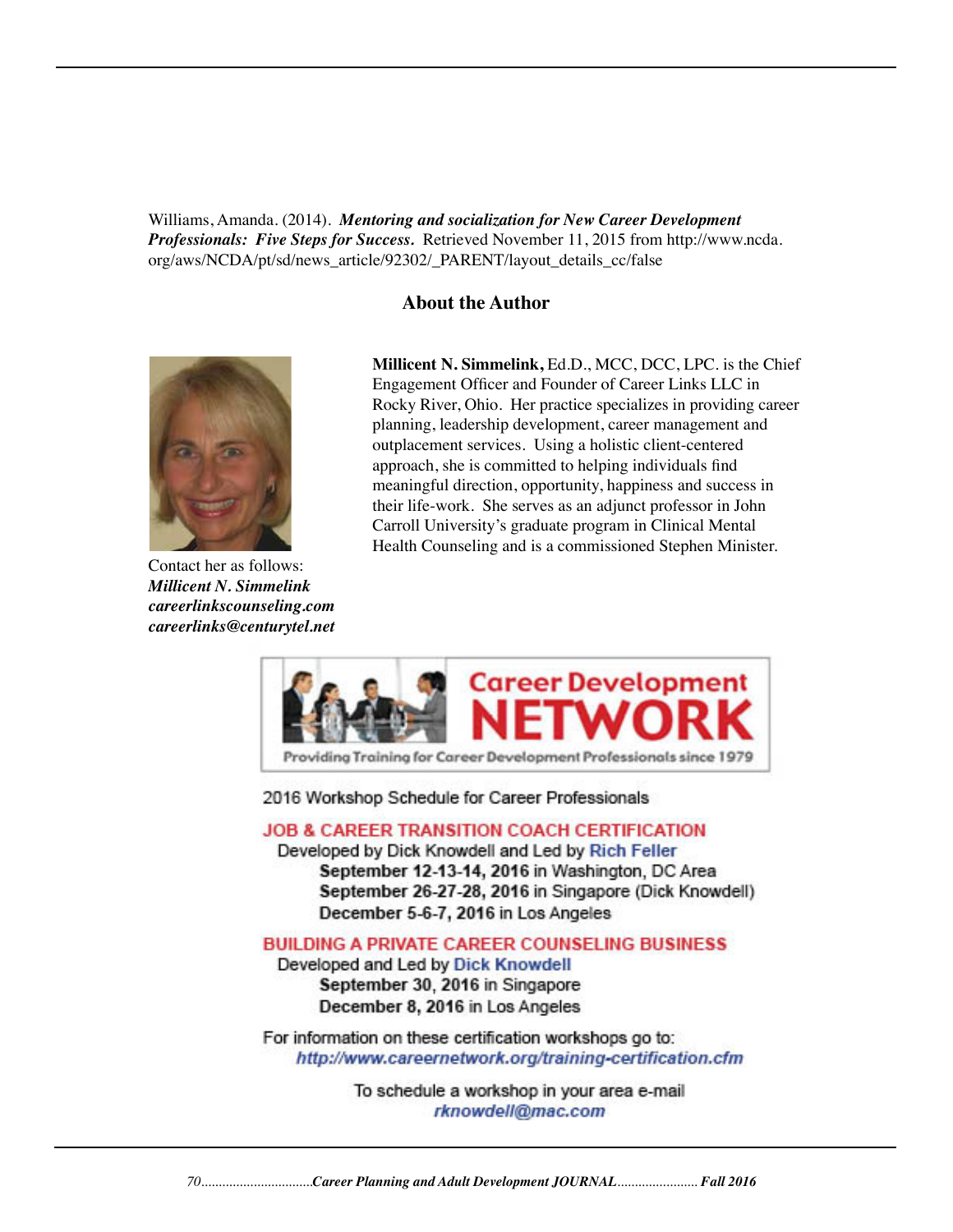Williams, Amanda. (2014). ***Mentoring and socialization for New Career Development Professionals: Five Steps for Success.*** Retrieved November 11, 2015 from http://www.ncda.org/aws/NCDA/pt/sd/news_article/92302/_PARENT/layout_details_cc/false

## About the Author

**Millicent N. Simmelink,** Ed.D., MCC, DCC, LPC. is the Chief Engagement Officer and Founder of Career Links LLC in Rocky River, Ohio. Her practice specializes in providing career planning, leadership development, career management and outplacement services. Using a holistic client-centered approach, she is committed to helping individuals find meaningful direction, opportunity, happiness and success in their life-work. She serves as an adjunct professor in John Carroll University's graduate program in Clinical Mental Health Counseling and is a commissioned Stephen Minister.

Contact her as follows:
***Millicent N. Simmelink***
***careerlinkscounseling.com***
***careerlinks@centurytel.net***

**Career Development NETWORK**

Providing Training for Career Development Professionals since 1979

2016 Workshop Schedule for Career Professionals

**JOB & CAREER TRANSITION COACH CERTIFICATION**

Developed by Dick Knowdell and Led by Rich Feller

**September 12-13-14, 2016** in Washington, DC Area
**September 26-27-28, 2016** in Singapore (Dick Knowdell)
**December 5-6-7, 2016** in Los Angeles

**BUILDING A PRIVATE CAREER COUNSELING BUSINESS**

Developed and Led by Dick Knowdell

**September 30, 2016** in Singapore
**December 8, 2016** in Los Angeles

For information on these certification workshops go to:
***http://www.careernetwork.org/training-certification.cfm***

To schedule a workshop in your area e-mail
***rknowdell@mac.com***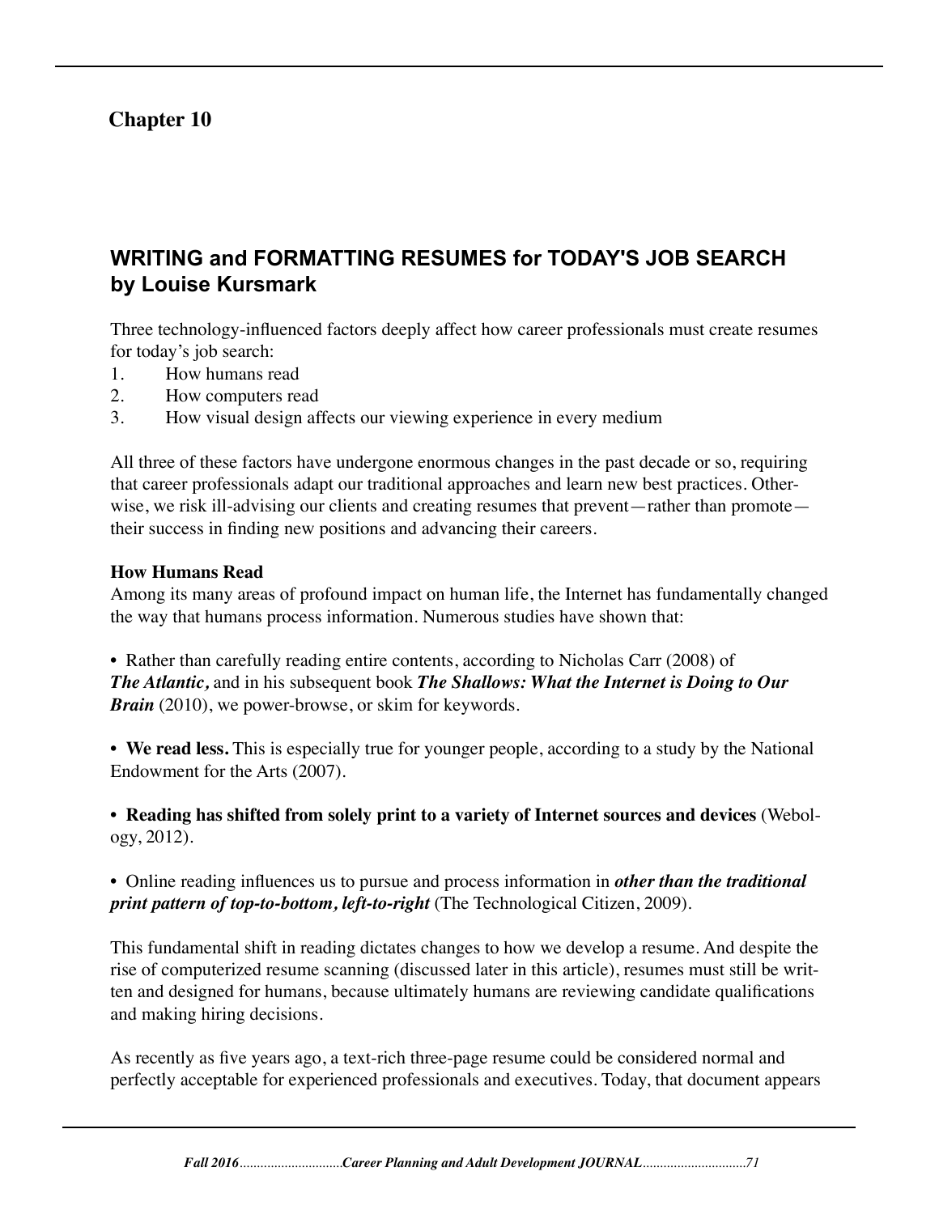## Chapter 10

### WRITING and FORMATTING RESUMES for TODAY'S JOB SEARCH by Louise Kursmark

Three technology-influenced factors deeply affect how career professionals must create resumes for today's job search:

1. How humans read
2. How computers read
3. How visual design affects our viewing experience in every medium

All three of these factors have undergone enormous changes in the past decade or so, requiring that career professionals adapt our traditional approaches and learn new best practices. Otherwise, we risk ill-advising our clients and creating resumes that prevent—rather than promote—their success in finding new positions and advancing their careers.

**How Humans Read**

Among its many areas of profound impact on human life, the Internet has fundamentally changed the way that humans process information. Numerous studies have shown that:

- Rather than carefully reading entire contents, according to Nicholas Carr (2008) of ***The Atlantic,*** and in his subsequent book ***The Shallows: What the Internet is Doing to Our Brain*** (2010), we power-browse, or skim for keywords.

- **We read less.** This is especially true for younger people, according to a study by the National Endowment for the Arts (2007).

- **Reading has shifted from solely print to a variety of Internet sources and devices** (Webology, 2012).

- Online reading influences us to pursue and process information in ***other than the traditional print pattern of top-to-bottom, left-to-right*** (The Technological Citizen, 2009).

This fundamental shift in reading dictates changes to how we develop a resume. And despite the rise of computerized resume scanning (discussed later in this article), resumes must still be written and designed for humans, because ultimately humans are reviewing candidate qualifications and making hiring decisions.

As recently as five years ago, a text-rich three-page resume could be considered normal and perfectly acceptable for experienced professionals and executives. Today, that document appears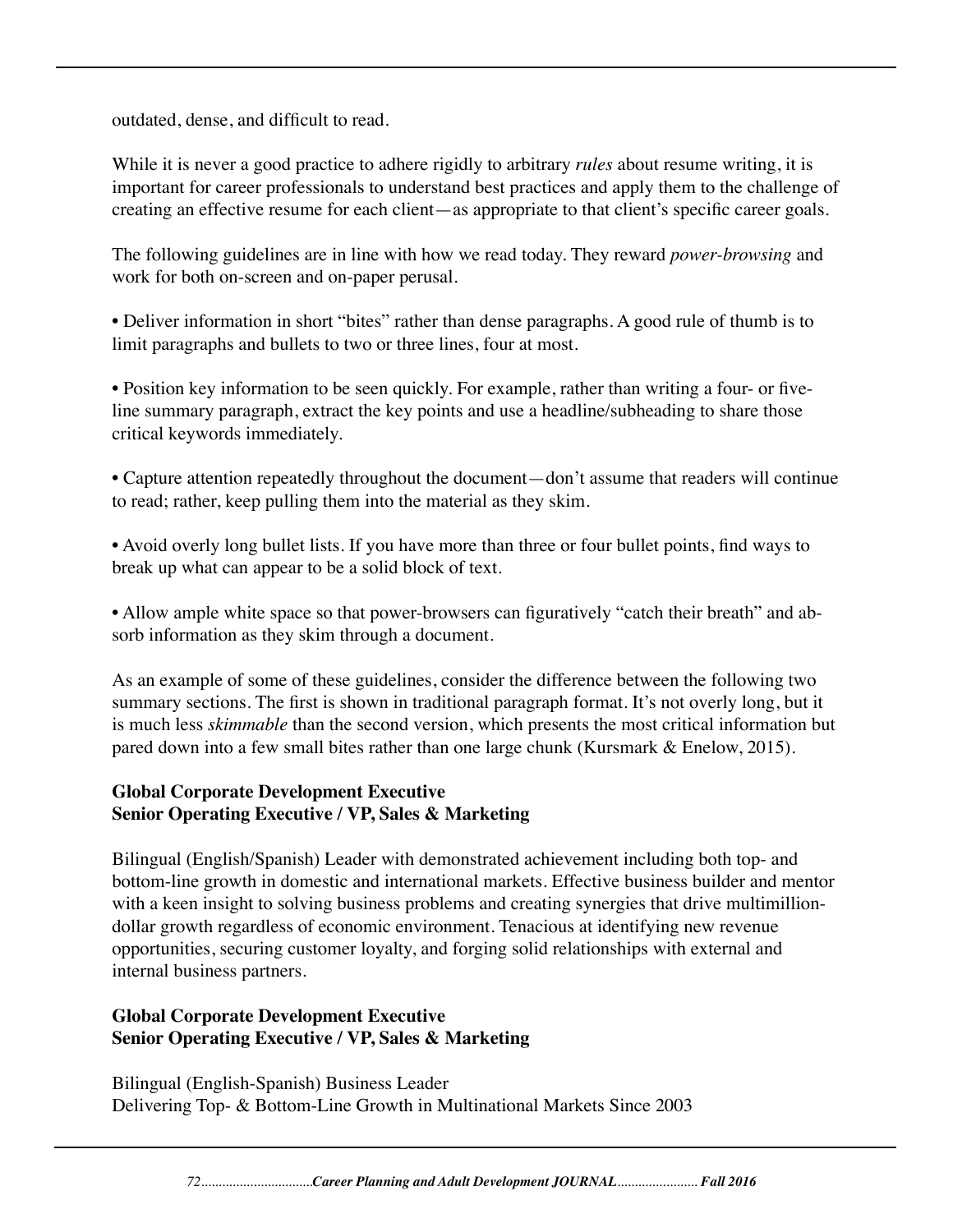outdated, dense, and difficult to read.

While it is never a good practice to adhere rigidly to arbitrary *rules* about resume writing, it is important for career professionals to understand best practices and apply them to the challenge of creating an effective resume for each client—as appropriate to that client's specific career goals.

The following guidelines are in line with how we read today. They reward *power-browsing* and work for both on-screen and on-paper perusal.

• Deliver information in short "bites" rather than dense paragraphs. A good rule of thumb is to limit paragraphs and bullets to two or three lines, four at most.

• Position key information to be seen quickly. For example, rather than writing a four- or five-line summary paragraph, extract the key points and use a headline/subheading to share those critical keywords immediately.

• Capture attention repeatedly throughout the document—don't assume that readers will continue to read; rather, keep pulling them into the material as they skim.

• Avoid overly long bullet lists. If you have more than three or four bullet points, find ways to break up what can appear to be a solid block of text.

• Allow ample white space so that power-browsers can figuratively "catch their breath" and absorb information as they skim through a document.

As an example of some of these guidelines, consider the difference between the following two summary sections. The first is shown in traditional paragraph format. It's not overly long, but it is much less *skimmable* than the second version, which presents the most critical information but pared down into a few small bites rather than one large chunk (Kursmark & Enelow, 2015).

**Global Corporate Development Executive**
**Senior Operating Executive / VP, Sales & Marketing**

Bilingual (English/Spanish) Leader with demonstrated achievement including both top- and bottom-line growth in domestic and international markets. Effective business builder and mentor with a keen insight to solving business problems and creating synergies that drive multimillion-dollar growth regardless of economic environment. Tenacious at identifying new revenue opportunities, securing customer loyalty, and forging solid relationships with external and internal business partners.

**Global Corporate Development Executive**
**Senior Operating Executive / VP, Sales & Marketing**

Bilingual (English-Spanish) Business Leader
Delivering Top- & Bottom-Line Growth in Multinational Markets Since 2003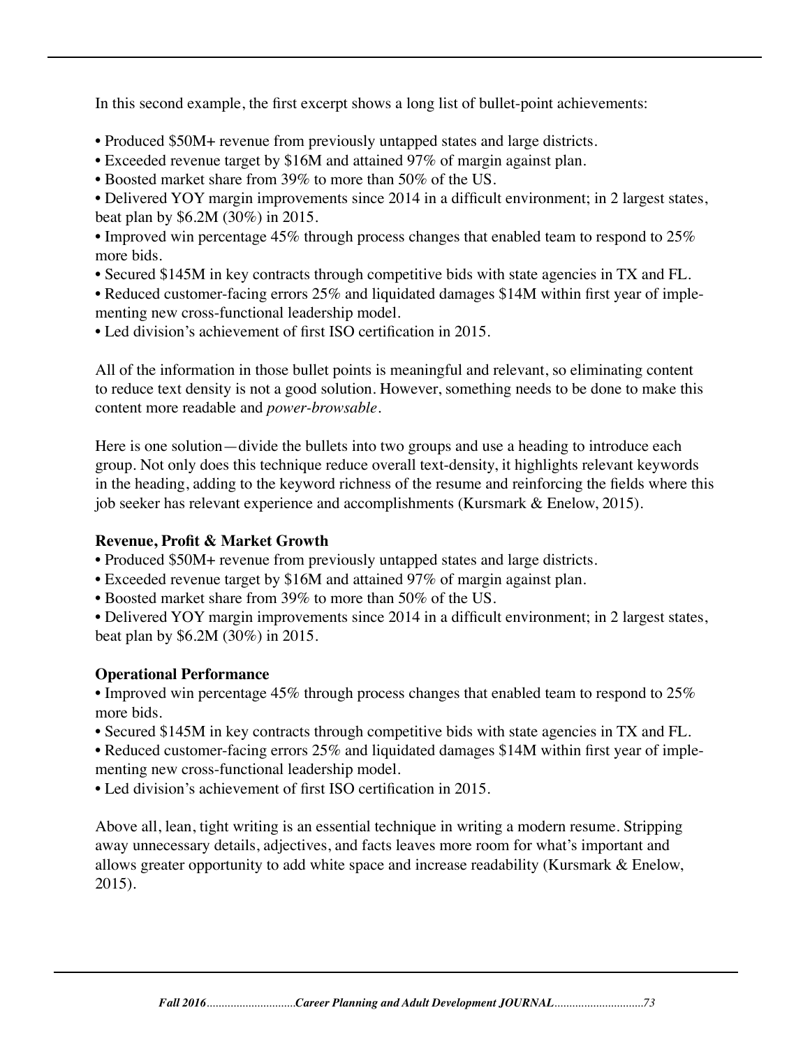In this second example, the first excerpt shows a long list of bullet-point achievements:

- Produced $50M+ revenue from previously untapped states and large districts.
- Exceeded revenue target by $16M and attained 97% of margin against plan.
- Boosted market share from 39% to more than 50% of the US.
- Delivered YOY margin improvements since 2014 in a difficult environment; in 2 largest states, beat plan by $6.2M (30%) in 2015.
- Improved win percentage 45% through process changes that enabled team to respond to 25% more bids.
- Secured $145M in key contracts through competitive bids with state agencies in TX and FL.
- Reduced customer-facing errors 25% and liquidated damages $14M within first year of implementing new cross-functional leadership model.
- Led division's achievement of first ISO certification in 2015.

All of the information in those bullet points is meaningful and relevant, so eliminating content to reduce text density is not a good solution. However, something needs to be done to make this content more readable and *power-browsable*.

Here is one solution—divide the bullets into two groups and use a heading to introduce each group. Not only does this technique reduce overall text-density, it highlights relevant keywords in the heading, adding to the keyword richness of the resume and reinforcing the fields where this job seeker has relevant experience and accomplishments (Kursmark & Enelow, 2015).

**Revenue, Profit & Market Growth**

- Produced $50M+ revenue from previously untapped states and large districts.
- Exceeded revenue target by $16M and attained 97% of margin against plan.
- Boosted market share from 39% to more than 50% of the US.
- Delivered YOY margin improvements since 2014 in a difficult environment; in 2 largest states, beat plan by $6.2M (30%) in 2015.

**Operational Performance**

- Improved win percentage 45% through process changes that enabled team to respond to 25% more bids.
- Secured $145M in key contracts through competitive bids with state agencies in TX and FL.
- Reduced customer-facing errors 25% and liquidated damages $14M within first year of implementing new cross-functional leadership model.
- Led division's achievement of first ISO certification in 2015.

Above all, lean, tight writing is an essential technique in writing a modern resume. Stripping away unnecessary details, adjectives, and facts leaves more room for what's important and allows greater opportunity to add white space and increase readability (Kursmark & Enelow, 2015).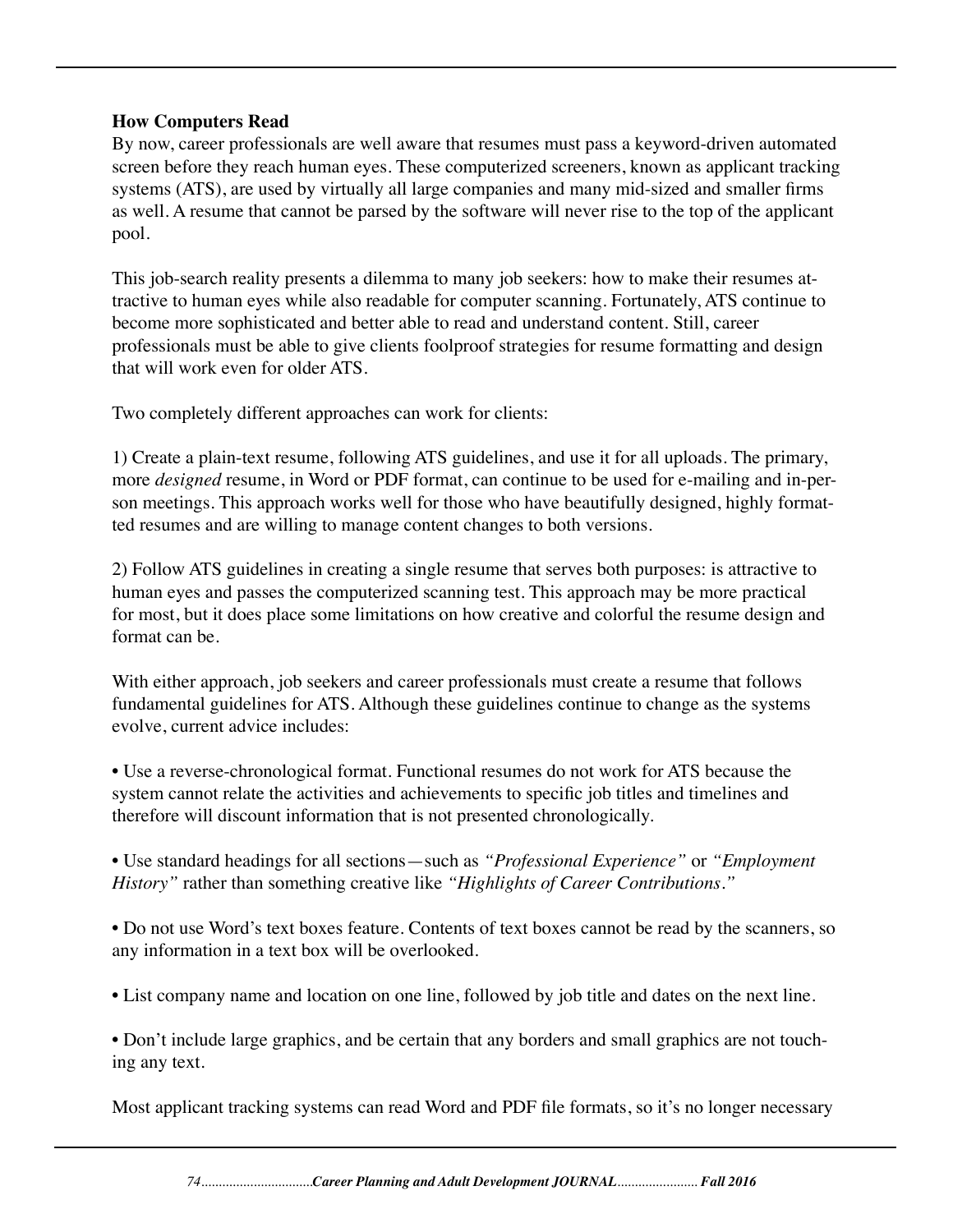**How Computers Read**

By now, career professionals are well aware that resumes must pass a keyword-driven automated screen before they reach human eyes. These computerized screeners, known as applicant tracking systems (ATS), are used by virtually all large companies and many mid-sized and smaller firms as well. A resume that cannot be parsed by the software will never rise to the top of the applicant pool.

This job-search reality presents a dilemma to many job seekers: how to make their resumes attractive to human eyes while also readable for computer scanning. Fortunately, ATS continue to become more sophisticated and better able to read and understand content. Still, career professionals must be able to give clients foolproof strategies for resume formatting and design that will work even for older ATS.

Two completely different approaches can work for clients:

1) Create a plain-text resume, following ATS guidelines, and use it for all uploads. The primary, more *designed* resume, in Word or PDF format, can continue to be used for e-mailing and in-person meetings. This approach works well for those who have beautifully designed, highly formatted resumes and are willing to manage content changes to both versions.

2) Follow ATS guidelines in creating a single resume that serves both purposes: is attractive to human eyes and passes the computerized scanning test. This approach may be more practical for most, but it does place some limitations on how creative and colorful the resume design and format can be.

With either approach, job seekers and career professionals must create a resume that follows fundamental guidelines for ATS. Although these guidelines continue to change as the systems evolve, current advice includes:

• Use a reverse-chronological format. Functional resumes do not work for ATS because the system cannot relate the activities and achievements to specific job titles and timelines and therefore will discount information that is not presented chronologically.

• Use standard headings for all sections—such as *"Professional Experience"* or *"Employment History"* rather than something creative like *"Highlights of Career Contributions."*

• Do not use Word's text boxes feature. Contents of text boxes cannot be read by the scanners, so any information in a text box will be overlooked.

• List company name and location on one line, followed by job title and dates on the next line.

• Don't include large graphics, and be certain that any borders and small graphics are not touching any text.

Most applicant tracking systems can read Word and PDF file formats, so it's no longer necessary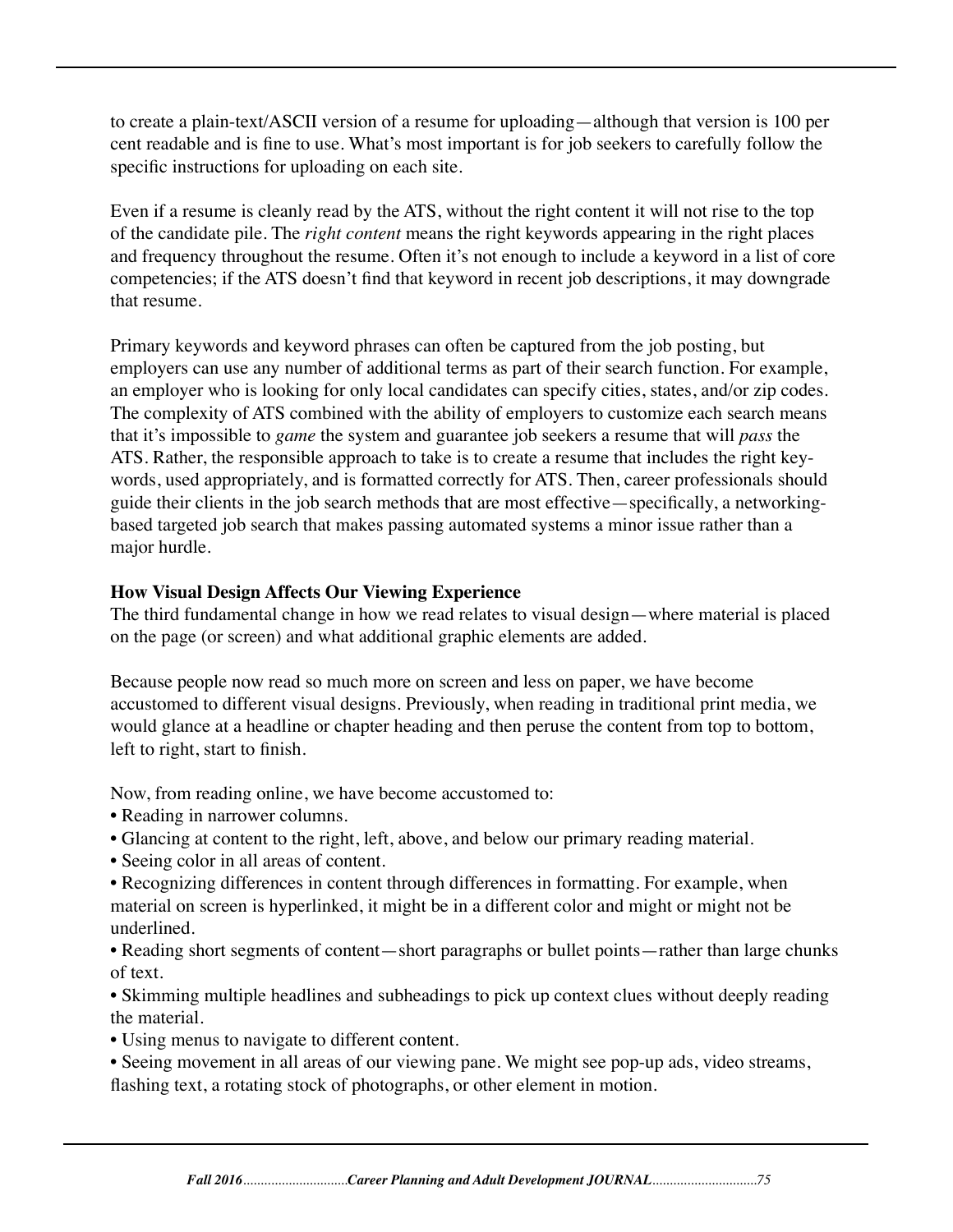to create a plain-text/ASCII version of a resume for uploading—although that version is 100 per cent readable and is fine to use. What's most important is for job seekers to carefully follow the specific instructions for uploading on each site.

Even if a resume is cleanly read by the ATS, without the right content it will not rise to the top of the candidate pile. The *right content* means the right keywords appearing in the right places and frequency throughout the resume. Often it's not enough to include a keyword in a list of core competencies; if the ATS doesn't find that keyword in recent job descriptions, it may downgrade that resume.

Primary keywords and keyword phrases can often be captured from the job posting, but employers can use any number of additional terms as part of their search function. For example, an employer who is looking for only local candidates can specify cities, states, and/or zip codes. The complexity of ATS combined with the ability of employers to customize each search means that it's impossible to *game* the system and guarantee job seekers a resume that will *pass* the ATS. Rather, the responsible approach to take is to create a resume that includes the right keywords, used appropriately, and is formatted correctly for ATS. Then, career professionals should guide their clients in the job search methods that are most effective—specifically, a networking-based targeted job search that makes passing automated systems a minor issue rather than a major hurdle.

**How Visual Design Affects Our Viewing Experience**

The third fundamental change in how we read relates to visual design—where material is placed on the page (or screen) and what additional graphic elements are added.

Because people now read so much more on screen and less on paper, we have become accustomed to different visual designs. Previously, when reading in traditional print media, we would glance at a headline or chapter heading and then peruse the content from top to bottom, left to right, start to finish.

Now, from reading online, we have become accustomed to:

- Reading in narrower columns.
- Glancing at content to the right, left, above, and below our primary reading material.
- Seeing color in all areas of content.
- Recognizing differences in content through differences in formatting. For example, when material on screen is hyperlinked, it might be in a different color and might or might not be underlined.
- Reading short segments of content—short paragraphs or bullet points—rather than large chunks of text.
- Skimming multiple headlines and subheadings to pick up context clues without deeply reading the material.
- Using menus to navigate to different content.
- Seeing movement in all areas of our viewing pane. We might see pop-up ads, video streams, flashing text, a rotating stock of photographs, or other element in motion.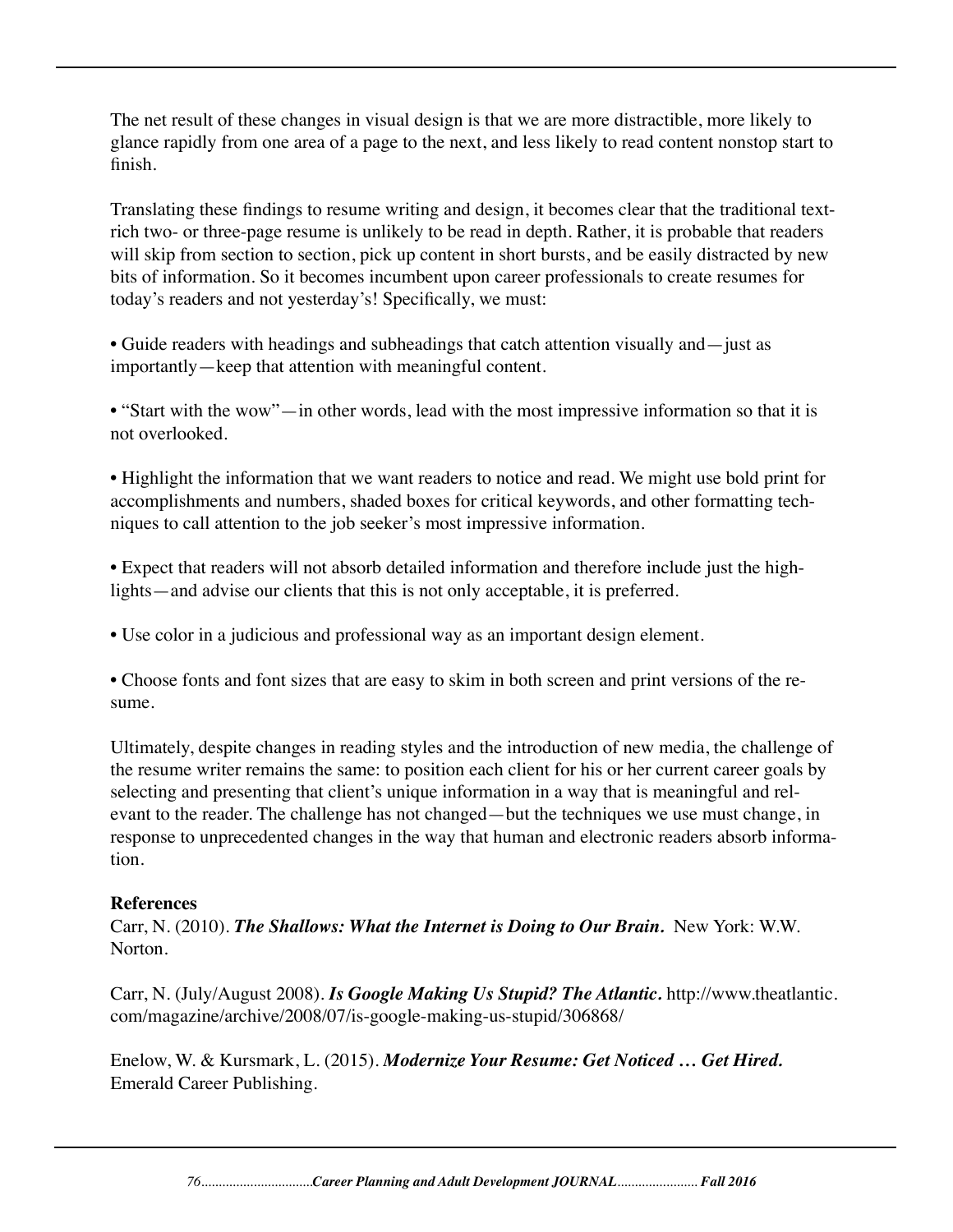The net result of these changes in visual design is that we are more distractible, more likely to glance rapidly from one area of a page to the next, and less likely to read content nonstop start to finish.

Translating these findings to resume writing and design, it becomes clear that the traditional text-rich two- or three-page resume is unlikely to be read in depth. Rather, it is probable that readers will skip from section to section, pick up content in short bursts, and be easily distracted by new bits of information. So it becomes incumbent upon career professionals to create resumes for today's readers and not yesterday's! Specifically, we must:

- Guide readers with headings and subheadings that catch attention visually and—just as importantly—keep that attention with meaningful content.

- "Start with the wow"—in other words, lead with the most impressive information so that it is not overlooked.

- Highlight the information that we want readers to notice and read. We might use bold print for accomplishments and numbers, shaded boxes for critical keywords, and other formatting techniques to call attention to the job seeker's most impressive information.

- Expect that readers will not absorb detailed information and therefore include just the highlights—and advise our clients that this is not only acceptable, it is preferred.

- Use color in a judicious and professional way as an important design element.

- Choose fonts and font sizes that are easy to skim in both screen and print versions of the resume.

Ultimately, despite changes in reading styles and the introduction of new media, the challenge of the resume writer remains the same: to position each client for his or her current career goals by selecting and presenting that client's unique information in a way that is meaningful and relevant to the reader. The challenge has not changed—but the techniques we use must change, in response to unprecedented changes in the way that human and electronic readers absorb information.

**References**

Carr, N. (2010). ***The Shallows: What the Internet is Doing to Our Brain.*** New York: W.W. Norton.

Carr, N. (July/August 2008). ***Is Google Making Us Stupid? The Atlantic.*** http://www.theatlantic.com/magazine/archive/2008/07/is-google-making-us-stupid/306868/

Enelow, W. & Kursmark, L. (2015). ***Modernize Your Resume: Get Noticed … Get Hired.*** Emerald Career Publishing.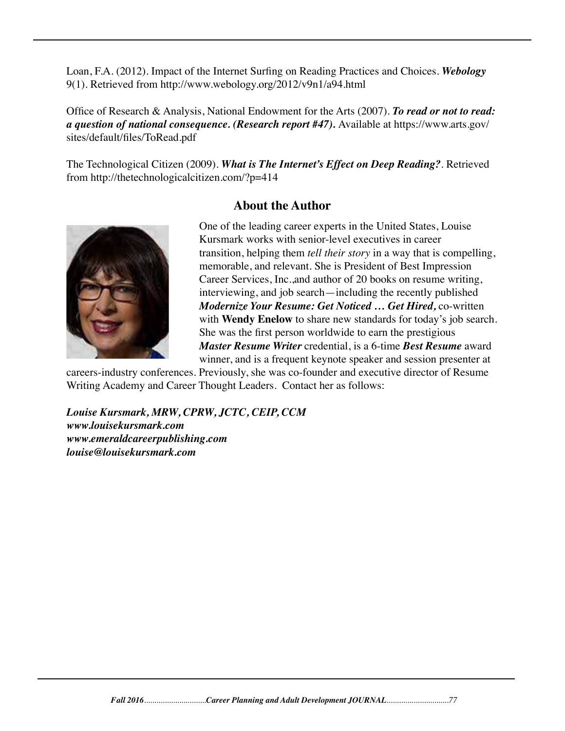Loan, F.A. (2012). Impact of the Internet Surfing on Reading Practices and Choices. ***Webology*** 9(1). Retrieved from http://www.webology.org/2012/v9n1/a94.html

Office of Research & Analysis, National Endowment for the Arts (2007). ***To read or not to read: a question of national consequence. (Research report #47).*** Available at https://www.arts.gov/sites/default/files/ToRead.pdf

The Technological Citizen (2009). ***What is The Internet's Effect on Deep Reading?***. Retrieved from http://thetechnologicalcitizen.com/?p=414

## About the Author

One of the leading career experts in the United States, Louise Kursmark works with senior-level executives in career transition, helping them *tell their story* in a way that is compelling, memorable, and relevant. She is President of Best Impression Career Services, Inc.,and author of 20 books on resume writing, interviewing, and job search—including the recently published ***Modernize Your Resume: Get Noticed … Get Hired,*** co-written with **Wendy Enelow** to share new standards for today's job search. She was the first person worldwide to earn the prestigious ***Master Resume Writer*** credential, is a 6-time ***Best Resume*** award winner, and is a frequent keynote speaker and session presenter at careers-industry conferences. Previously, she was co-founder and executive director of Resume Writing Academy and Career Thought Leaders. Contact her as follows:

***Louise Kursmark, MRW, CPRW, JCTC, CEIP, CCM***
***www.louisekursmark.com***
***www.emeraldcareerpublishing.com***
***louise@louisekursmark.com***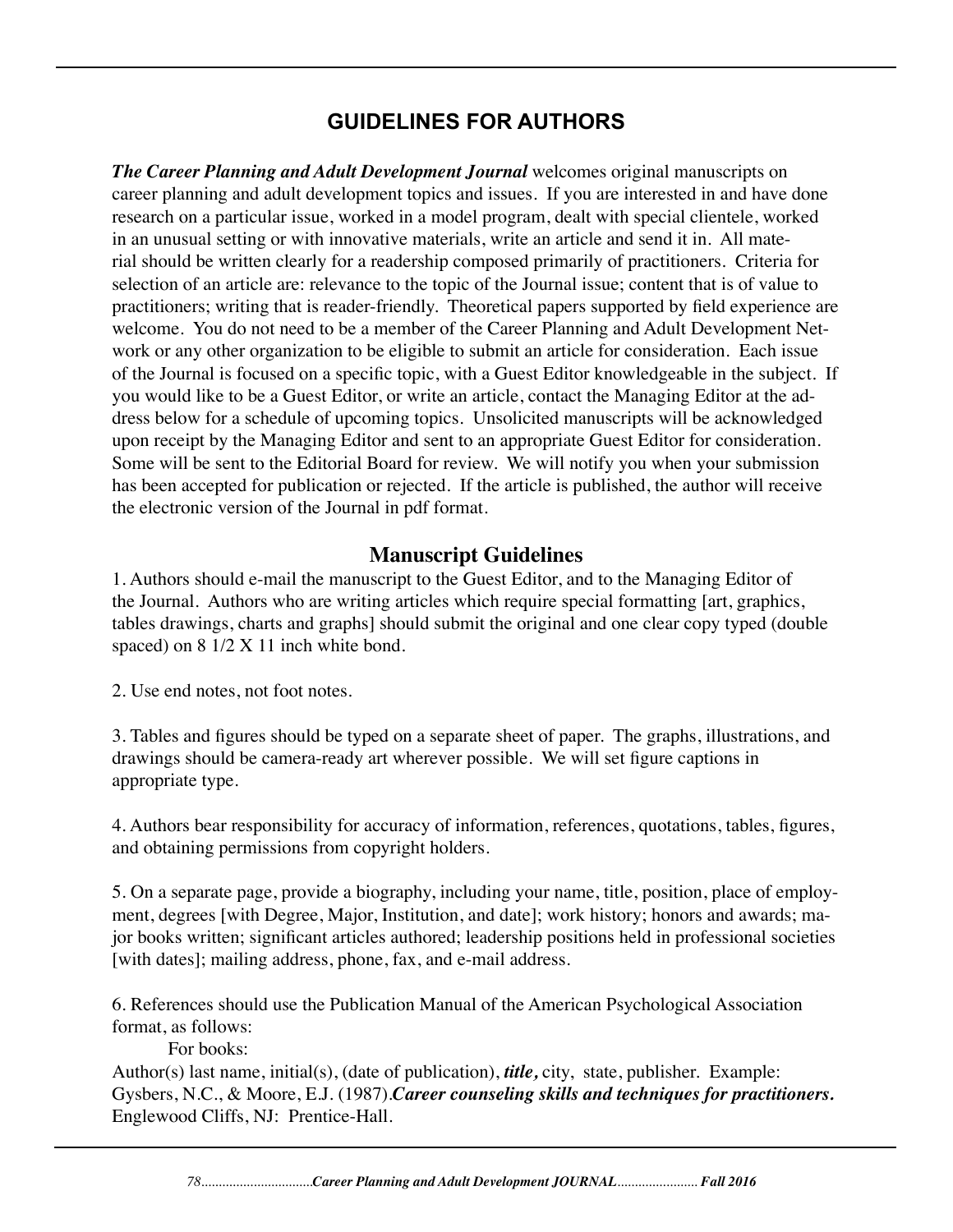# GUIDELINES FOR AUTHORS

***The Career Planning and Adult Development Journal*** welcomes original manuscripts on career planning and adult development topics and issues. If you are interested in and have done research on a particular issue, worked in a model program, dealt with special clientele, worked in an unusual setting or with innovative materials, write an article and send it in. All material should be written clearly for a readership composed primarily of practitioners. Criteria for selection of an article are: relevance to the topic of the Journal issue; content that is of value to practitioners; writing that is reader-friendly. Theoretical papers supported by field experience are welcome. You do not need to be a member of the Career Planning and Adult Development Network or any other organization to be eligible to submit an article for consideration. Each issue of the Journal is focused on a specific topic, with a Guest Editor knowledgeable in the subject. If you would like to be a Guest Editor, or write an article, contact the Managing Editor at the address below for a schedule of upcoming topics. Unsolicited manuscripts will be acknowledged upon receipt by the Managing Editor and sent to an appropriate Guest Editor for consideration. Some will be sent to the Editorial Board for review. We will notify you when your submission has been accepted for publication or rejected. If the article is published, the author will receive the electronic version of the Journal in pdf format.

## Manuscript Guidelines

1. Authors should e-mail the manuscript to the Guest Editor, and to the Managing Editor of the Journal. Authors who are writing articles which require special formatting [art, graphics, tables drawings, charts and graphs] should submit the original and one clear copy typed (double spaced) on 8 1/2 X 11 inch white bond.

2. Use end notes, not foot notes.

3. Tables and figures should be typed on a separate sheet of paper. The graphs, illustrations, and drawings should be camera-ready art wherever possible. We will set figure captions in appropriate type.

4. Authors bear responsibility for accuracy of information, references, quotations, tables, figures, and obtaining permissions from copyright holders.

5. On a separate page, provide a biography, including your name, title, position, place of employment, degrees [with Degree, Major, Institution, and date]; work history; honors and awards; major books written; significant articles authored; leadership positions held in professional societies [with dates]; mailing address, phone, fax, and e-mail address.

6. References should use the Publication Manual of the American Psychological Association format, as follows:

For books:

Author(s) last name, initial(s), (date of publication), ***title,*** city, state, publisher. Example: Gysbers, N.C., & Moore, E.J. (1987).***Career counseling skills and techniques for practitioners.*** Englewood Cliffs, NJ: Prentice-Hall.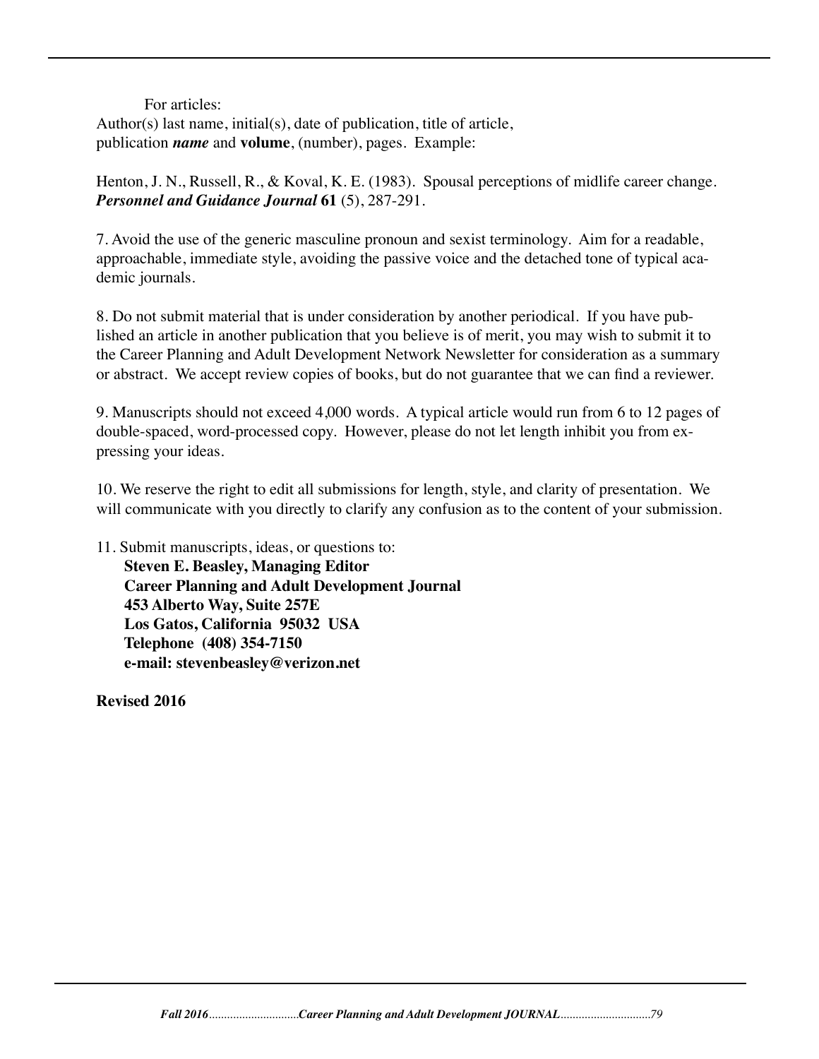For articles:
Author(s) last name, initial(s), date of publication, title of article, publication ***name*** and **volume**, (number), pages. Example:

Henton, J. N., Russell, R., & Koval, K. E. (1983). Spousal perceptions of midlife career change. ***Personnel and Guidance Journal*** **61** (5), 287-291.

7. Avoid the use of the generic masculine pronoun and sexist terminology. Aim for a readable, approachable, immediate style, avoiding the passive voice and the detached tone of typical academic journals.

8. Do not submit material that is under consideration by another periodical. If you have published an article in another publication that you believe is of merit, you may wish to submit it to the Career Planning and Adult Development Network Newsletter for consideration as a summary or abstract. We accept review copies of books, but do not guarantee that we can find a reviewer.

9. Manuscripts should not exceed 4,000 words. A typical article would run from 6 to 12 pages of double-spaced, word-processed copy. However, please do not let length inhibit you from expressing your ideas.

10. We reserve the right to edit all submissions for length, style, and clarity of presentation. We will communicate with you directly to clarify any confusion as to the content of your submission.

11. Submit manuscripts, ideas, or questions to:
**Steven E. Beasley, Managing Editor**
**Career Planning and Adult Development Journal**
**453 Alberto Way, Suite 257E**
**Los Gatos, California 95032 USA**
**Telephone (408) 354-7150**
**e-mail: stevenbeasley@verizon.net**

**Revised 2016**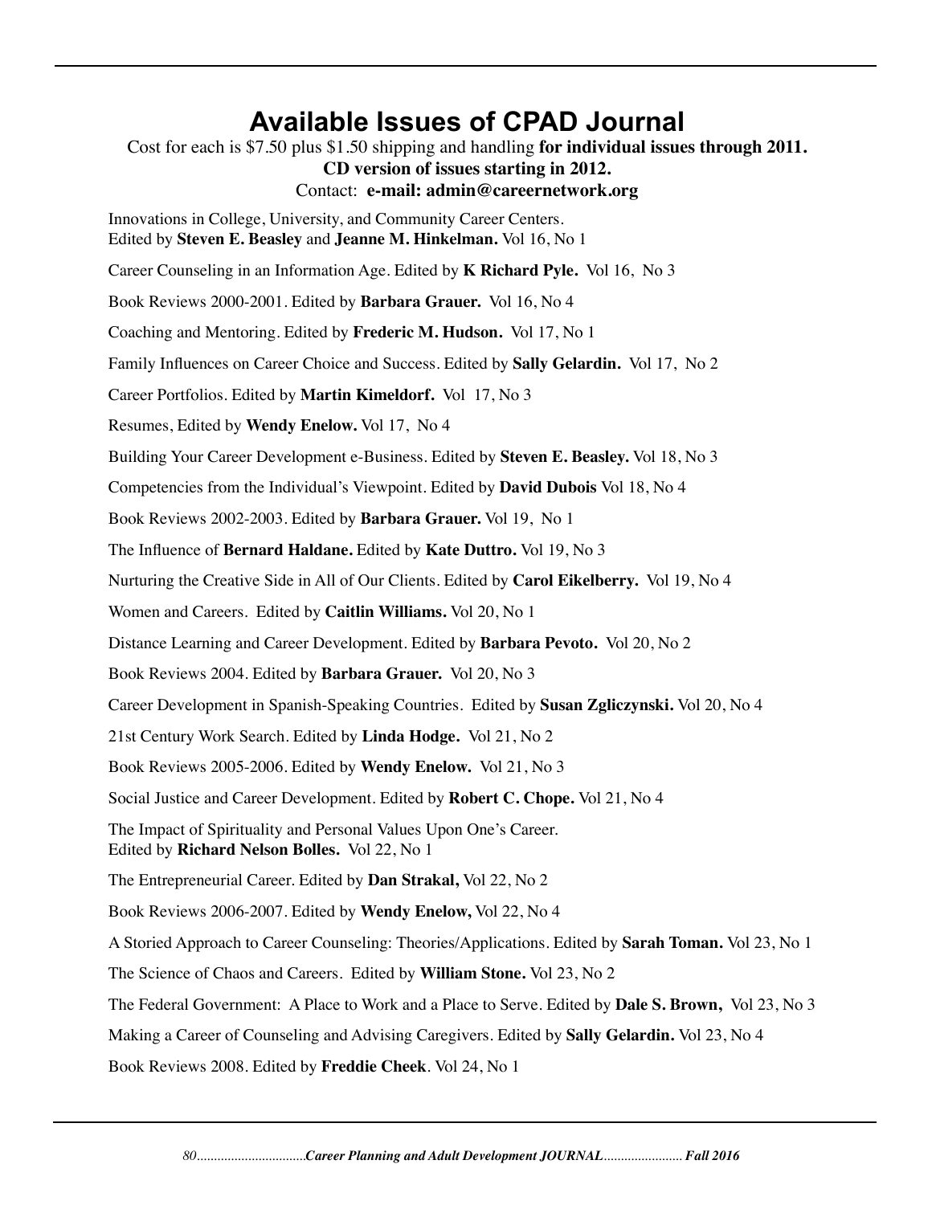# Available Issues of CPAD Journal

Cost for each is $7.50 plus $1.50 shipping and handling **for individual issues through 2011.**
**CD version of issues starting in 2012.**
Contact: **e-mail: admin@careernetwork.org**

Innovations in College, University, and Community Career Centers.
Edited by **Steven E. Beasley** and **Jeanne M. Hinkelman.** Vol 16, No 1

Career Counseling in an Information Age. Edited by **K Richard Pyle.** Vol 16, No 3

Book Reviews 2000-2001. Edited by **Barbara Grauer.** Vol 16, No 4

Coaching and Mentoring. Edited by **Frederic M. Hudson.** Vol 17, No 1

Family Influences on Career Choice and Success. Edited by **Sally Gelardin.** Vol 17, No 2

Career Portfolios. Edited by **Martin Kimeldorf.** Vol 17, No 3

Resumes, Edited by **Wendy Enelow.** Vol 17, No 4

Building Your Career Development e-Business. Edited by **Steven E. Beasley.** Vol 18, No 3

Competencies from the Individual's Viewpoint. Edited by **David Dubois** Vol 18, No 4

Book Reviews 2002-2003. Edited by **Barbara Grauer.** Vol 19, No 1

The Influence of **Bernard Haldane.** Edited by **Kate Duttro.** Vol 19, No 3

Nurturing the Creative Side in All of Our Clients. Edited by **Carol Eikelberry.** Vol 19, No 4

Women and Careers. Edited by **Caitlin Williams.** Vol 20, No 1

Distance Learning and Career Development. Edited by **Barbara Pevoto.** Vol 20, No 2

Book Reviews 2004. Edited by **Barbara Grauer.** Vol 20, No 3

Career Development in Spanish-Speaking Countries. Edited by **Susan Zgliczynski.** Vol 20, No 4

21st Century Work Search. Edited by **Linda Hodge.** Vol 21, No 2

Book Reviews 2005-2006. Edited by **Wendy Enelow.** Vol 21, No 3

Social Justice and Career Development. Edited by **Robert C. Chope.** Vol 21, No 4

The Impact of Spirituality and Personal Values Upon One's Career.
Edited by **Richard Nelson Bolles.** Vol 22, No 1

The Entrepreneurial Career. Edited by **Dan Strakal,** Vol 22, No 2

Book Reviews 2006-2007. Edited by **Wendy Enelow,** Vol 22, No 4

A Storied Approach to Career Counseling: Theories/Applications. Edited by **Sarah Toman.** Vol 23, No 1

The Science of Chaos and Careers. Edited by **William Stone.** Vol 23, No 2

The Federal Government: A Place to Work and a Place to Serve. Edited by **Dale S. Brown,** Vol 23, No 3

Making a Career of Counseling and Advising Caregivers. Edited by **Sally Gelardin.** Vol 23, No 4

Book Reviews 2008. Edited by **Freddie Cheek**. Vol 24, No 1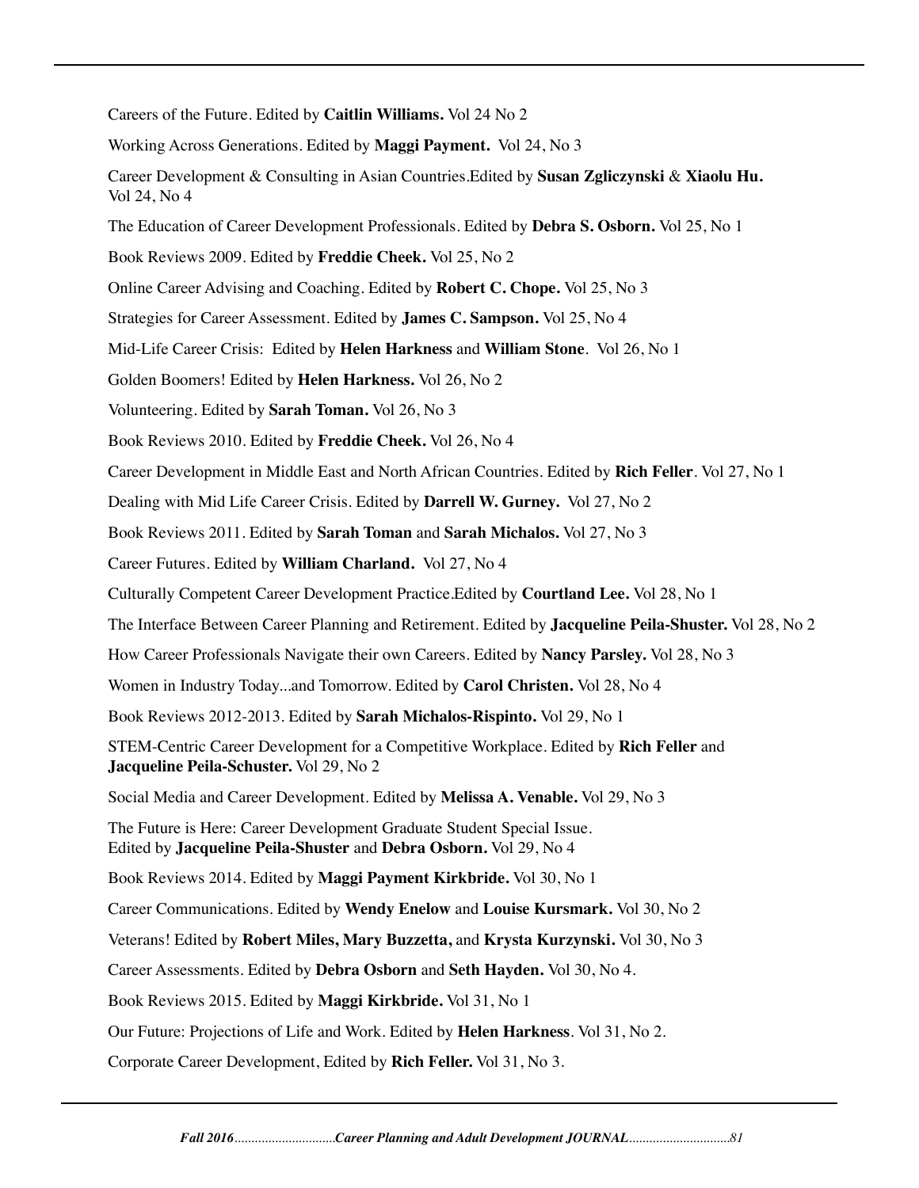Careers of the Future. Edited by **Caitlin Williams.** Vol 24 No 2

Working Across Generations. Edited by **Maggi Payment.** Vol 24, No 3

Career Development & Consulting in Asian Countries.Edited by **Susan Zgliczynski** & **Xiaolu Hu.** Vol 24, No 4

The Education of Career Development Professionals. Edited by **Debra S. Osborn.** Vol 25, No 1

Book Reviews 2009. Edited by **Freddie Cheek.** Vol 25, No 2

Online Career Advising and Coaching. Edited by **Robert C. Chope.** Vol 25, No 3

Strategies for Career Assessment. Edited by **James C. Sampson.** Vol 25, No 4

Mid-Life Career Crisis: Edited by **Helen Harkness** and **William Stone**. Vol 26, No 1

Golden Boomers! Edited by **Helen Harkness.** Vol 26, No 2

Volunteering. Edited by **Sarah Toman.** Vol 26, No 3

Book Reviews 2010. Edited by **Freddie Cheek.** Vol 26, No 4

Career Development in Middle East and North African Countries. Edited by **Rich Feller**. Vol 27, No 1

Dealing with Mid Life Career Crisis. Edited by **Darrell W. Gurney.** Vol 27, No 2

Book Reviews 2011. Edited by **Sarah Toman** and **Sarah Michalos.** Vol 27, No 3

Career Futures. Edited by **William Charland.** Vol 27, No 4

Culturally Competent Career Development Practice.Edited by **Courtland Lee.** Vol 28, No 1

The Interface Between Career Planning and Retirement. Edited by **Jacqueline Peila-Shuster.** Vol 28, No 2

How Career Professionals Navigate their own Careers. Edited by **Nancy Parsley.** Vol 28, No 3

Women in Industry Today...and Tomorrow. Edited by **Carol Christen.** Vol 28, No 4

Book Reviews 2012-2013. Edited by **Sarah Michalos-Rispinto.** Vol 29, No 1

STEM-Centric Career Development for a Competitive Workplace. Edited by **Rich Feller** and **Jacqueline Peila-Schuster.** Vol 29, No 2

Social Media and Career Development. Edited by **Melissa A. Venable.** Vol 29, No 3

The Future is Here: Career Development Graduate Student Special Issue. Edited by **Jacqueline Peila-Shuster** and **Debra Osborn.** Vol 29, No 4

Book Reviews 2014. Edited by **Maggi Payment Kirkbride.** Vol 30, No 1

Career Communications. Edited by **Wendy Enelow** and **Louise Kursmark.** Vol 30, No 2

Veterans! Edited by **Robert Miles, Mary Buzzetta,** and **Krysta Kurzynski.** Vol 30, No 3

Career Assessments. Edited by **Debra Osborn** and **Seth Hayden.** Vol 30, No 4.

Book Reviews 2015. Edited by **Maggi Kirkbride.** Vol 31, No 1

Our Future: Projections of Life and Work. Edited by **Helen Harkness**. Vol 31, No 2.

Corporate Career Development, Edited by **Rich Feller.** Vol 31, No 3.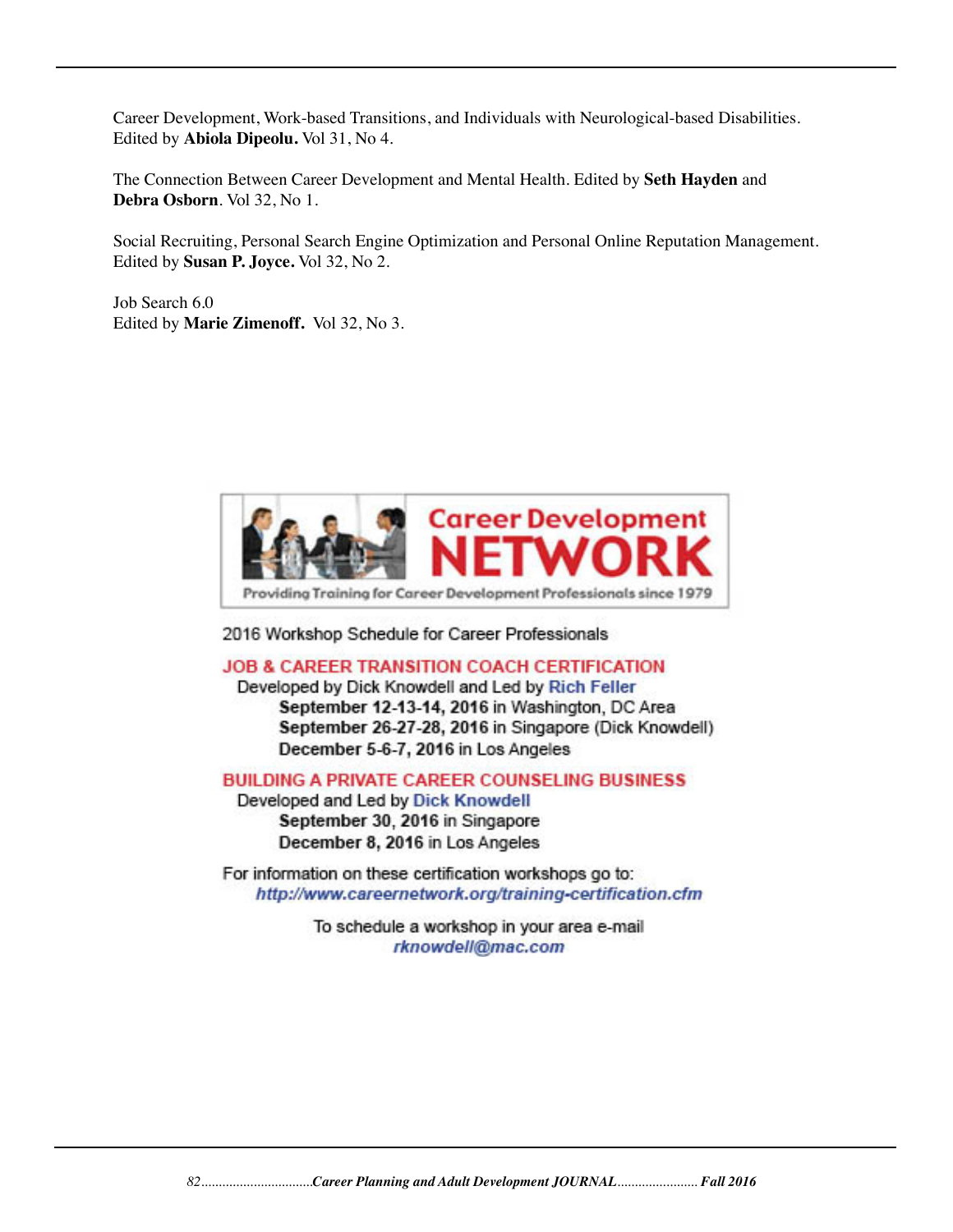Career Development, Work-based Transitions, and Individuals with Neurological-based Disabilities. Edited by **Abiola Dipeolu.** Vol 31, No 4.

The Connection Between Career Development and Mental Health. Edited by **Seth Hayden** and **Debra Osborn**. Vol 32, No 1.

Social Recruiting, Personal Search Engine Optimization and Personal Online Reputation Management. Edited by **Susan P. Joyce.** Vol 32, No 2.

Job Search 6.0
Edited by **Marie Zimenoff.** Vol 32, No 3.

**Career Development NETWORK**

Providing Training for Career Development Professionals since 1979

2016 Workshop Schedule for Career Professionals

**JOB & CAREER TRANSITION COACH CERTIFICATION**

Developed by Dick Knowdell and Led by Rich Feller

- **September 12-13-14, 2016** in Washington, DC Area
- **September 26-27-28, 2016** in Singapore (Dick Knowdell)
- **December 5-6-7, 2016** in Los Angeles

**BUILDING A PRIVATE CAREER COUNSELING BUSINESS**

Developed and Led by Dick Knowdell

- **September 30, 2016** in Singapore
- **December 8, 2016** in Los Angeles

For information on these certification workshops go to:
*http://www.careernetwork.org/training-certification.cfm*

To schedule a workshop in your area e-mail
*rknowdell@mac.com*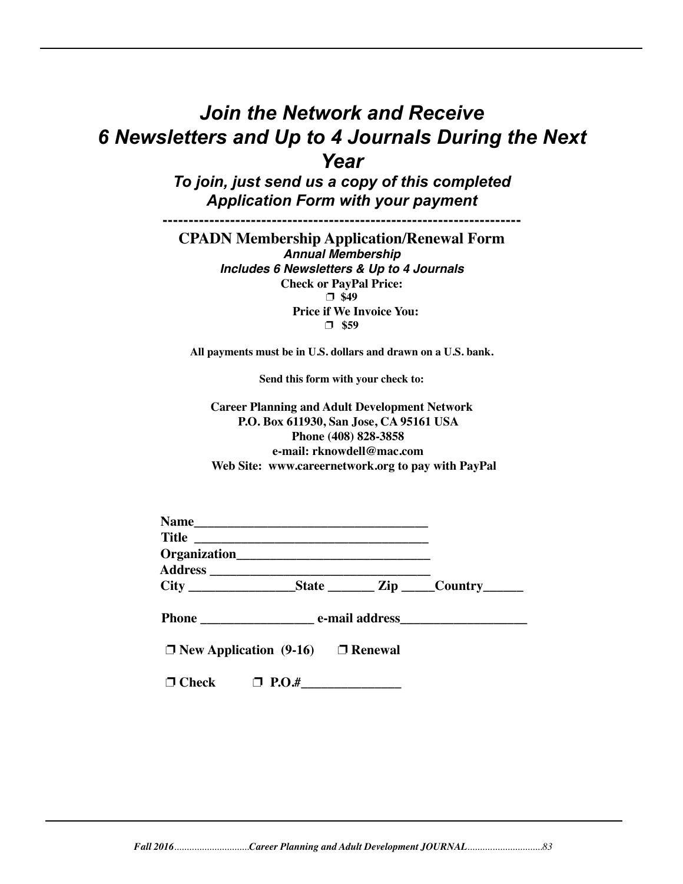# *Join the Network and Receive 6 Newsletters and Up to 4 Journals During the Next Year*

***To join, just send us a copy of this completed Application Form with your payment***

-------------------------------------------------------------------

## CPADN Membership Application/Renewal Form

***Annual Membership***

***Includes 6 Newsletters & Up to 4 Journals***

**Check or PayPal Price:**

**❒ $49**

**Price if We Invoice You:**

**❒ $59**

**All payments must be in U.S. dollars and drawn on a U.S. bank.**

**Send this form with your check to:**

**Career Planning and Adult Development Network**
**P.O. Box 611930, San Jose, CA 95161 USA**
**Phone (408) 828-3858**
**e-mail: rknowdell@mac.com**
**Web Site: www.careernetwork.org to pay with PayPal**

**Name**___________________________________
**Title** ___________________________________
**Organization**_____________________________
**Address** _________________________________
**City** ________________**State** _______ **Zip** _____**Country**______

**Phone** _________________ **e-mail address**___________________

**❒ New Application (9-16)** **❒ Renewal**

**❒ Check** **❒ P.O.#**_______________